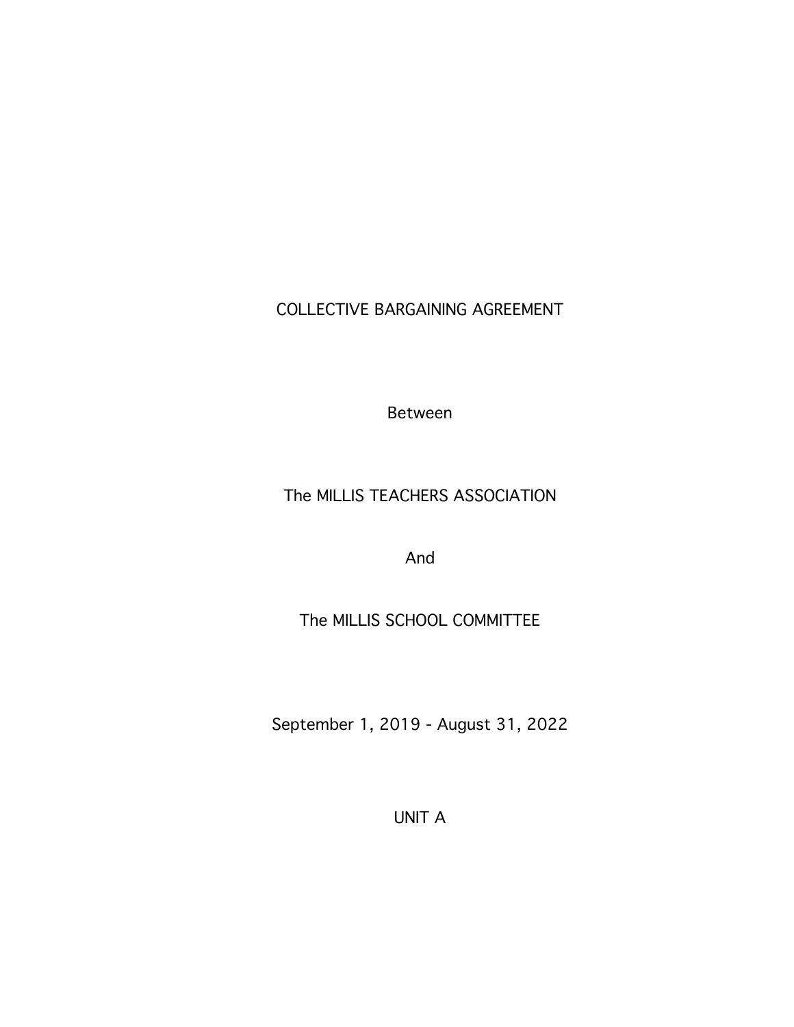# COLLECTIVE BARGAINING AGREEMENT

Between

The MILLIS TEACHERS ASSOCIATION

And

The MILLIS SCHOOL COMMITTEE

September 1, 2019 - August 31, 2022

UNIT A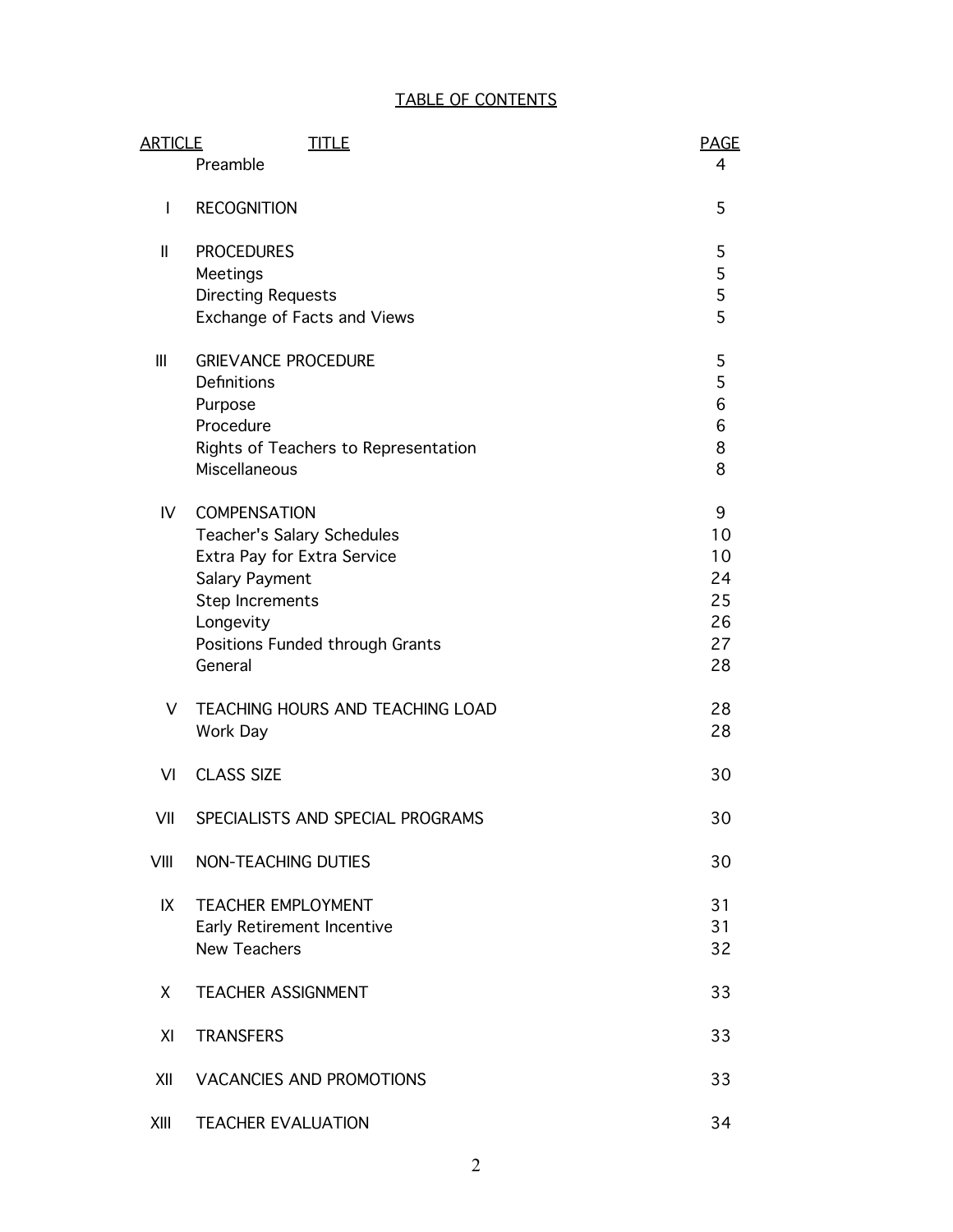# TABLE OF CONTENTS

| ARTICLE | TITLE | PAGE |
|---|---|---|
| | Preamble | 4 |
| I | RECOGNITION | 5 |
| II | PROCEDURES | 5 |
| | Meetings | 5 |
| | Directing Requests | 5 |
| | Exchange of Facts and Views | 5 |
| III | GRIEVANCE PROCEDURE | 5 |
| | Definitions | 5 |
| | Purpose | 6 |
| | Procedure | 6 |
| | Rights of Teachers to Representation | 8 |
| | Miscellaneous | 8 |
| IV | COMPENSATION | 9 |
| | Teacher's Salary Schedules | 10 |
| | Extra Pay for Extra Service | 10 |
| | Salary Payment | 24 |
| | Step Increments | 25 |
| | Longevity | 26 |
| | Positions Funded through Grants | 27 |
| | General | 28 |
| V | TEACHING HOURS AND TEACHING LOAD | 28 |
| | Work Day | 28 |
| VI | CLASS SIZE | 30 |
| VII | SPECIALISTS AND SPECIAL PROGRAMS | 30 |
| VIII | NON-TEACHING DUTIES | 30 |
| IX | TEACHER EMPLOYMENT | 31 |
| | Early Retirement Incentive | 31 |
| | New Teachers | 32 |
| X | TEACHER ASSIGNMENT | 33 |
| XI | TRANSFERS | 33 |
| XII | VACANCIES AND PROMOTIONS | 33 |
| XIII | TEACHER EVALUATION | 34 |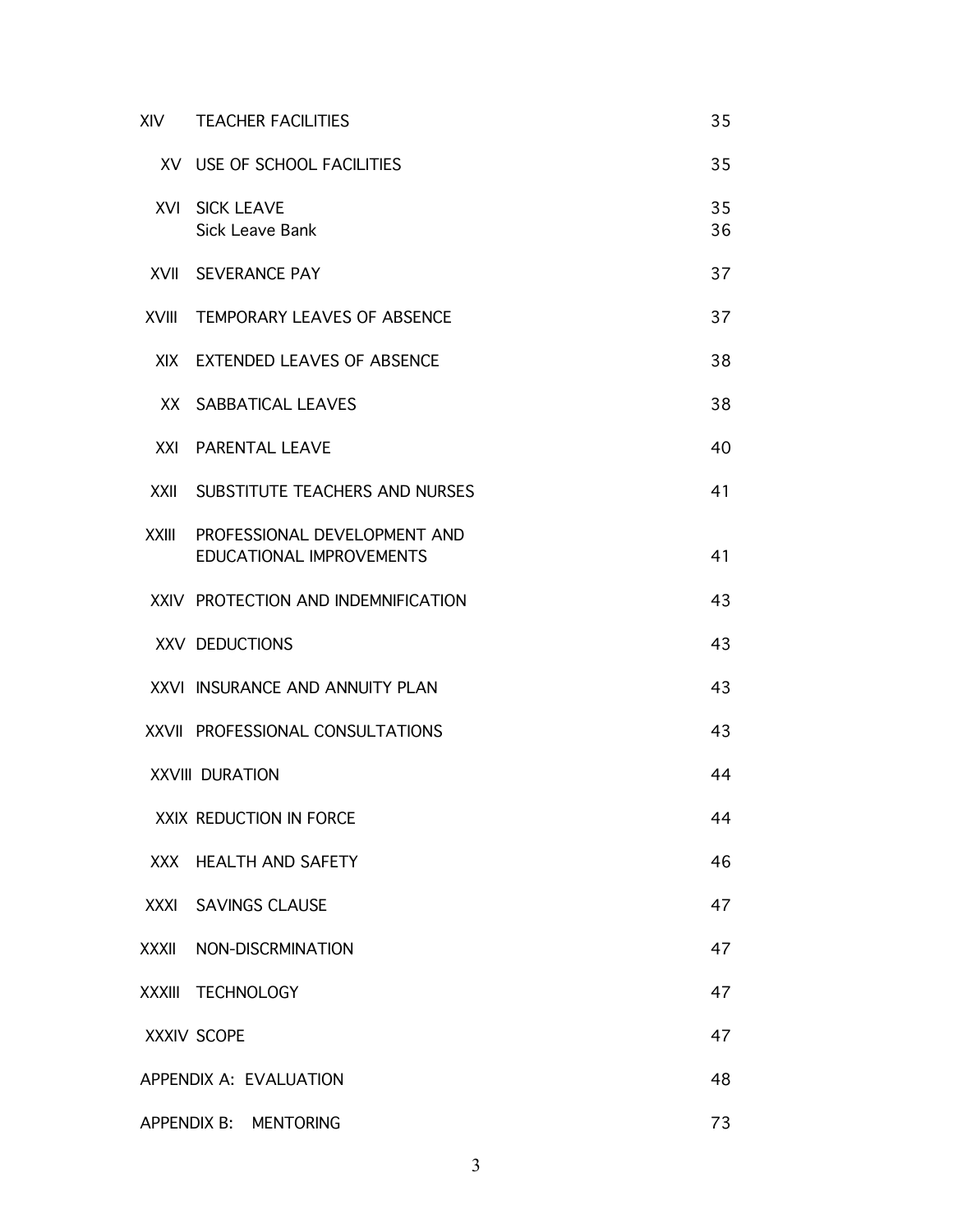| | | |
|---|---|---|
| XIV | TEACHER FACILITIES | 35 |
| XV | USE OF SCHOOL FACILITIES | 35 |
| XVI | SICK LEAVE<br>Sick Leave Bank | 35<br>36 |
| XVII | SEVERANCE PAY | 37 |
| XVIII | TEMPORARY LEAVES OF ABSENCE | 37 |
| XIX | EXTENDED LEAVES OF ABSENCE | 38 |
| XX | SABBATICAL LEAVES | 38 |
| XXI | PARENTAL LEAVE | 40 |
| XXII | SUBSTITUTE TEACHERS AND NURSES | 41 |
| XXIII | PROFESSIONAL DEVELOPMENT AND EDUCATIONAL IMPROVEMENTS | 41 |
| XXIV | PROTECTION AND INDEMNIFICATION | 43 |
| XXV | DEDUCTIONS | 43 |
| XXVI | INSURANCE AND ANNUITY PLAN | 43 |
| XXVII | PROFESSIONAL CONSULTATIONS | 43 |
| XXVIII | DURATION | 44 |
| XXIX | REDUCTION IN FORCE | 44 |
| XXX | HEALTH AND SAFETY | 46 |
| XXXI | SAVINGS CLAUSE | 47 |
| XXXII | NON-DISCRMINATION | 47 |
| XXXIII | TECHNOLOGY | 47 |
| XXXIV | SCOPE | 47 |
| APPENDIX A: | EVALUATION | 48 |
| APPENDIX B: | MENTORING | 73 |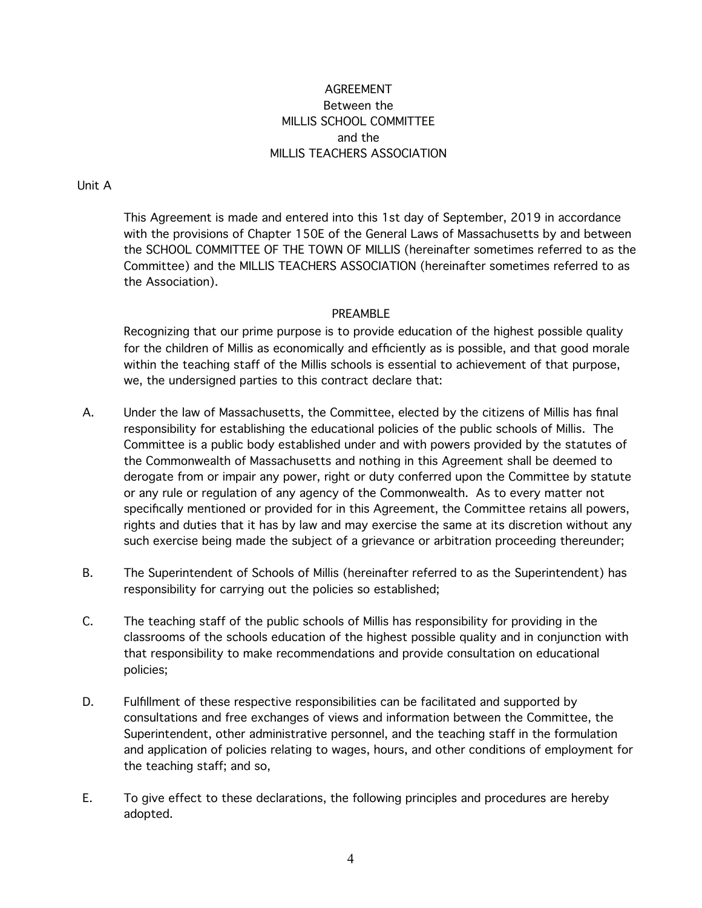# AGREEMENT
## Between the
## MILLIS SCHOOL COMMITTEE
## and the
## MILLIS TEACHERS ASSOCIATION

Unit A

This Agreement is made and entered into this 1st day of September, 2019 in accordance with the provisions of Chapter 150E of the General Laws of Massachusetts by and between the SCHOOL COMMITTEE OF THE TOWN OF MILLIS (hereinafter sometimes referred to as the Committee) and the MILLIS TEACHERS ASSOCIATION (hereinafter sometimes referred to as the Association).

## PREAMBLE

Recognizing that our prime purpose is to provide education of the highest possible quality for the children of Millis as economically and efficiently as is possible, and that good morale within the teaching staff of the Millis schools is essential to achievement of that purpose, we, the undersigned parties to this contract declare that:

A. Under the law of Massachusetts, the Committee, elected by the citizens of Millis has final responsibility for establishing the educational policies of the public schools of Millis. The Committee is a public body established under and with powers provided by the statutes of the Commonwealth of Massachusetts and nothing in this Agreement shall be deemed to derogate from or impair any power, right or duty conferred upon the Committee by statute or any rule or regulation of any agency of the Commonwealth. As to every matter not specifically mentioned or provided for in this Agreement, the Committee retains all powers, rights and duties that it has by law and may exercise the same at its discretion without any such exercise being made the subject of a grievance or arbitration proceeding thereunder;

B. The Superintendent of Schools of Millis (hereinafter referred to as the Superintendent) has responsibility for carrying out the policies so established;

C. The teaching staff of the public schools of Millis has responsibility for providing in the classrooms of the schools education of the highest possible quality and in conjunction with that responsibility to make recommendations and provide consultation on educational policies;

D. Fulfillment of these respective responsibilities can be facilitated and supported by consultations and free exchanges of views and information between the Committee, the Superintendent, other administrative personnel, and the teaching staff in the formulation and application of policies relating to wages, hours, and other conditions of employment for the teaching staff; and so,

E. To give effect to these declarations, the following principles and procedures are hereby adopted.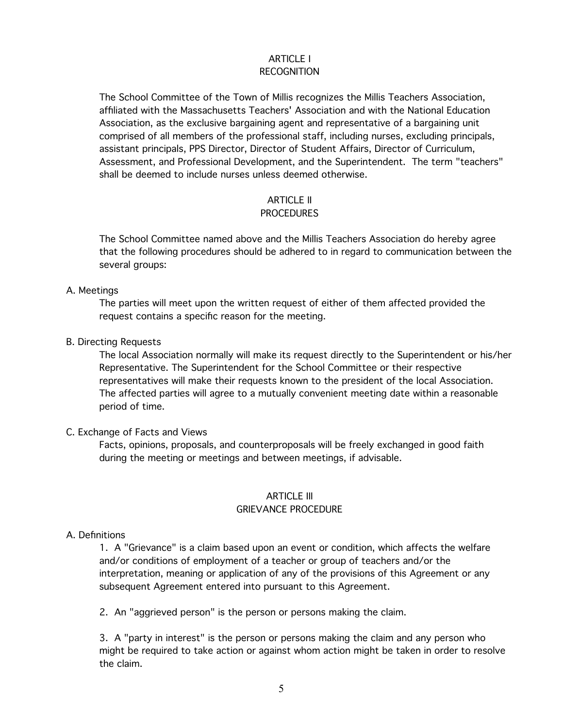# ARTICLE I
# RECOGNITION

The School Committee of the Town of Millis recognizes the Millis Teachers Association, affiliated with the Massachusetts Teachers' Association and with the National Education Association, as the exclusive bargaining agent and representative of a bargaining unit comprised of all members of the professional staff, including nurses, excluding principals, assistant principals, PPS Director, Director of Student Affairs, Director of Curriculum, Assessment, and Professional Development, and the Superintendent. The term "teachers" shall be deemed to include nurses unless deemed otherwise.

# ARTICLE II
# PROCEDURES

The School Committee named above and the Millis Teachers Association do hereby agree that the following procedures should be adhered to in regard to communication between the several groups:

A. Meetings

The parties will meet upon the written request of either of them affected provided the request contains a specific reason for the meeting.

B. Directing Requests

The local Association normally will make its request directly to the Superintendent or his/her Representative. The Superintendent for the School Committee or their respective representatives will make their requests known to the president of the local Association. The affected parties will agree to a mutually convenient meeting date within a reasonable period of time.

C. Exchange of Facts and Views

Facts, opinions, proposals, and counterproposals will be freely exchanged in good faith during the meeting or meetings and between meetings, if advisable.

# ARTICLE III
# GRIEVANCE PROCEDURE

A. Definitions

1. A "Grievance" is a claim based upon an event or condition, which affects the welfare and/or conditions of employment of a teacher or group of teachers and/or the interpretation, meaning or application of any of the provisions of this Agreement or any subsequent Agreement entered into pursuant to this Agreement.

2. An "aggrieved person" is the person or persons making the claim.

3. A "party in interest" is the person or persons making the claim and any person who might be required to take action or against whom action might be taken in order to resolve the claim.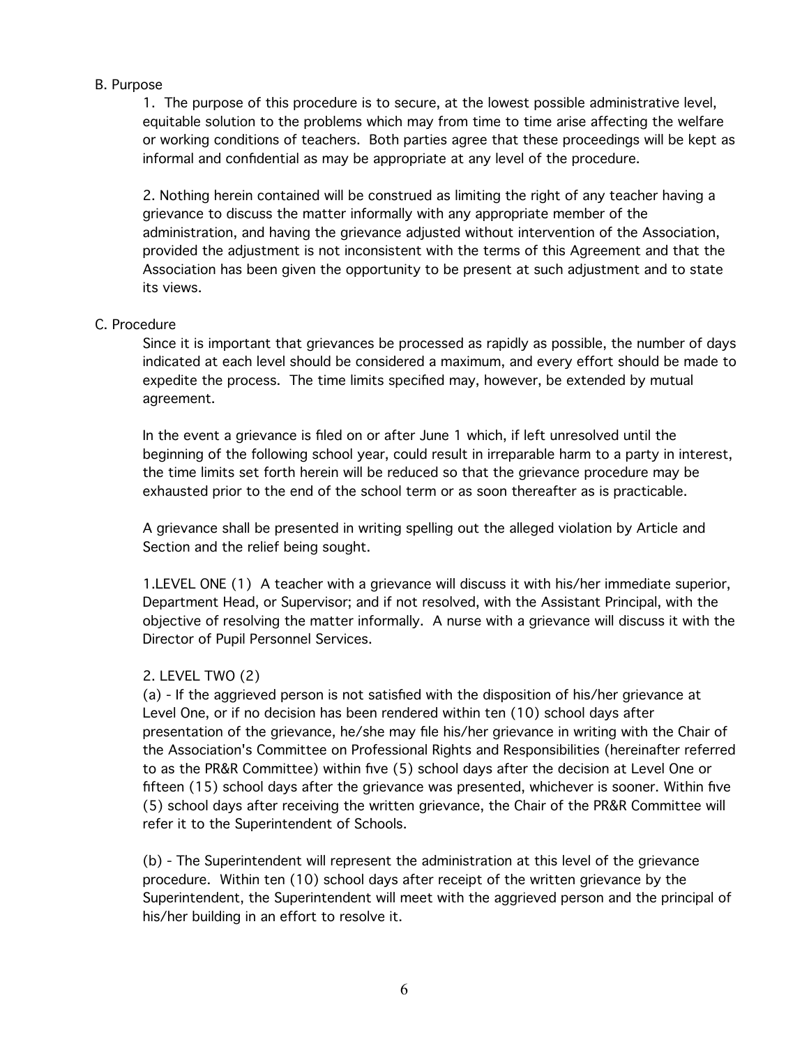B. Purpose

1. The purpose of this procedure is to secure, at the lowest possible administrative level, equitable solution to the problems which may from time to time arise affecting the welfare or working conditions of teachers. Both parties agree that these proceedings will be kept as informal and confidential as may be appropriate at any level of the procedure.

2. Nothing herein contained will be construed as limiting the right of any teacher having a grievance to discuss the matter informally with any appropriate member of the administration, and having the grievance adjusted without intervention of the Association, provided the adjustment is not inconsistent with the terms of this Agreement and that the Association has been given the opportunity to be present at such adjustment and to state its views.

C. Procedure

Since it is important that grievances be processed as rapidly as possible, the number of days indicated at each level should be considered a maximum, and every effort should be made to expedite the process. The time limits specified may, however, be extended by mutual agreement.

In the event a grievance is filed on or after June 1 which, if left unresolved until the beginning of the following school year, could result in irreparable harm to a party in interest, the time limits set forth herein will be reduced so that the grievance procedure may be exhausted prior to the end of the school term or as soon thereafter as is practicable.

A grievance shall be presented in writing spelling out the alleged violation by Article and Section and the relief being sought.

1.LEVEL ONE (1) A teacher with a grievance will discuss it with his/her immediate superior, Department Head, or Supervisor; and if not resolved, with the Assistant Principal, with the objective of resolving the matter informally. A nurse with a grievance will discuss it with the Director of Pupil Personnel Services.

2. LEVEL TWO (2)

(a) - If the aggrieved person is not satisfied with the disposition of his/her grievance at Level One, or if no decision has been rendered within ten (10) school days after presentation of the grievance, he/she may file his/her grievance in writing with the Chair of the Association's Committee on Professional Rights and Responsibilities (hereinafter referred to as the PR&R Committee) within five (5) school days after the decision at Level One or fifteen (15) school days after the grievance was presented, whichever is sooner. Within five (5) school days after receiving the written grievance, the Chair of the PR&R Committee will refer it to the Superintendent of Schools.

(b) - The Superintendent will represent the administration at this level of the grievance procedure. Within ten (10) school days after receipt of the written grievance by the Superintendent, the Superintendent will meet with the aggrieved person and the principal of his/her building in an effort to resolve it.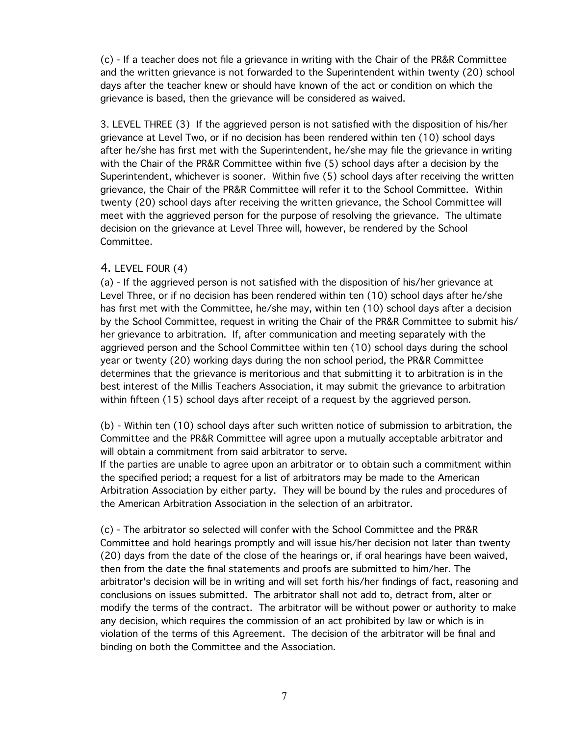(c) - If a teacher does not file a grievance in writing with the Chair of the PR&R Committee and the written grievance is not forwarded to the Superintendent within twenty (20) school days after the teacher knew or should have known of the act or condition on which the grievance is based, then the grievance will be considered as waived.

3. LEVEL THREE (3) If the aggrieved person is not satisfied with the disposition of his/her grievance at Level Two, or if no decision has been rendered within ten (10) school days after he/she has first met with the Superintendent, he/she may file the grievance in writing with the Chair of the PR&R Committee within five (5) school days after a decision by the Superintendent, whichever is sooner. Within five (5) school days after receiving the written grievance, the Chair of the PR&R Committee will refer it to the School Committee. Within twenty (20) school days after receiving the written grievance, the School Committee will meet with the aggrieved person for the purpose of resolving the grievance. The ultimate decision on the grievance at Level Three will, however, be rendered by the School Committee.

4. LEVEL FOUR (4)

(a) - If the aggrieved person is not satisfied with the disposition of his/her grievance at Level Three, or if no decision has been rendered within ten (10) school days after he/she has first met with the Committee, he/she may, within ten (10) school days after a decision by the School Committee, request in writing the Chair of the PR&R Committee to submit his/her grievance to arbitration. If, after communication and meeting separately with the aggrieved person and the School Committee within ten (10) school days during the school year or twenty (20) working days during the non school period, the PR&R Committee determines that the grievance is meritorious and that submitting it to arbitration is in the best interest of the Millis Teachers Association, it may submit the grievance to arbitration within fifteen (15) school days after receipt of a request by the aggrieved person.

(b) - Within ten (10) school days after such written notice of submission to arbitration, the Committee and the PR&R Committee will agree upon a mutually acceptable arbitrator and will obtain a commitment from said arbitrator to serve.
If the parties are unable to agree upon an arbitrator or to obtain such a commitment within the specified period; a request for a list of arbitrators may be made to the American Arbitration Association by either party. They will be bound by the rules and procedures of the American Arbitration Association in the selection of an arbitrator.

(c) - The arbitrator so selected will confer with the School Committee and the PR&R Committee and hold hearings promptly and will issue his/her decision not later than twenty (20) days from the date of the close of the hearings or, if oral hearings have been waived, then from the date the final statements and proofs are submitted to him/her. The arbitrator's decision will be in writing and will set forth his/her findings of fact, reasoning and conclusions on issues submitted. The arbitrator shall not add to, detract from, alter or modify the terms of the contract. The arbitrator will be without power or authority to make any decision, which requires the commission of an act prohibited by law or which is in violation of the terms of this Agreement. The decision of the arbitrator will be final and binding on both the Committee and the Association.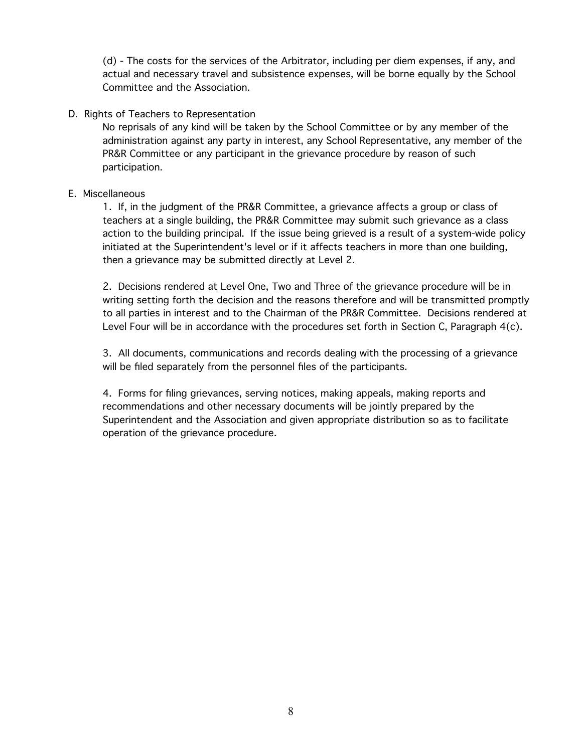(d) - The costs for the services of the Arbitrator, including per diem expenses, if any, and actual and necessary travel and subsistence expenses, will be borne equally by the School Committee and the Association.

D. Rights of Teachers to Representation

No reprisals of any kind will be taken by the School Committee or by any member of the administration against any party in interest, any School Representative, any member of the PR&R Committee or any participant in the grievance procedure by reason of such participation.

E. Miscellaneous

1. If, in the judgment of the PR&R Committee, a grievance affects a group or class of teachers at a single building, the PR&R Committee may submit such grievance as a class action to the building principal. If the issue being grieved is a result of a system-wide policy initiated at the Superintendent's level or if it affects teachers in more than one building, then a grievance may be submitted directly at Level 2.

2. Decisions rendered at Level One, Two and Three of the grievance procedure will be in writing setting forth the decision and the reasons therefore and will be transmitted promptly to all parties in interest and to the Chairman of the PR&R Committee. Decisions rendered at Level Four will be in accordance with the procedures set forth in Section C, Paragraph 4(c).

3. All documents, communications and records dealing with the processing of a grievance will be filed separately from the personnel files of the participants.

4. Forms for filing grievances, serving notices, making appeals, making reports and recommendations and other necessary documents will be jointly prepared by the Superintendent and the Association and given appropriate distribution so as to facilitate operation of the grievance procedure.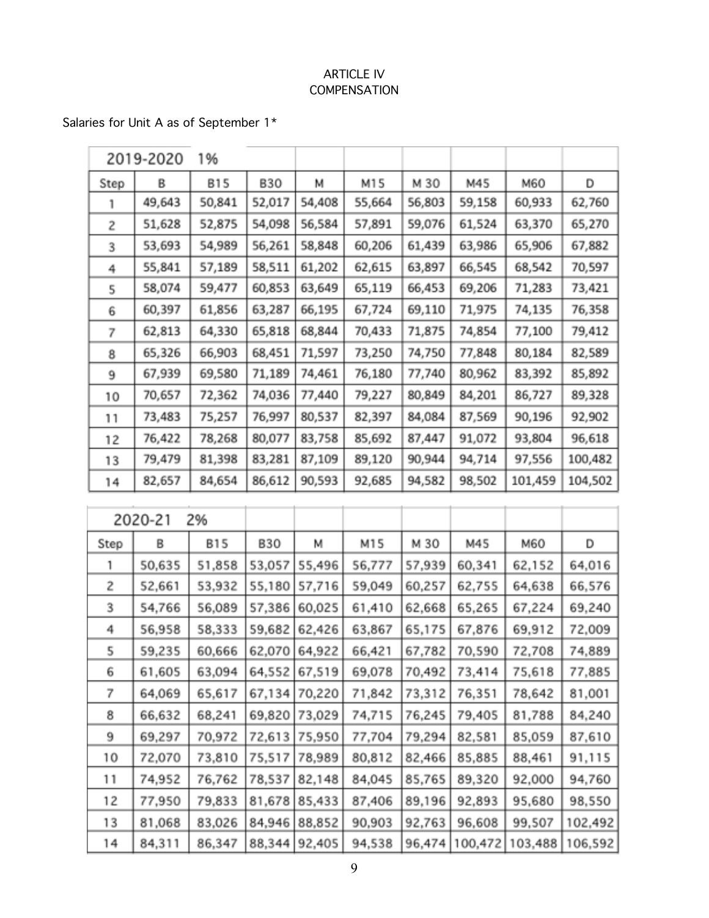ARTICLE IV
COMPENSATION

Salaries for Unit A as of September 1*

| 2019-2020 | 1% | | | | | | | | |
|---|---|---|---|---|---|---|---|---|---|
| Step | B | B15 | B30 | M | M15 | M 30 | M45 | M60 | D |
| 1 | 49,643 | 50,841 | 52,017 | 54,408 | 55,664 | 56,803 | 59,158 | 60,933 | 62,760 |
| 2 | 51,628 | 52,875 | 54,098 | 56,584 | 57,891 | 59,076 | 61,524 | 63,370 | 65,270 |
| 3 | 53,693 | 54,989 | 56,261 | 58,848 | 60,206 | 61,439 | 63,986 | 65,906 | 67,882 |
| 4 | 55,841 | 57,189 | 58,511 | 61,202 | 62,615 | 63,897 | 66,545 | 68,542 | 70,597 |
| 5 | 58,074 | 59,477 | 60,853 | 63,649 | 65,119 | 66,453 | 69,206 | 71,283 | 73,421 |
| 6 | 60,397 | 61,856 | 63,287 | 66,195 | 67,724 | 69,110 | 71,975 | 74,135 | 76,358 |
| 7 | 62,813 | 64,330 | 65,818 | 68,844 | 70,433 | 71,875 | 74,854 | 77,100 | 79,412 |
| 8 | 65,326 | 66,903 | 68,451 | 71,597 | 73,250 | 74,750 | 77,848 | 80,184 | 82,589 |
| 9 | 67,939 | 69,580 | 71,189 | 74,461 | 76,180 | 77,740 | 80,962 | 83,392 | 85,892 |
| 10 | 70,657 | 72,362 | 74,036 | 77,440 | 79,227 | 80,849 | 84,201 | 86,727 | 89,328 |
| 11 | 73,483 | 75,257 | 76,997 | 80,537 | 82,397 | 84,084 | 87,569 | 90,196 | 92,902 |
| 12 | 76,422 | 78,268 | 80,077 | 83,758 | 85,692 | 87,447 | 91,072 | 93,804 | 96,618 |
| 13 | 79,479 | 81,398 | 83,281 | 87,109 | 89,120 | 90,944 | 94,714 | 97,556 | 100,482 |
| 14 | 82,657 | 84,654 | 86,612 | 90,593 | 92,685 | 94,582 | 98,502 | 101,459 | 104,502 |

| 2020-21 | 2% | | | | | | | | |
|---|---|---|---|---|---|---|---|---|---|
| Step | B | B15 | B30 | M | M15 | M 30 | M45 | M60 | D |
| 1 | 50,635 | 51,858 | 53,057 | 55,496 | 56,777 | 57,939 | 60,341 | 62,152 | 64,016 |
| 2 | 52,661 | 53,932 | 55,180 | 57,716 | 59,049 | 60,257 | 62,755 | 64,638 | 66,576 |
| 3 | 54,766 | 56,089 | 57,386 | 60,025 | 61,410 | 62,668 | 65,265 | 67,224 | 69,240 |
| 4 | 56,958 | 58,333 | 59,682 | 62,426 | 63,867 | 65,175 | 67,876 | 69,912 | 72,009 |
| 5 | 59,235 | 60,666 | 62,070 | 64,922 | 66,421 | 67,782 | 70,590 | 72,708 | 74,889 |
| 6 | 61,605 | 63,094 | 64,552 | 67,519 | 69,078 | 70,492 | 73,414 | 75,618 | 77,885 |
| 7 | 64,069 | 65,617 | 67,134 | 70,220 | 71,842 | 73,312 | 76,351 | 78,642 | 81,001 |
| 8 | 66,632 | 68,241 | 69,820 | 73,029 | 74,715 | 76,245 | 79,405 | 81,788 | 84,240 |
| 9 | 69,297 | 70,972 | 72,613 | 75,950 | 77,704 | 79,294 | 82,581 | 85,059 | 87,610 |
| 10 | 72,070 | 73,810 | 75,517 | 78,989 | 80,812 | 82,466 | 85,885 | 88,461 | 91,115 |
| 11 | 74,952 | 76,762 | 78,537 | 82,148 | 84,045 | 85,765 | 89,320 | 92,000 | 94,760 |
| 12 | 77,950 | 79,833 | 81,678 | 85,433 | 87,406 | 89,196 | 92,893 | 95,680 | 98,550 |
| 13 | 81,068 | 83,026 | 84,946 | 88,852 | 90,903 | 92,763 | 96,608 | 99,507 | 102,492 |
| 14 | 84,311 | 86,347 | 88,344 | 92,405 | 94,538 | 96,474 | 100,472 | 103,488 | 106,592 |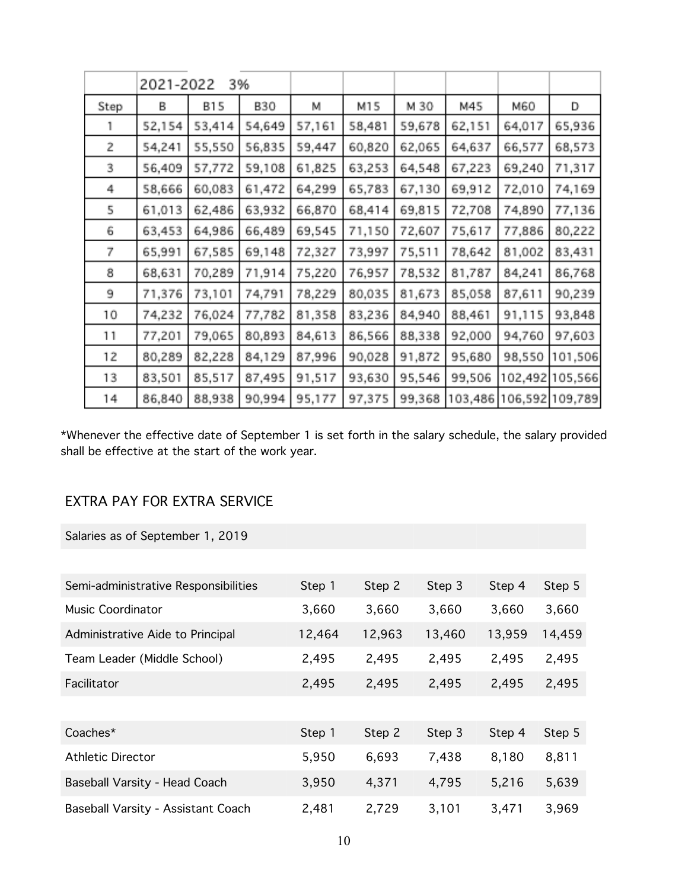| | 2021-2022 3% | | | | | | | | |
|---|---|---|---|---|---|---|---|---|---|
| Step | B | B15 | B30 | M | M15 | M 30 | M45 | M60 | D |
| 1 | 52,154 | 53,414 | 54,649 | 57,161 | 58,481 | 59,678 | 62,151 | 64,017 | 65,936 |
| 2 | 54,241 | 55,550 | 56,835 | 59,447 | 60,820 | 62,065 | 64,637 | 66,577 | 68,573 |
| 3 | 56,409 | 57,772 | 59,108 | 61,825 | 63,253 | 64,548 | 67,223 | 69,240 | 71,317 |
| 4 | 58,666 | 60,083 | 61,472 | 64,299 | 65,783 | 67,130 | 69,912 | 72,010 | 74,169 |
| 5 | 61,013 | 62,486 | 63,932 | 66,870 | 68,414 | 69,815 | 72,708 | 74,890 | 77,136 |
| 6 | 63,453 | 64,986 | 66,489 | 69,545 | 71,150 | 72,607 | 75,617 | 77,886 | 80,222 |
| 7 | 65,991 | 67,585 | 69,148 | 72,327 | 73,997 | 75,511 | 78,642 | 81,002 | 83,431 |
| 8 | 68,631 | 70,289 | 71,914 | 75,220 | 76,957 | 78,532 | 81,787 | 84,241 | 86,768 |
| 9 | 71,376 | 73,101 | 74,791 | 78,229 | 80,035 | 81,673 | 85,058 | 87,611 | 90,239 |
| 10 | 74,232 | 76,024 | 77,782 | 81,358 | 83,236 | 84,940 | 88,461 | 91,115 | 93,848 |
| 11 | 77,201 | 79,065 | 80,893 | 84,613 | 86,566 | 88,338 | 92,000 | 94,760 | 97,603 |
| 12 | 80,289 | 82,228 | 84,129 | 87,996 | 90,028 | 91,872 | 95,680 | 98,550 | 101,506 |
| 13 | 83,501 | 85,517 | 87,495 | 91,517 | 93,630 | 95,546 | 99,506 | 102,492 | 105,566 |
| 14 | 86,840 | 88,938 | 90,994 | 95,177 | 97,375 | 99,368 | 103,486 | 106,592 | 109,789 |

*Whenever the effective date of September 1 is set forth in the salary schedule, the salary provided shall be effective at the start of the work year.

## EXTRA PAY FOR EXTRA SERVICE

Salaries as of September 1, 2019

| Semi-administrative Responsibilities | Step 1 | Step 2 | Step 3 | Step 4 | Step 5 |
|---|---|---|---|---|---|
| Music Coordinator | 3,660 | 3,660 | 3,660 | 3,660 | 3,660 |
| Administrative Aide to Principal | 12,464 | 12,963 | 13,460 | 13,959 | 14,459 |
| Team Leader (Middle School) | 2,495 | 2,495 | 2,495 | 2,495 | 2,495 |
| Facilitator | 2,495 | 2,495 | 2,495 | 2,495 | 2,495 |

| Coaches* | Step 1 | Step 2 | Step 3 | Step 4 | Step 5 |
|---|---|---|---|---|---|
| Athletic Director | 5,950 | 6,693 | 7,438 | 8,180 | 8,811 |
| Baseball Varsity - Head Coach | 3,950 | 4,371 | 4,795 | 5,216 | 5,639 |
| Baseball Varsity - Assistant Coach | 2,481 | 2,729 | 3,101 | 3,471 | 3,969 |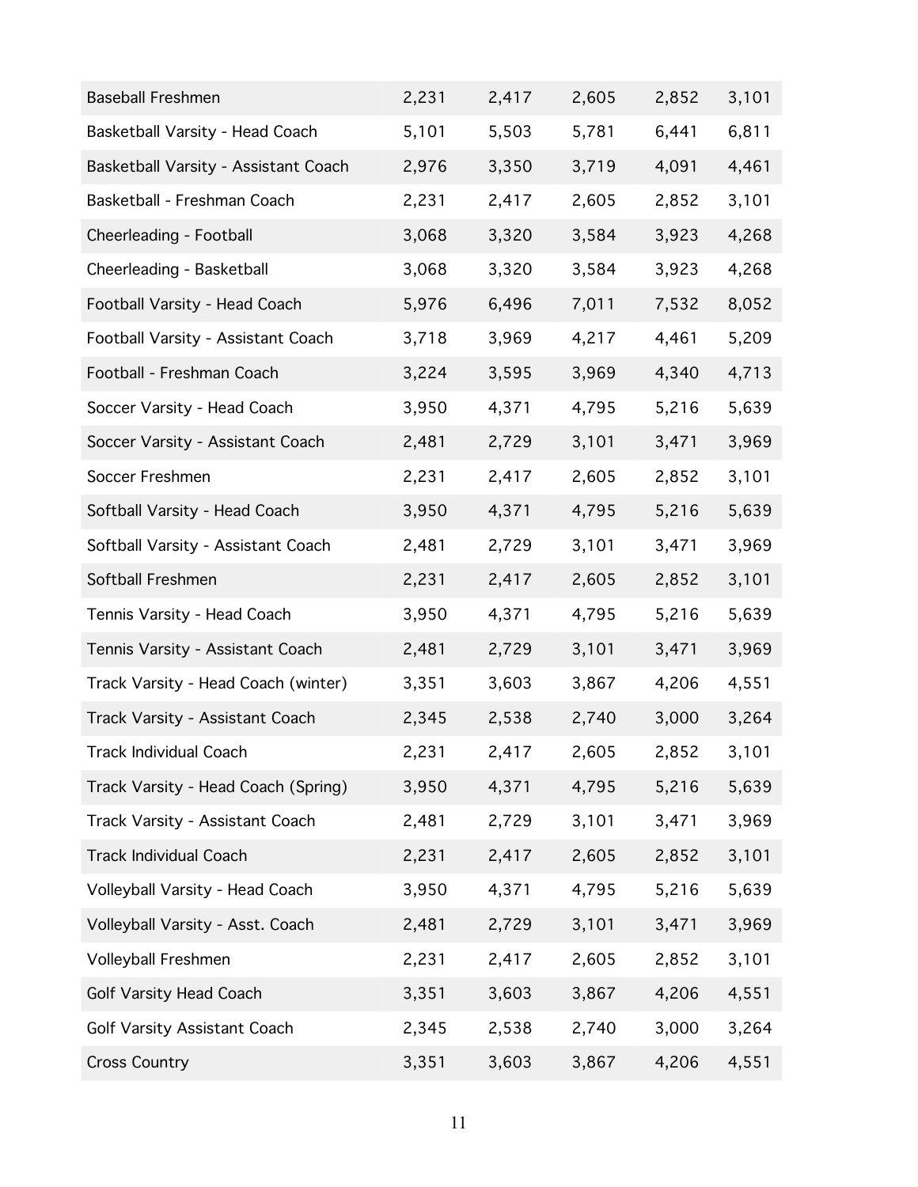| | | | | | |
|---|---|---|---|---|---|
| Baseball Freshmen | 2,231 | 2,417 | 2,605 | 2,852 | 3,101 |
| Basketball Varsity - Head Coach | 5,101 | 5,503 | 5,781 | 6,441 | 6,811 |
| Basketball Varsity - Assistant Coach | 2,976 | 3,350 | 3,719 | 4,091 | 4,461 |
| Basketball - Freshman Coach | 2,231 | 2,417 | 2,605 | 2,852 | 3,101 |
| Cheerleading - Football | 3,068 | 3,320 | 3,584 | 3,923 | 4,268 |
| Cheerleading - Basketball | 3,068 | 3,320 | 3,584 | 3,923 | 4,268 |
| Football Varsity - Head Coach | 5,976 | 6,496 | 7,011 | 7,532 | 8,052 |
| Football Varsity - Assistant Coach | 3,718 | 3,969 | 4,217 | 4,461 | 5,209 |
| Football - Freshman Coach | 3,224 | 3,595 | 3,969 | 4,340 | 4,713 |
| Soccer Varsity - Head Coach | 3,950 | 4,371 | 4,795 | 5,216 | 5,639 |
| Soccer Varsity - Assistant Coach | 2,481 | 2,729 | 3,101 | 3,471 | 3,969 |
| Soccer Freshmen | 2,231 | 2,417 | 2,605 | 2,852 | 3,101 |
| Softball Varsity - Head Coach | 3,950 | 4,371 | 4,795 | 5,216 | 5,639 |
| Softball Varsity - Assistant Coach | 2,481 | 2,729 | 3,101 | 3,471 | 3,969 |
| Softball Freshmen | 2,231 | 2,417 | 2,605 | 2,852 | 3,101 |
| Tennis Varsity - Head Coach | 3,950 | 4,371 | 4,795 | 5,216 | 5,639 |
| Tennis Varsity - Assistant Coach | 2,481 | 2,729 | 3,101 | 3,471 | 3,969 |
| Track Varsity - Head Coach (winter) | 3,351 | 3,603 | 3,867 | 4,206 | 4,551 |
| Track Varsity - Assistant Coach | 2,345 | 2,538 | 2,740 | 3,000 | 3,264 |
| Track Individual Coach | 2,231 | 2,417 | 2,605 | 2,852 | 3,101 |
| Track Varsity - Head Coach (Spring) | 3,950 | 4,371 | 4,795 | 5,216 | 5,639 |
| Track Varsity - Assistant Coach | 2,481 | 2,729 | 3,101 | 3,471 | 3,969 |
| Track Individual Coach | 2,231 | 2,417 | 2,605 | 2,852 | 3,101 |
| Volleyball Varsity - Head Coach | 3,950 | 4,371 | 4,795 | 5,216 | 5,639 |
| Volleyball Varsity - Asst. Coach | 2,481 | 2,729 | 3,101 | 3,471 | 3,969 |
| Volleyball Freshmen | 2,231 | 2,417 | 2,605 | 2,852 | 3,101 |
| Golf Varsity Head Coach | 3,351 | 3,603 | 3,867 | 4,206 | 4,551 |
| Golf Varsity Assistant Coach | 2,345 | 2,538 | 2,740 | 3,000 | 3,264 |
| Cross Country | 3,351 | 3,603 | 3,867 | 4,206 | 4,551 |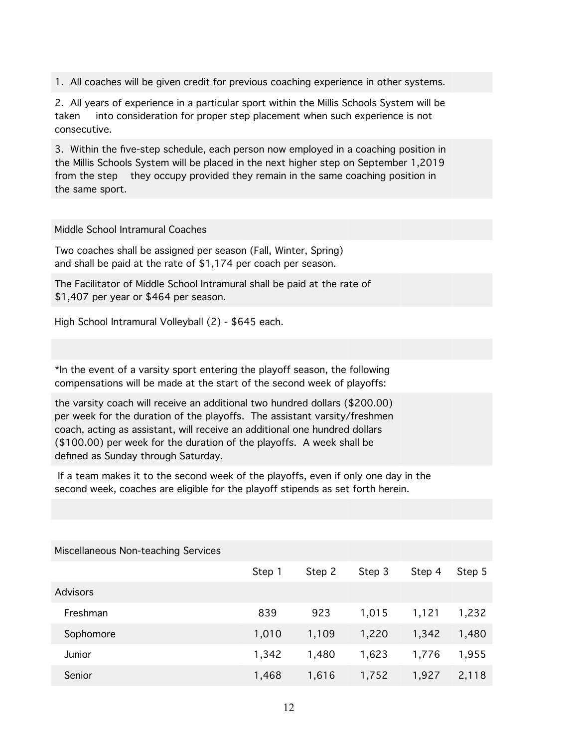1. All coaches will be given credit for previous coaching experience in other systems.

2. All years of experience in a particular sport within the Millis Schools System will be taken into consideration for proper step placement when such experience is not consecutive.

3. Within the five-step schedule, each person now employed in a coaching position in the Millis Schools System will be placed in the next higher step on September 1,2019 from the step they occupy provided they remain in the same coaching position in the same sport.

Middle School Intramural Coaches

Two coaches shall be assigned per season (Fall, Winter, Spring) and shall be paid at the rate of $1,174 per coach per season.

The Facilitator of Middle School Intramural shall be paid at the rate of $1,407 per year or $464 per season.

High School Intramural Volleyball (2) - $645 each.

*In the event of a varsity sport entering the playoff season, the following compensations will be made at the start of the second week of playoffs:

the varsity coach will receive an additional two hundred dollars ($200.00) per week for the duration of the playoffs. The assistant varsity/freshmen coach, acting as assistant, will receive an additional one hundred dollars ($100.00) per week for the duration of the playoffs. A week shall be defined as Sunday through Saturday.

If a team makes it to the second week of the playoffs, even if only one day in the second week, coaches are eligible for the playoff stipends as set forth herein.

Miscellaneous Non-teaching Services

| | Step 1 | Step 2 | Step 3 | Step 4 | Step 5 |
|---|---|---|---|---|---|
| Advisors | | | | | |
| Freshman | 839 | 923 | 1,015 | 1,121 | 1,232 |
| Sophomore | 1,010 | 1,109 | 1,220 | 1,342 | 1,480 |
| Junior | 1,342 | 1,480 | 1,623 | 1,776 | 1,955 |
| Senior | 1,468 | 1,616 | 1,752 | 1,927 | 2,118 |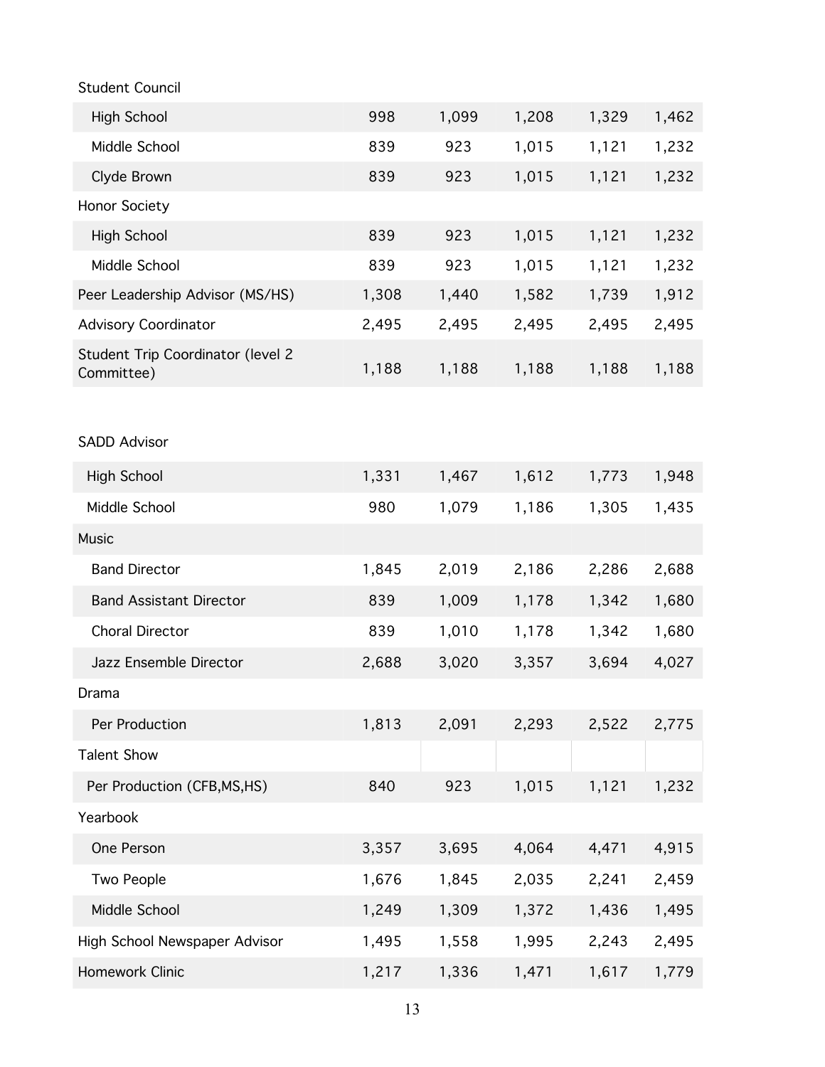| | | | | | |
|---|---|---|---|---|---|
| Student Council | | | | | |
| High School | 998 | 1,099 | 1,208 | 1,329 | 1,462 |
| Middle School | 839 | 923 | 1,015 | 1,121 | 1,232 |
| Clyde Brown | 839 | 923 | 1,015 | 1,121 | 1,232 |
| Honor Society | | | | | |
| High School | 839 | 923 | 1,015 | 1,121 | 1,232 |
| Middle School | 839 | 923 | 1,015 | 1,121 | 1,232 |
| Peer Leadership Advisor (MS/HS) | 1,308 | 1,440 | 1,582 | 1,739 | 1,912 |
| Advisory Coordinator | 2,495 | 2,495 | 2,495 | 2,495 | 2,495 |
| Student Trip Coordinator (level 2 Committee) | 1,188 | 1,188 | 1,188 | 1,188 | 1,188 |

| | | | | | |
|---|---|---|---|---|---|
| SADD Advisor | | | | | |
| High School | 1,331 | 1,467 | 1,612 | 1,773 | 1,948 |
| Middle School | 980 | 1,079 | 1,186 | 1,305 | 1,435 |
| Music | | | | | |
| Band Director | 1,845 | 2,019 | 2,186 | 2,286 | 2,688 |
| Band Assistant Director | 839 | 1,009 | 1,178 | 1,342 | 1,680 |
| Choral Director | 839 | 1,010 | 1,178 | 1,342 | 1,680 |
| Jazz Ensemble Director | 2,688 | 3,020 | 3,357 | 3,694 | 4,027 |
| Drama | | | | | |
| Per Production | 1,813 | 2,091 | 2,293 | 2,522 | 2,775 |
| Talent Show | | | | | |
| Per Production (CFB,MS,HS) | 840 | 923 | 1,015 | 1,121 | 1,232 |
| Yearbook | | | | | |
| One Person | 3,357 | 3,695 | 4,064 | 4,471 | 4,915 |
| Two People | 1,676 | 1,845 | 2,035 | 2,241 | 2,459 |
| Middle School | 1,249 | 1,309 | 1,372 | 1,436 | 1,495 |
| High School Newspaper Advisor | 1,495 | 1,558 | 1,995 | 2,243 | 2,495 |
| Homework Clinic | 1,217 | 1,336 | 1,471 | 1,617 | 1,779 |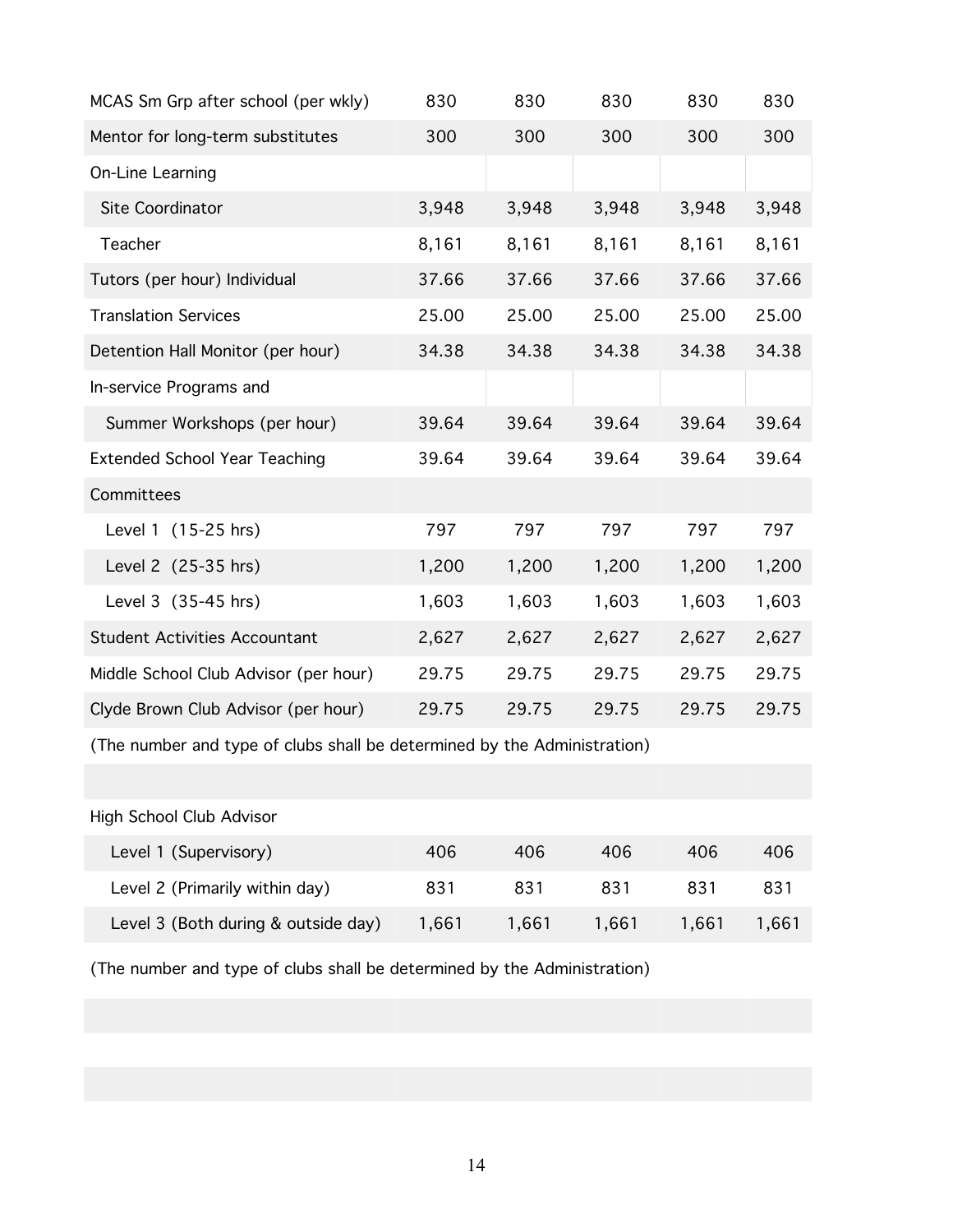| | | | | | |
|---|---|---|---|---|---|
| MCAS Sm Grp after school (per wkly) | 830 | 830 | 830 | 830 | 830 |
| Mentor for long-term substitutes | 300 | 300 | 300 | 300 | 300 |
| On-Line Learning | | | | | |
| Site Coordinator | 3,948 | 3,948 | 3,948 | 3,948 | 3,948 |
| Teacher | 8,161 | 8,161 | 8,161 | 8,161 | 8,161 |
| Tutors (per hour) Individual | 37.66 | 37.66 | 37.66 | 37.66 | 37.66 |
| Translation Services | 25.00 | 25.00 | 25.00 | 25.00 | 25.00 |
| Detention Hall Monitor (per hour) | 34.38 | 34.38 | 34.38 | 34.38 | 34.38 |
| In-service Programs and | | | | | |
| Summer Workshops (per hour) | 39.64 | 39.64 | 39.64 | 39.64 | 39.64 |
| Extended School Year Teaching | 39.64 | 39.64 | 39.64 | 39.64 | 39.64 |
| Committees | | | | | |
| Level 1 (15-25 hrs) | 797 | 797 | 797 | 797 | 797 |
| Level 2 (25-35 hrs) | 1,200 | 1,200 | 1,200 | 1,200 | 1,200 |
| Level 3 (35-45 hrs) | 1,603 | 1,603 | 1,603 | 1,603 | 1,603 |
| Student Activities Accountant | 2,627 | 2,627 | 2,627 | 2,627 | 2,627 |
| Middle School Club Advisor (per hour) | 29.75 | 29.75 | 29.75 | 29.75 | 29.75 |
| Clyde Brown Club Advisor (per hour) | 29.75 | 29.75 | 29.75 | 29.75 | 29.75 |

(The number and type of clubs shall be determined by the Administration)

| | | | | | |
|---|---|---|---|---|---|
| High School Club Advisor | | | | | |
| Level 1 (Supervisory) | 406 | 406 | 406 | 406 | 406 |
| Level 2 (Primarily within day) | 831 | 831 | 831 | 831 | 831 |
| Level 3 (Both during & outside day) | 1,661 | 1,661 | 1,661 | 1,661 | 1,661 |

(The number and type of clubs shall be determined by the Administration)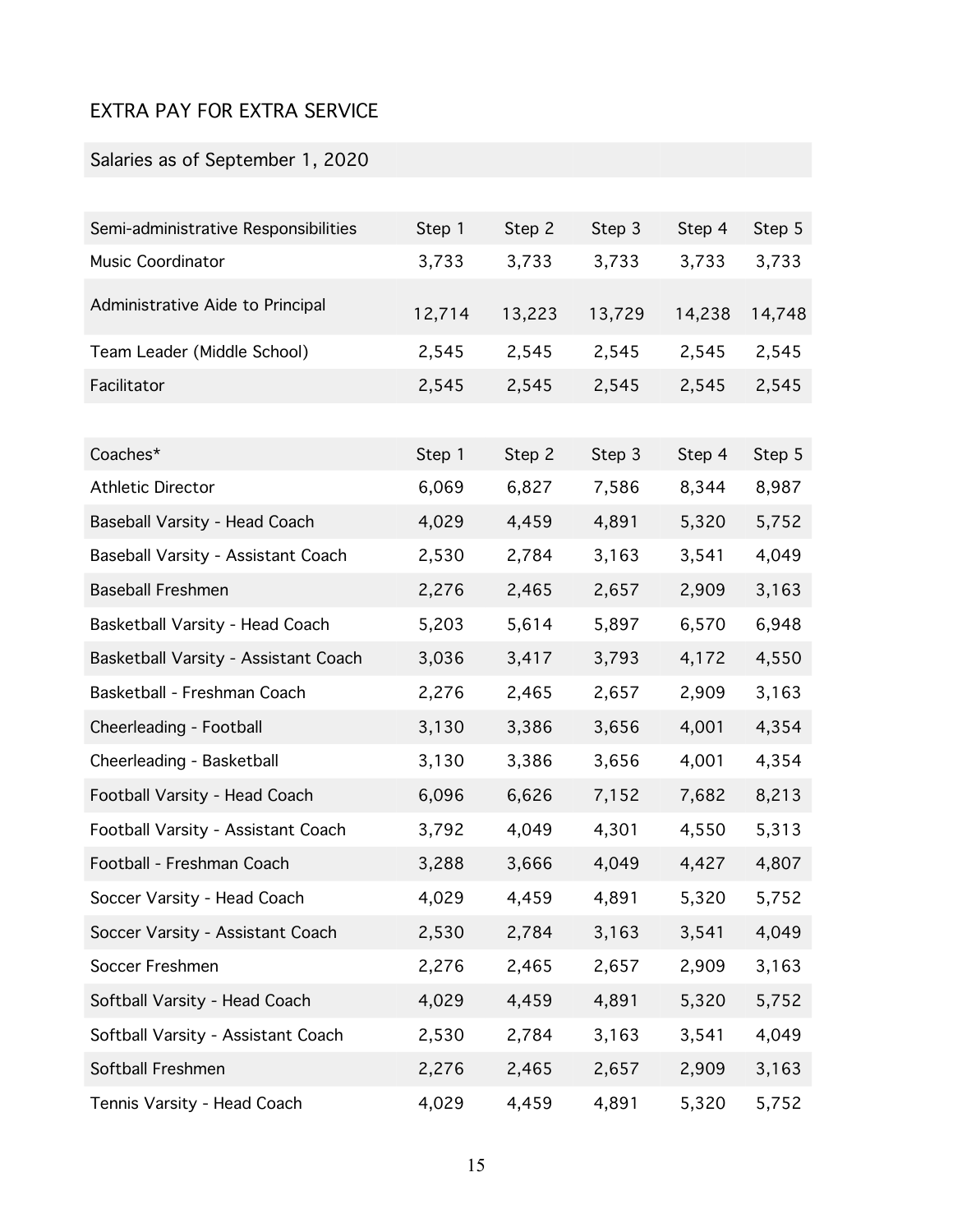# EXTRA PAY FOR EXTRA SERVICE

## Salaries as of September 1, 2020

| Semi-administrative Responsibilities | Step 1 | Step 2 | Step 3 | Step 4 | Step 5 |
|---|---|---|---|---|---|
| Music Coordinator | 3,733 | 3,733 | 3,733 | 3,733 | 3,733 |
| Administrative Aide to Principal | 12,714 | 13,223 | 13,729 | 14,238 | 14,748 |
| Team Leader (Middle School) | 2,545 | 2,545 | 2,545 | 2,545 | 2,545 |
| Facilitator | 2,545 | 2,545 | 2,545 | 2,545 | 2,545 |

| Coaches* | Step 1 | Step 2 | Step 3 | Step 4 | Step 5 |
|---|---|---|---|---|---|
| Athletic Director | 6,069 | 6,827 | 7,586 | 8,344 | 8,987 |
| Baseball Varsity - Head Coach | 4,029 | 4,459 | 4,891 | 5,320 | 5,752 |
| Baseball Varsity - Assistant Coach | 2,530 | 2,784 | 3,163 | 3,541 | 4,049 |
| Baseball Freshmen | 2,276 | 2,465 | 2,657 | 2,909 | 3,163 |
| Basketball Varsity - Head Coach | 5,203 | 5,614 | 5,897 | 6,570 | 6,948 |
| Basketball Varsity - Assistant Coach | 3,036 | 3,417 | 3,793 | 4,172 | 4,550 |
| Basketball - Freshman Coach | 2,276 | 2,465 | 2,657 | 2,909 | 3,163 |
| Cheerleading - Football | 3,130 | 3,386 | 3,656 | 4,001 | 4,354 |
| Cheerleading - Basketball | 3,130 | 3,386 | 3,656 | 4,001 | 4,354 |
| Football Varsity - Head Coach | 6,096 | 6,626 | 7,152 | 7,682 | 8,213 |
| Football Varsity - Assistant Coach | 3,792 | 4,049 | 4,301 | 4,550 | 5,313 |
| Football - Freshman Coach | 3,288 | 3,666 | 4,049 | 4,427 | 4,807 |
| Soccer Varsity - Head Coach | 4,029 | 4,459 | 4,891 | 5,320 | 5,752 |
| Soccer Varsity - Assistant Coach | 2,530 | 2,784 | 3,163 | 3,541 | 4,049 |
| Soccer Freshmen | 2,276 | 2,465 | 2,657 | 2,909 | 3,163 |
| Softball Varsity - Head Coach | 4,029 | 4,459 | 4,891 | 5,320 | 5,752 |
| Softball Varsity - Assistant Coach | 2,530 | 2,784 | 3,163 | 3,541 | 4,049 |
| Softball Freshmen | 2,276 | 2,465 | 2,657 | 2,909 | 3,163 |
| Tennis Varsity - Head Coach | 4,029 | 4,459 | 4,891 | 5,320 | 5,752 |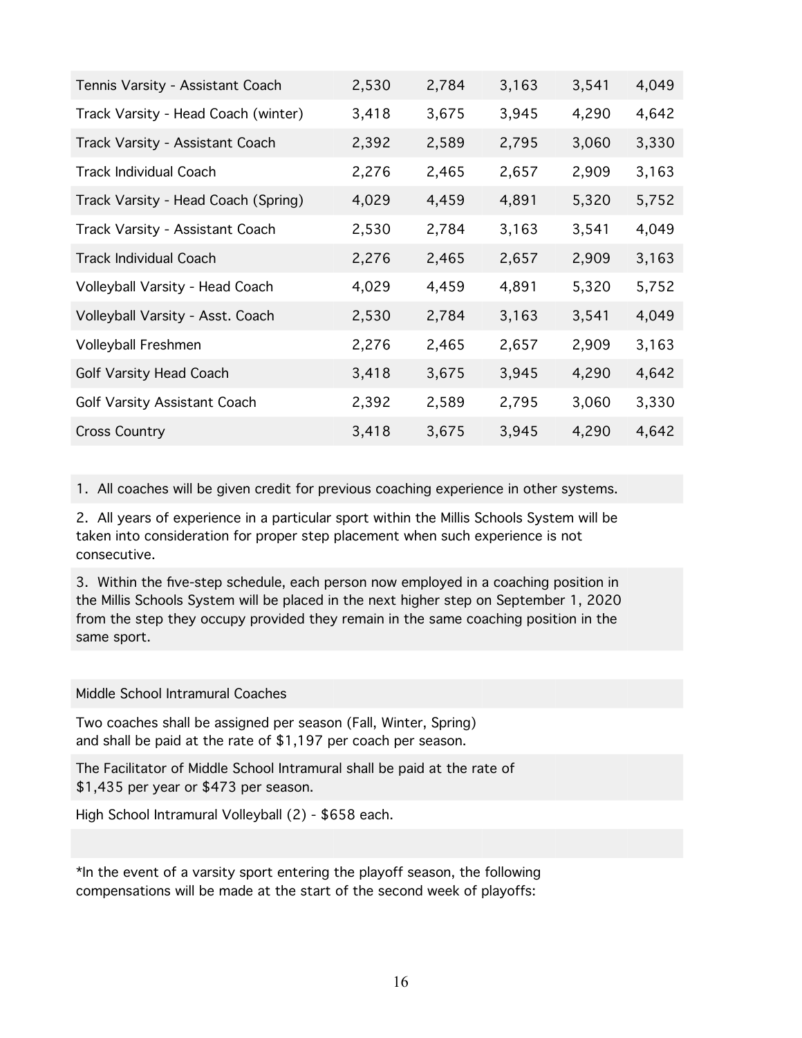| | | | | | |
|---|---|---|---|---|---|
| Tennis Varsity - Assistant Coach | 2,530 | 2,784 | 3,163 | 3,541 | 4,049 |
| Track Varsity - Head Coach (winter) | 3,418 | 3,675 | 3,945 | 4,290 | 4,642 |
| Track Varsity - Assistant Coach | 2,392 | 2,589 | 2,795 | 3,060 | 3,330 |
| Track Individual Coach | 2,276 | 2,465 | 2,657 | 2,909 | 3,163 |
| Track Varsity - Head Coach (Spring) | 4,029 | 4,459 | 4,891 | 5,320 | 5,752 |
| Track Varsity - Assistant Coach | 2,530 | 2,784 | 3,163 | 3,541 | 4,049 |
| Track Individual Coach | 2,276 | 2,465 | 2,657 | 2,909 | 3,163 |
| Volleyball Varsity - Head Coach | 4,029 | 4,459 | 4,891 | 5,320 | 5,752 |
| Volleyball Varsity - Asst. Coach | 2,530 | 2,784 | 3,163 | 3,541 | 4,049 |
| Volleyball Freshmen | 2,276 | 2,465 | 2,657 | 2,909 | 3,163 |
| Golf Varsity Head Coach | 3,418 | 3,675 | 3,945 | 4,290 | 4,642 |
| Golf Varsity Assistant Coach | 2,392 | 2,589 | 2,795 | 3,060 | 3,330 |
| Cross Country | 3,418 | 3,675 | 3,945 | 4,290 | 4,642 |

1. All coaches will be given credit for previous coaching experience in other systems.

2. All years of experience in a particular sport within the Millis Schools System will be taken into consideration for proper step placement when such experience is not consecutive.

3. Within the five-step schedule, each person now employed in a coaching position in the Millis Schools System will be placed in the next higher step on September 1, 2020 from the step they occupy provided they remain in the same coaching position in the same sport.

Middle School Intramural Coaches

Two coaches shall be assigned per season (Fall, Winter, Spring) and shall be paid at the rate of $1,197 per coach per season.

The Facilitator of Middle School Intramural shall be paid at the rate of $1,435 per year or $473 per season.

High School Intramural Volleyball (2) - $658 each.

*In the event of a varsity sport entering the playoff season, the following compensations will be made at the start of the second week of playoffs: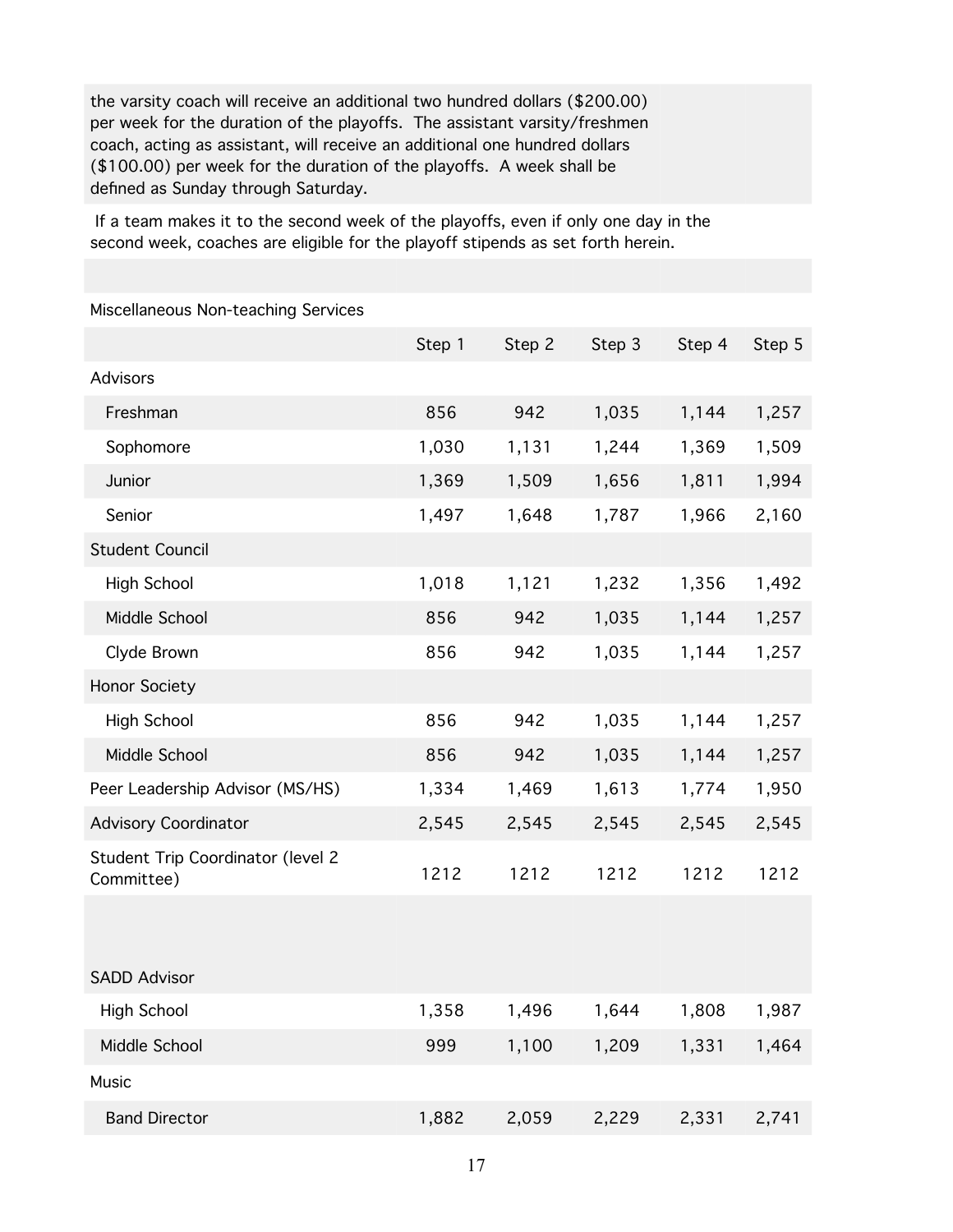the varsity coach will receive an additional two hundred dollars ($200.00) per week for the duration of the playoffs. The assistant varsity/freshmen coach, acting as assistant, will receive an additional one hundred dollars ($100.00) per week for the duration of the playoffs. A week shall be defined as Sunday through Saturday.

If a team makes it to the second week of the playoffs, even if only one day in the second week, coaches are eligible for the playoff stipends as set forth herein.

Miscellaneous Non-teaching Services

| | Step 1 | Step 2 | Step 3 | Step 4 | Step 5 |
|---|---|---|---|---|---|
| Advisors | | | | | |
| Freshman | 856 | 942 | 1,035 | 1,144 | 1,257 |
| Sophomore | 1,030 | 1,131 | 1,244 | 1,369 | 1,509 |
| Junior | 1,369 | 1,509 | 1,656 | 1,811 | 1,994 |
| Senior | 1,497 | 1,648 | 1,787 | 1,966 | 2,160 |
| Student Council | | | | | |
| High School | 1,018 | 1,121 | 1,232 | 1,356 | 1,492 |
| Middle School | 856 | 942 | 1,035 | 1,144 | 1,257 |
| Clyde Brown | 856 | 942 | 1,035 | 1,144 | 1,257 |
| Honor Society | | | | | |
| High School | 856 | 942 | 1,035 | 1,144 | 1,257 |
| Middle School | 856 | 942 | 1,035 | 1,144 | 1,257 |
| Peer Leadership Advisor (MS/HS) | 1,334 | 1,469 | 1,613 | 1,774 | 1,950 |
| Advisory Coordinator | 2,545 | 2,545 | 2,545 | 2,545 | 2,545 |
| Student Trip Coordinator (level 2 Committee) | 1212 | 1212 | 1212 | 1212 | 1212 |
| | | | | | |
| SADD Advisor | | | | | |
| High School | 1,358 | 1,496 | 1,644 | 1,808 | 1,987 |
| Middle School | 999 | 1,100 | 1,209 | 1,331 | 1,464 |
| Music | | | | | |
| Band Director | 1,882 | 2,059 | 2,229 | 2,331 | 2,741 |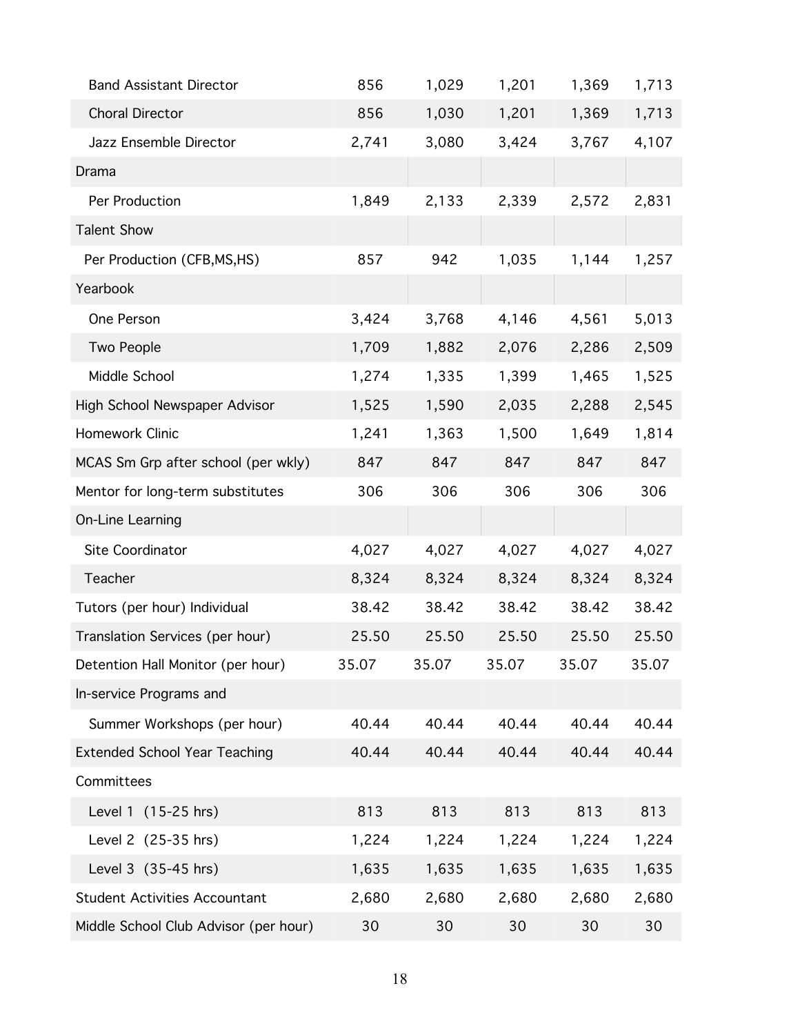| | | | | | |
|---|---|---|---|---|---|
| Band Assistant Director | 856 | 1,029 | 1,201 | 1,369 | 1,713 |
| Choral Director | 856 | 1,030 | 1,201 | 1,369 | 1,713 |
| Jazz Ensemble Director | 2,741 | 3,080 | 3,424 | 3,767 | 4,107 |
| Drama | | | | | |
| Per Production | 1,849 | 2,133 | 2,339 | 2,572 | 2,831 |
| Talent Show | | | | | |
| Per Production (CFB,MS,HS) | 857 | 942 | 1,035 | 1,144 | 1,257 |
| Yearbook | | | | | |
| One Person | 3,424 | 3,768 | 4,146 | 4,561 | 5,013 |
| Two People | 1,709 | 1,882 | 2,076 | 2,286 | 2,509 |
| Middle School | 1,274 | 1,335 | 1,399 | 1,465 | 1,525 |
| High School Newspaper Advisor | 1,525 | 1,590 | 2,035 | 2,288 | 2,545 |
| Homework Clinic | 1,241 | 1,363 | 1,500 | 1,649 | 1,814 |
| MCAS Sm Grp after school (per wkly) | 847 | 847 | 847 | 847 | 847 |
| Mentor for long-term substitutes | 306 | 306 | 306 | 306 | 306 |
| On-Line Learning | | | | | |
| Site Coordinator | 4,027 | 4,027 | 4,027 | 4,027 | 4,027 |
| Teacher | 8,324 | 8,324 | 8,324 | 8,324 | 8,324 |
| Tutors (per hour) Individual | 38.42 | 38.42 | 38.42 | 38.42 | 38.42 |
| Translation Services (per hour) | 25.50 | 25.50 | 25.50 | 25.50 | 25.50 |
| Detention Hall Monitor (per hour) | 35.07 | 35.07 | 35.07 | 35.07 | 35.07 |
| In-service Programs and | | | | | |
| Summer Workshops (per hour) | 40.44 | 40.44 | 40.44 | 40.44 | 40.44 |
| Extended School Year Teaching | 40.44 | 40.44 | 40.44 | 40.44 | 40.44 |
| Committees | | | | | |
| Level 1 (15-25 hrs) | 813 | 813 | 813 | 813 | 813 |
| Level 2 (25-35 hrs) | 1,224 | 1,224 | 1,224 | 1,224 | 1,224 |
| Level 3 (35-45 hrs) | 1,635 | 1,635 | 1,635 | 1,635 | 1,635 |
| Student Activities Accountant | 2,680 | 2,680 | 2,680 | 2,680 | 2,680 |
| Middle School Club Advisor (per hour) | 30 | 30 | 30 | 30 | 30 |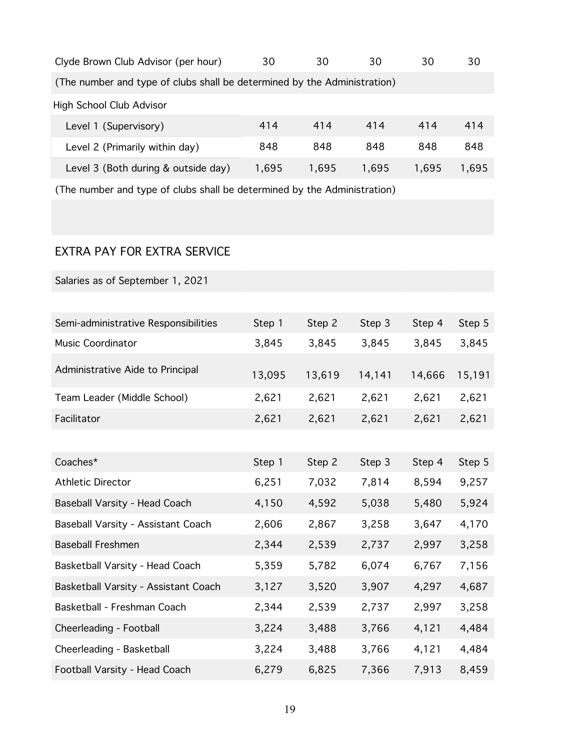| | | | | | |
|---|---|---|---|---|---|
| Clyde Brown Club Advisor (per hour) | 30 | 30 | 30 | 30 | 30 |
| (The number and type of clubs shall be determined by the Administration) | | | | | |
| High School Club Advisor | | | | | |
| Level 1 (Supervisory) | 414 | 414 | 414 | 414 | 414 |
| Level 2 (Primarily within day) | 848 | 848 | 848 | 848 | 848 |
| Level 3 (Both during & outside day) | 1,695 | 1,695 | 1,695 | 1,695 | 1,695 |

(The number and type of clubs shall be determined by the Administration)

## EXTRA PAY FOR EXTRA SERVICE

Salaries as of September 1, 2021

| Semi-administrative Responsibilities | Step 1 | Step 2 | Step 3 | Step 4 | Step 5 |
|---|---|---|---|---|---|
| Music Coordinator | 3,845 | 3,845 | 3,845 | 3,845 | 3,845 |
| Administrative Aide to Principal | 13,095 | 13,619 | 14,141 | 14,666 | 15,191 |
| Team Leader (Middle School) | 2,621 | 2,621 | 2,621 | 2,621 | 2,621 |
| Facilitator | 2,621 | 2,621 | 2,621 | 2,621 | 2,621 |

| Coaches* | Step 1 | Step 2 | Step 3 | Step 4 | Step 5 |
|---|---|---|---|---|---|
| Athletic Director | 6,251 | 7,032 | 7,814 | 8,594 | 9,257 |
| Baseball Varsity - Head Coach | 4,150 | 4,592 | 5,038 | 5,480 | 5,924 |
| Baseball Varsity - Assistant Coach | 2,606 | 2,867 | 3,258 | 3,647 | 4,170 |
| Baseball Freshmen | 2,344 | 2,539 | 2,737 | 2,997 | 3,258 |
| Basketball Varsity - Head Coach | 5,359 | 5,782 | 6,074 | 6,767 | 7,156 |
| Basketball Varsity - Assistant Coach | 3,127 | 3,520 | 3,907 | 4,297 | 4,687 |
| Basketball - Freshman Coach | 2,344 | 2,539 | 2,737 | 2,997 | 3,258 |
| Cheerleading - Football | 3,224 | 3,488 | 3,766 | 4,121 | 4,484 |
| Cheerleading - Basketball | 3,224 | 3,488 | 3,766 | 4,121 | 4,484 |
| Football Varsity - Head Coach | 6,279 | 6,825 | 7,366 | 7,913 | 8,459 |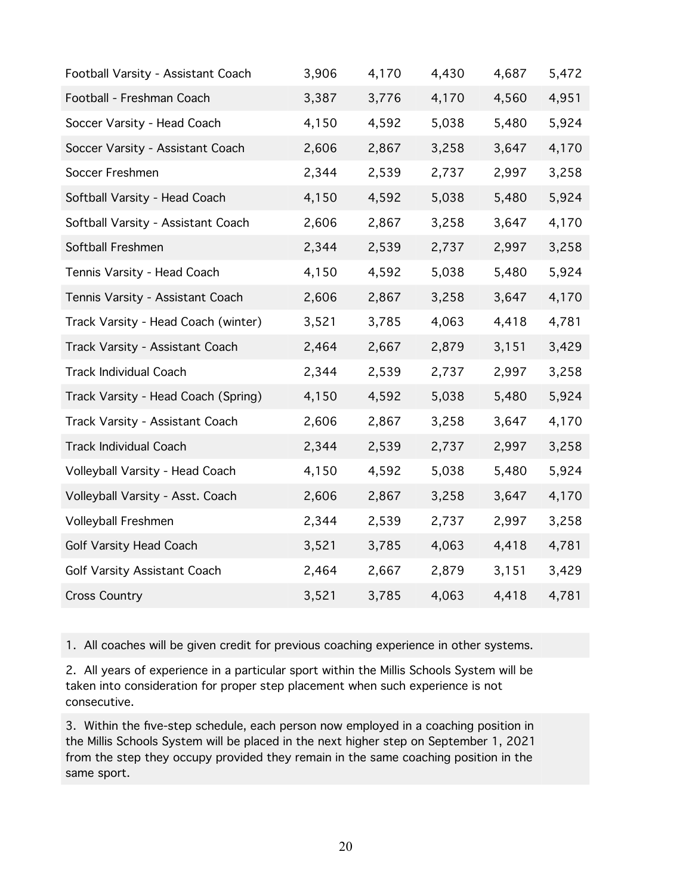| | | | | | |
|---|---|---|---|---|---|
| Football Varsity - Assistant Coach | 3,906 | 4,170 | 4,430 | 4,687 | 5,472 |
| Football - Freshman Coach | 3,387 | 3,776 | 4,170 | 4,560 | 4,951 |
| Soccer Varsity - Head Coach | 4,150 | 4,592 | 5,038 | 5,480 | 5,924 |
| Soccer Varsity - Assistant Coach | 2,606 | 2,867 | 3,258 | 3,647 | 4,170 |
| Soccer Freshmen | 2,344 | 2,539 | 2,737 | 2,997 | 3,258 |
| Softball Varsity - Head Coach | 4,150 | 4,592 | 5,038 | 5,480 | 5,924 |
| Softball Varsity - Assistant Coach | 2,606 | 2,867 | 3,258 | 3,647 | 4,170 |
| Softball Freshmen | 2,344 | 2,539 | 2,737 | 2,997 | 3,258 |
| Tennis Varsity - Head Coach | 4,150 | 4,592 | 5,038 | 5,480 | 5,924 |
| Tennis Varsity - Assistant Coach | 2,606 | 2,867 | 3,258 | 3,647 | 4,170 |
| Track Varsity - Head Coach (winter) | 3,521 | 3,785 | 4,063 | 4,418 | 4,781 |
| Track Varsity - Assistant Coach | 2,464 | 2,667 | 2,879 | 3,151 | 3,429 |
| Track Individual Coach | 2,344 | 2,539 | 2,737 | 2,997 | 3,258 |
| Track Varsity - Head Coach (Spring) | 4,150 | 4,592 | 5,038 | 5,480 | 5,924 |
| Track Varsity - Assistant Coach | 2,606 | 2,867 | 3,258 | 3,647 | 4,170 |
| Track Individual Coach | 2,344 | 2,539 | 2,737 | 2,997 | 3,258 |
| Volleyball Varsity - Head Coach | 4,150 | 4,592 | 5,038 | 5,480 | 5,924 |
| Volleyball Varsity - Asst. Coach | 2,606 | 2,867 | 3,258 | 3,647 | 4,170 |
| Volleyball Freshmen | 2,344 | 2,539 | 2,737 | 2,997 | 3,258 |
| Golf Varsity Head Coach | 3,521 | 3,785 | 4,063 | 4,418 | 4,781 |
| Golf Varsity Assistant Coach | 2,464 | 2,667 | 2,879 | 3,151 | 3,429 |
| Cross Country | 3,521 | 3,785 | 4,063 | 4,418 | 4,781 |

1. All coaches will be given credit for previous coaching experience in other systems.

2. All years of experience in a particular sport within the Millis Schools System will be taken into consideration for proper step placement when such experience is not consecutive.

3. Within the five-step schedule, each person now employed in a coaching position in the Millis Schools System will be placed in the next higher step on September 1, 2021 from the step they occupy provided they remain in the same coaching position in the same sport.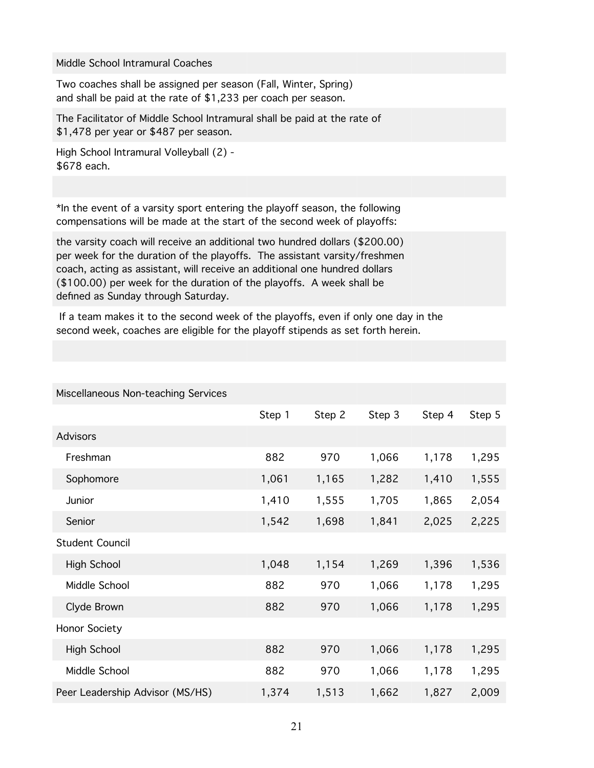Middle School Intramural Coaches

Two coaches shall be assigned per season (Fall, Winter, Spring) and shall be paid at the rate of $1,233 per coach per season.

The Facilitator of Middle School Intramural shall be paid at the rate of $1,478 per year or $487 per season.

High School Intramural Volleyball (2) - $678 each.

*In the event of a varsity sport entering the playoff season, the following compensations will be made at the start of the second week of playoffs:

the varsity coach will receive an additional two hundred dollars ($200.00) per week for the duration of the playoffs. The assistant varsity/freshmen coach, acting as assistant, will receive an additional one hundred dollars ($100.00) per week for the duration of the playoffs. A week shall be defined as Sunday through Saturday.

If a team makes it to the second week of the playoffs, even if only one day in the second week, coaches are eligible for the playoff stipends as set forth herein.

Miscellaneous Non-teaching Services

| | Step 1 | Step 2 | Step 3 | Step 4 | Step 5 |
|---|---|---|---|---|---|
| Advisors | | | | | |
| Freshman | 882 | 970 | 1,066 | 1,178 | 1,295 |
| Sophomore | 1,061 | 1,165 | 1,282 | 1,410 | 1,555 |
| Junior | 1,410 | 1,555 | 1,705 | 1,865 | 2,054 |
| Senior | 1,542 | 1,698 | 1,841 | 2,025 | 2,225 |
| Student Council | | | | | |
| High School | 1,048 | 1,154 | 1,269 | 1,396 | 1,536 |
| Middle School | 882 | 970 | 1,066 | 1,178 | 1,295 |
| Clyde Brown | 882 | 970 | 1,066 | 1,178 | 1,295 |
| Honor Society | | | | | |
| High School | 882 | 970 | 1,066 | 1,178 | 1,295 |
| Middle School | 882 | 970 | 1,066 | 1,178 | 1,295 |
| Peer Leadership Advisor (MS/HS) | 1,374 | 1,513 | 1,662 | 1,827 | 2,009 |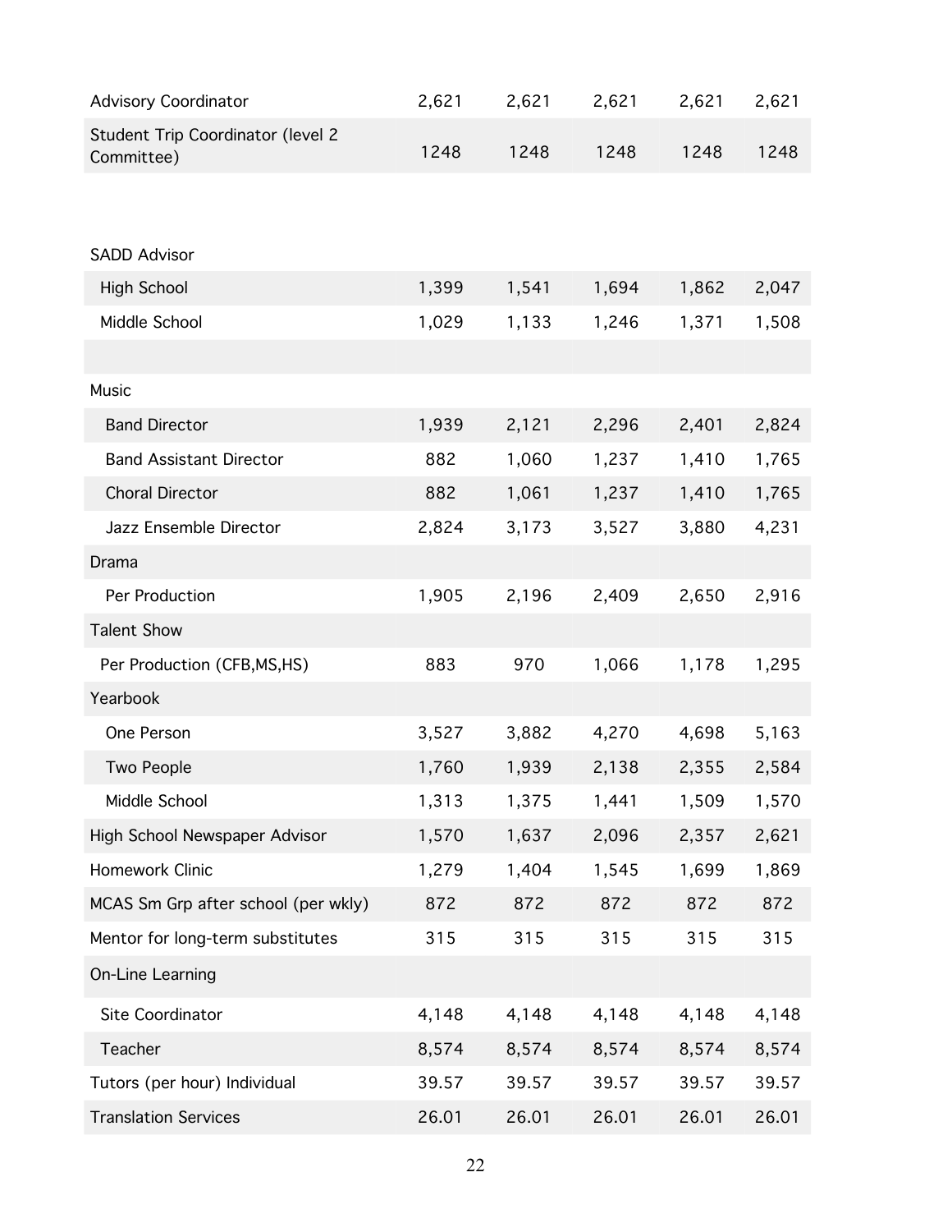| | | | | | |
|---|---|---|---|---|---|
| Advisory Coordinator | 2,621 | 2,621 | 2,621 | 2,621 | 2,621 |
| Student Trip Coordinator (level 2 Committee) | 1248 | 1248 | 1248 | 1248 | 1248 |
| | | | | | |
| SADD Advisor | | | | | |
| High School | 1,399 | 1,541 | 1,694 | 1,862 | 2,047 |
| Middle School | 1,029 | 1,133 | 1,246 | 1,371 | 1,508 |
| | | | | | |
| Music | | | | | |
| Band Director | 1,939 | 2,121 | 2,296 | 2,401 | 2,824 |
| Band Assistant Director | 882 | 1,060 | 1,237 | 1,410 | 1,765 |
| Choral Director | 882 | 1,061 | 1,237 | 1,410 | 1,765 |
| Jazz Ensemble Director | 2,824 | 3,173 | 3,527 | 3,880 | 4,231 |
| Drama | | | | | |
| Per Production | 1,905 | 2,196 | 2,409 | 2,650 | 2,916 |
| Talent Show | | | | | |
| Per Production (CFB,MS,HS) | 883 | 970 | 1,066 | 1,178 | 1,295 |
| Yearbook | | | | | |
| One Person | 3,527 | 3,882 | 4,270 | 4,698 | 5,163 |
| Two People | 1,760 | 1,939 | 2,138 | 2,355 | 2,584 |
| Middle School | 1,313 | 1,375 | 1,441 | 1,509 | 1,570 |
| High School Newspaper Advisor | 1,570 | 1,637 | 2,096 | 2,357 | 2,621 |
| Homework Clinic | 1,279 | 1,404 | 1,545 | 1,699 | 1,869 |
| MCAS Sm Grp after school (per wkly) | 872 | 872 | 872 | 872 | 872 |
| Mentor for long-term substitutes | 315 | 315 | 315 | 315 | 315 |
| On-Line Learning | | | | | |
| Site Coordinator | 4,148 | 4,148 | 4,148 | 4,148 | 4,148 |
| Teacher | 8,574 | 8,574 | 8,574 | 8,574 | 8,574 |
| Tutors (per hour) Individual | 39.57 | 39.57 | 39.57 | 39.57 | 39.57 |
| Translation Services | 26.01 | 26.01 | 26.01 | 26.01 | 26.01 |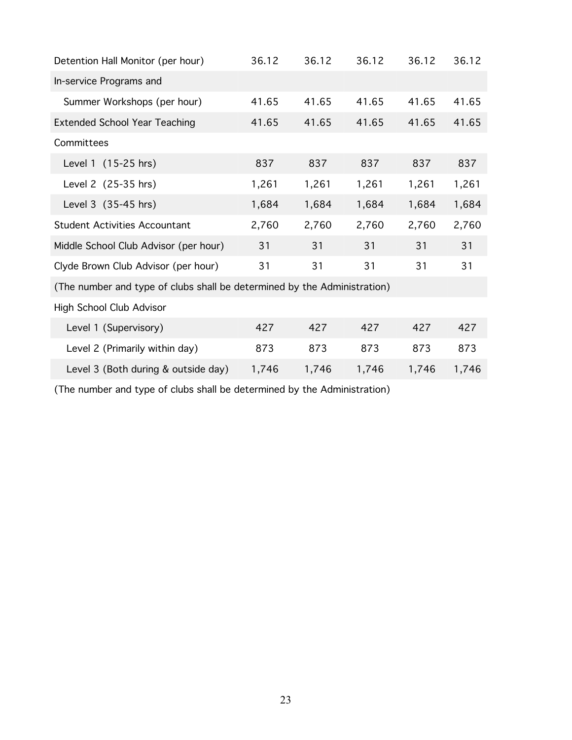| | | | | | |
|---|---|---|---|---|---|
| Detention Hall Monitor (per hour) | 36.12 | 36.12 | 36.12 | 36.12 | 36.12 |
| In-service Programs and | | | | | |
| Summer Workshops (per hour) | 41.65 | 41.65 | 41.65 | 41.65 | 41.65 |
| Extended School Year Teaching | 41.65 | 41.65 | 41.65 | 41.65 | 41.65 |
| Committees | | | | | |
| Level 1 (15-25 hrs) | 837 | 837 | 837 | 837 | 837 |
| Level 2 (25-35 hrs) | 1,261 | 1,261 | 1,261 | 1,261 | 1,261 |
| Level 3 (35-45 hrs) | 1,684 | 1,684 | 1,684 | 1,684 | 1,684 |
| Student Activities Accountant | 2,760 | 2,760 | 2,760 | 2,760 | 2,760 |
| Middle School Club Advisor (per hour) | 31 | 31 | 31 | 31 | 31 |
| Clyde Brown Club Advisor (per hour) | 31 | 31 | 31 | 31 | 31 |
| (The number and type of clubs shall be determined by the Administration) | | | | | |
| High School Club Advisor | | | | | |
| Level 1 (Supervisory) | 427 | 427 | 427 | 427 | 427 |
| Level 2 (Primarily within day) | 873 | 873 | 873 | 873 | 873 |
| Level 3 (Both during & outside day) | 1,746 | 1,746 | 1,746 | 1,746 | 1,746 |

(The number and type of clubs shall be determined by the Administration)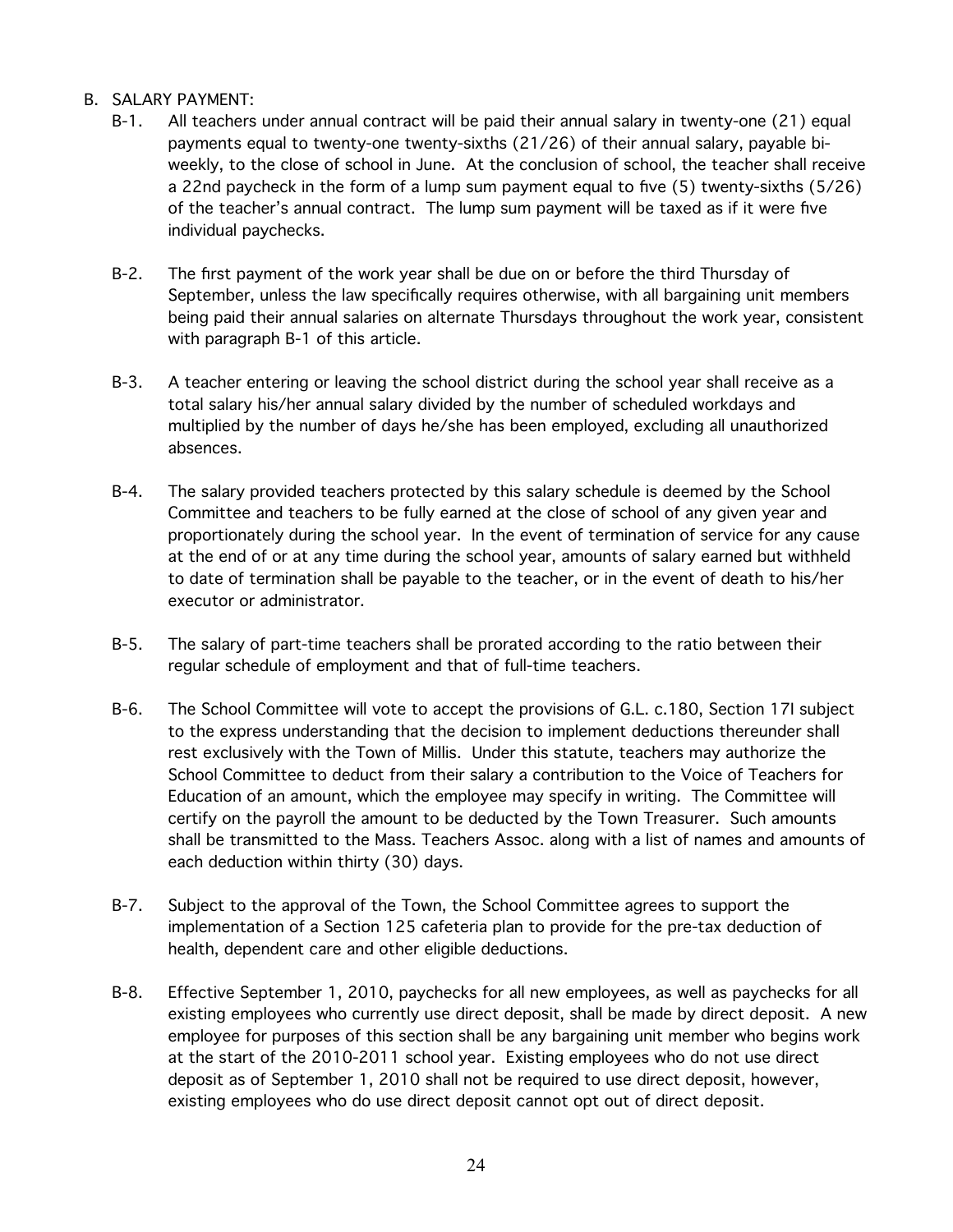## B. SALARY PAYMENT:

B-1. All teachers under annual contract will be paid their annual salary in twenty-one (21) equal payments equal to twenty-one twenty-sixths (21/26) of their annual salary, payable bi-weekly, to the close of school in June. At the conclusion of school, the teacher shall receive a 22nd paycheck in the form of a lump sum payment equal to five (5) twenty-sixths (5/26) of the teacher's annual contract. The lump sum payment will be taxed as if it were five individual paychecks.

B-2. The first payment of the work year shall be due on or before the third Thursday of September, unless the law specifically requires otherwise, with all bargaining unit members being paid their annual salaries on alternate Thursdays throughout the work year, consistent with paragraph B-1 of this article.

B-3. A teacher entering or leaving the school district during the school year shall receive as a total salary his/her annual salary divided by the number of scheduled workdays and multiplied by the number of days he/she has been employed, excluding all unauthorized absences.

B-4. The salary provided teachers protected by this salary schedule is deemed by the School Committee and teachers to be fully earned at the close of school of any given year and proportionately during the school year. In the event of termination of service for any cause at the end of or at any time during the school year, amounts of salary earned but withheld to date of termination shall be payable to the teacher, or in the event of death to his/her executor or administrator.

B-5. The salary of part-time teachers shall be prorated according to the ratio between their regular schedule of employment and that of full-time teachers.

B-6. The School Committee will vote to accept the provisions of G.L. c.180, Section 17I subject to the express understanding that the decision to implement deductions thereunder shall rest exclusively with the Town of Millis. Under this statute, teachers may authorize the School Committee to deduct from their salary a contribution to the Voice of Teachers for Education of an amount, which the employee may specify in writing. The Committee will certify on the payroll the amount to be deducted by the Town Treasurer. Such amounts shall be transmitted to the Mass. Teachers Assoc. along with a list of names and amounts of each deduction within thirty (30) days.

B-7. Subject to the approval of the Town, the School Committee agrees to support the implementation of a Section 125 cafeteria plan to provide for the pre-tax deduction of health, dependent care and other eligible deductions.

B-8. Effective September 1, 2010, paychecks for all new employees, as well as paychecks for all existing employees who currently use direct deposit, shall be made by direct deposit. A new employee for purposes of this section shall be any bargaining unit member who begins work at the start of the 2010-2011 school year. Existing employees who do not use direct deposit as of September 1, 2010 shall not be required to use direct deposit, however, existing employees who do use direct deposit cannot opt out of direct deposit.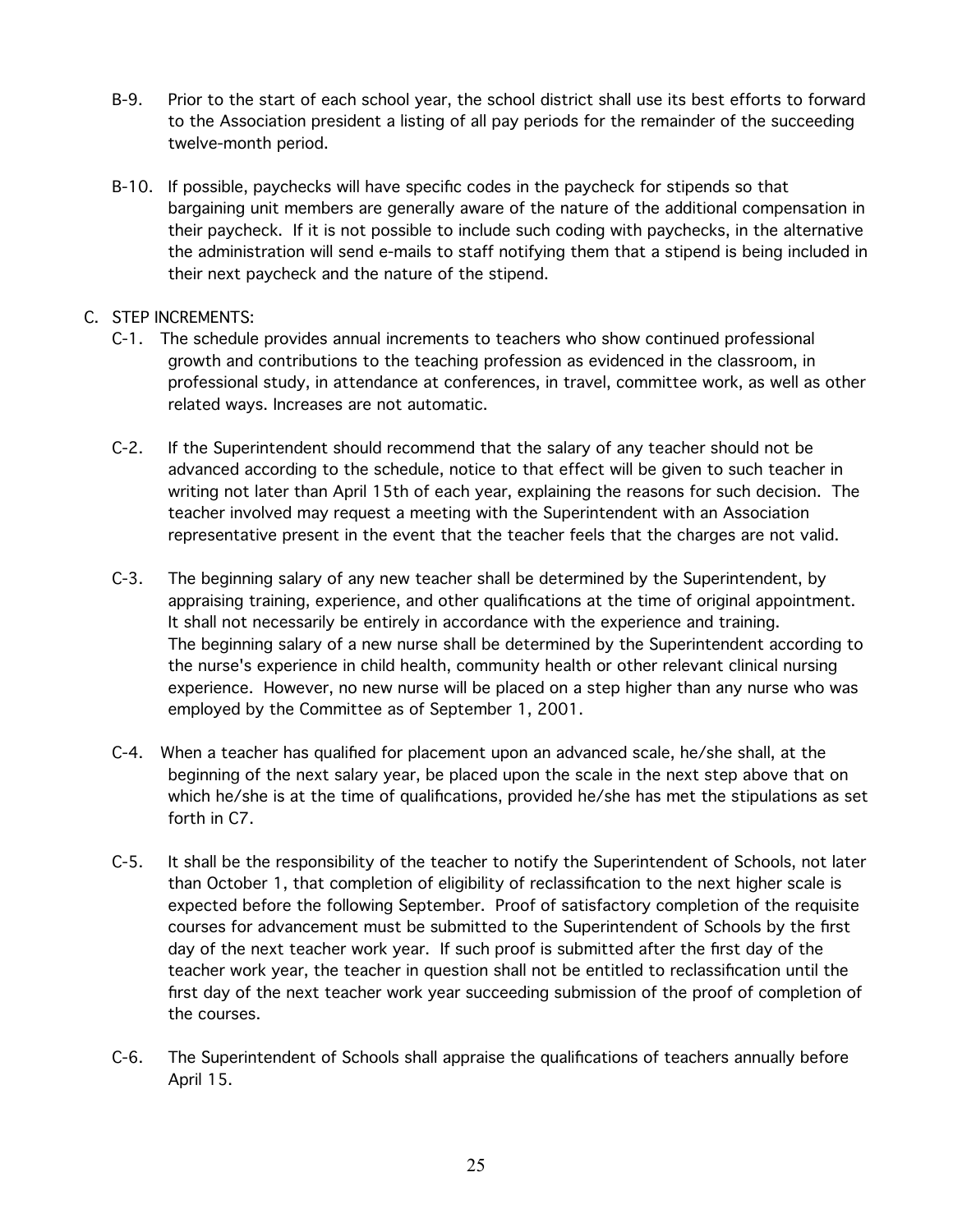B-9. Prior to the start of each school year, the school district shall use its best efforts to forward to the Association president a listing of all pay periods for the remainder of the succeeding twelve-month period.

B-10. If possible, paychecks will have specific codes in the paycheck for stipends so that bargaining unit members are generally aware of the nature of the additional compensation in their paycheck. If it is not possible to include such coding with paychecks, in the alternative the administration will send e-mails to staff notifying them that a stipend is being included in their next paycheck and the nature of the stipend.

C. STEP INCREMENTS:

C-1. The schedule provides annual increments to teachers who show continued professional growth and contributions to the teaching profession as evidenced in the classroom, in professional study, in attendance at conferences, in travel, committee work, as well as other related ways. Increases are not automatic.

C-2. If the Superintendent should recommend that the salary of any teacher should not be advanced according to the schedule, notice to that effect will be given to such teacher in writing not later than April 15th of each year, explaining the reasons for such decision. The teacher involved may request a meeting with the Superintendent with an Association representative present in the event that the teacher feels that the charges are not valid.

C-3. The beginning salary of any new teacher shall be determined by the Superintendent, by appraising training, experience, and other qualifications at the time of original appointment. It shall not necessarily be entirely in accordance with the experience and training. The beginning salary of a new nurse shall be determined by the Superintendent according to the nurse's experience in child health, community health or other relevant clinical nursing experience. However, no new nurse will be placed on a step higher than any nurse who was employed by the Committee as of September 1, 2001.

C-4. When a teacher has qualified for placement upon an advanced scale, he/she shall, at the beginning of the next salary year, be placed upon the scale in the next step above that on which he/she is at the time of qualifications, provided he/she has met the stipulations as set forth in C7.

C-5. It shall be the responsibility of the teacher to notify the Superintendent of Schools, not later than October 1, that completion of eligibility of reclassification to the next higher scale is expected before the following September. Proof of satisfactory completion of the requisite courses for advancement must be submitted to the Superintendent of Schools by the first day of the next teacher work year. If such proof is submitted after the first day of the teacher work year, the teacher in question shall not be entitled to reclassification until the first day of the next teacher work year succeeding submission of the proof of completion of the courses.

C-6. The Superintendent of Schools shall appraise the qualifications of teachers annually before April 15.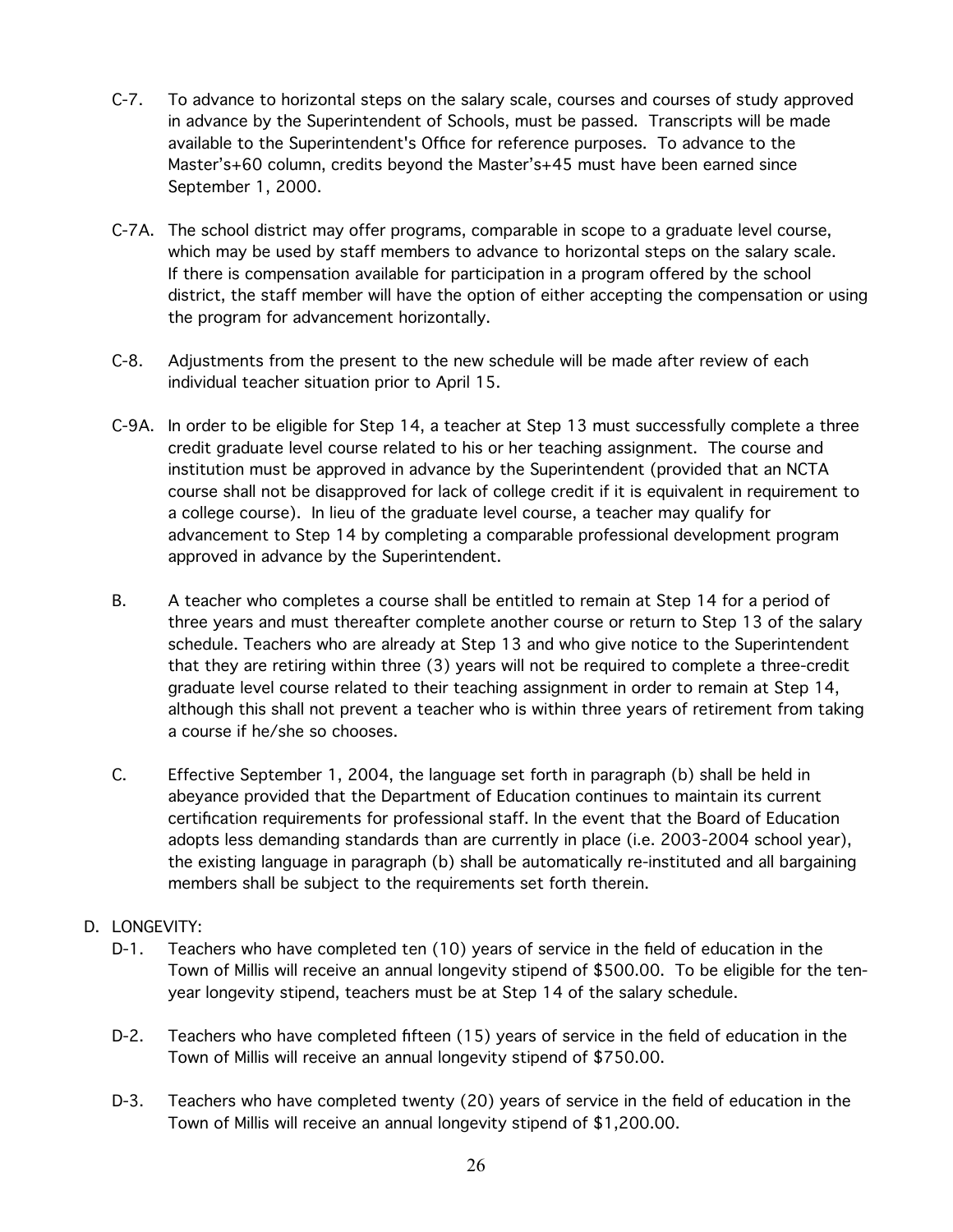C-7. To advance to horizontal steps on the salary scale, courses and courses of study approved in advance by the Superintendent of Schools, must be passed. Transcripts will be made available to the Superintendent's Office for reference purposes. To advance to the Master's+60 column, credits beyond the Master's+45 must have been earned since September 1, 2000.

C-7A. The school district may offer programs, comparable in scope to a graduate level course, which may be used by staff members to advance to horizontal steps on the salary scale. If there is compensation available for participation in a program offered by the school district, the staff member will have the option of either accepting the compensation or using the program for advancement horizontally.

C-8. Adjustments from the present to the new schedule will be made after review of each individual teacher situation prior to April 15.

C-9A. In order to be eligible for Step 14, a teacher at Step 13 must successfully complete a three credit graduate level course related to his or her teaching assignment. The course and institution must be approved in advance by the Superintendent (provided that an NCTA course shall not be disapproved for lack of college credit if it is equivalent in requirement to a college course). In lieu of the graduate level course, a teacher may qualify for advancement to Step 14 by completing a comparable professional development program approved in advance by the Superintendent.

B. A teacher who completes a course shall be entitled to remain at Step 14 for a period of three years and must thereafter complete another course or return to Step 13 of the salary schedule. Teachers who are already at Step 13 and who give notice to the Superintendent that they are retiring within three (3) years will not be required to complete a three-credit graduate level course related to their teaching assignment in order to remain at Step 14, although this shall not prevent a teacher who is within three years of retirement from taking a course if he/she so chooses.

C. Effective September 1, 2004, the language set forth in paragraph (b) shall be held in abeyance provided that the Department of Education continues to maintain its current certification requirements for professional staff. In the event that the Board of Education adopts less demanding standards than are currently in place (i.e. 2003-2004 school year), the existing language in paragraph (b) shall be automatically re-instituted and all bargaining members shall be subject to the requirements set forth therein.

D. LONGEVITY:

D-1. Teachers who have completed ten (10) years of service in the field of education in the Town of Millis will receive an annual longevity stipend of $500.00. To be eligible for the ten-year longevity stipend, teachers must be at Step 14 of the salary schedule.

D-2. Teachers who have completed fifteen (15) years of service in the field of education in the Town of Millis will receive an annual longevity stipend of $750.00.

D-3. Teachers who have completed twenty (20) years of service in the field of education in the Town of Millis will receive an annual longevity stipend of $1,200.00.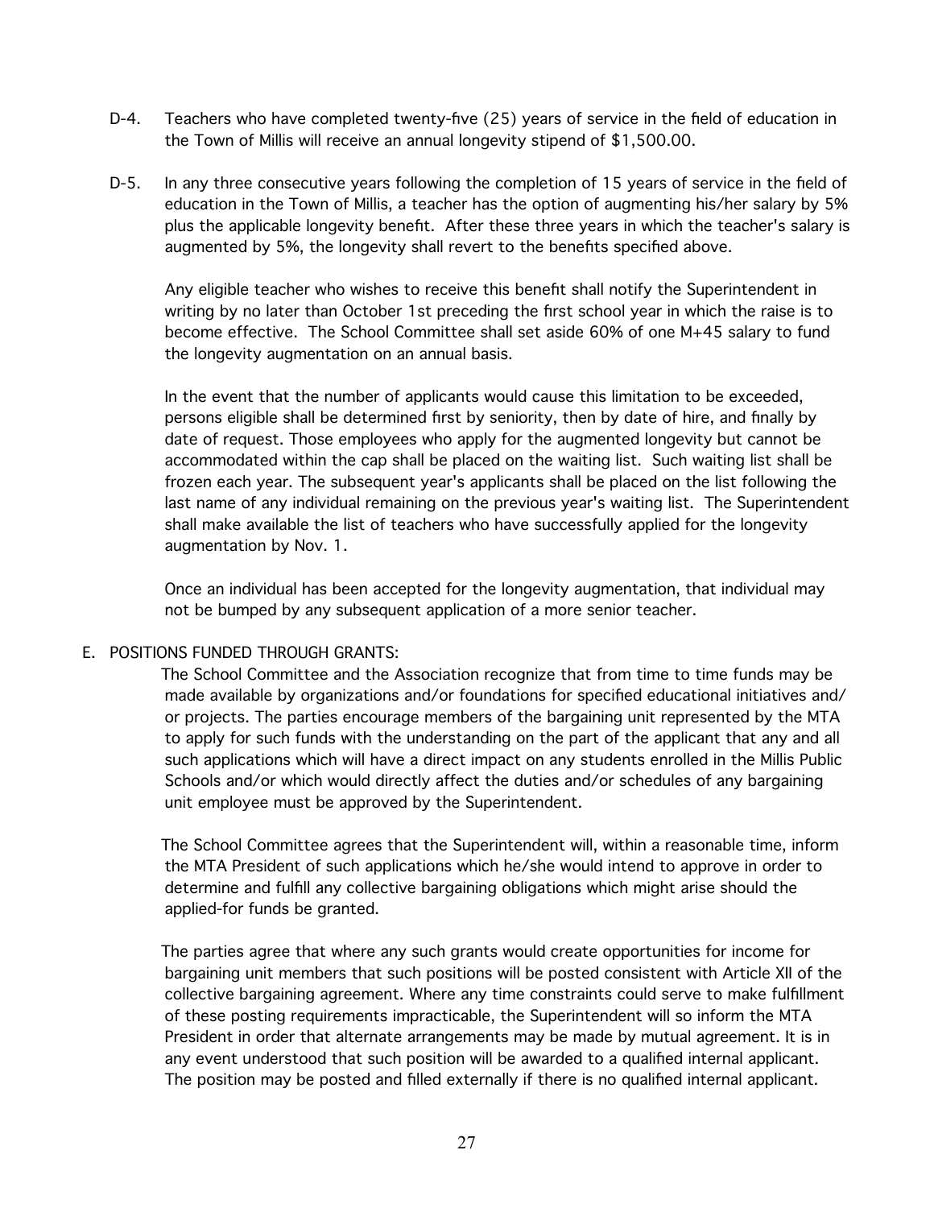D-4. Teachers who have completed twenty-five (25) years of service in the field of education in the Town of Millis will receive an annual longevity stipend of $1,500.00.

D-5. In any three consecutive years following the completion of 15 years of service in the field of education in the Town of Millis, a teacher has the option of augmenting his/her salary by 5% plus the applicable longevity benefit. After these three years in which the teacher's salary is augmented by 5%, the longevity shall revert to the benefits specified above.

Any eligible teacher who wishes to receive this benefit shall notify the Superintendent in writing by no later than October 1st preceding the first school year in which the raise is to become effective. The School Committee shall set aside 60% of one M+45 salary to fund the longevity augmentation on an annual basis.

In the event that the number of applicants would cause this limitation to be exceeded, persons eligible shall be determined first by seniority, then by date of hire, and finally by date of request. Those employees who apply for the augmented longevity but cannot be accommodated within the cap shall be placed on the waiting list. Such waiting list shall be frozen each year. The subsequent year's applicants shall be placed on the list following the last name of any individual remaining on the previous year's waiting list. The Superintendent shall make available the list of teachers who have successfully applied for the longevity augmentation by Nov. 1.

Once an individual has been accepted for the longevity augmentation, that individual may not be bumped by any subsequent application of a more senior teacher.

E. POSITIONS FUNDED THROUGH GRANTS:

The School Committee and the Association recognize that from time to time funds may be made available by organizations and/or foundations for specified educational initiatives and/or projects. The parties encourage members of the bargaining unit represented by the MTA to apply for such funds with the understanding on the part of the applicant that any and all such applications which will have a direct impact on any students enrolled in the Millis Public Schools and/or which would directly affect the duties and/or schedules of any bargaining unit employee must be approved by the Superintendent.

The School Committee agrees that the Superintendent will, within a reasonable time, inform the MTA President of such applications which he/she would intend to approve in order to determine and fulfill any collective bargaining obligations which might arise should the applied-for funds be granted.

The parties agree that where any such grants would create opportunities for income for bargaining unit members that such positions will be posted consistent with Article XII of the collective bargaining agreement. Where any time constraints could serve to make fulfillment of these posting requirements impracticable, the Superintendent will so inform the MTA President in order that alternate arrangements may be made by mutual agreement. It is in any event understood that such position will be awarded to a qualified internal applicant. The position may be posted and filled externally if there is no qualified internal applicant.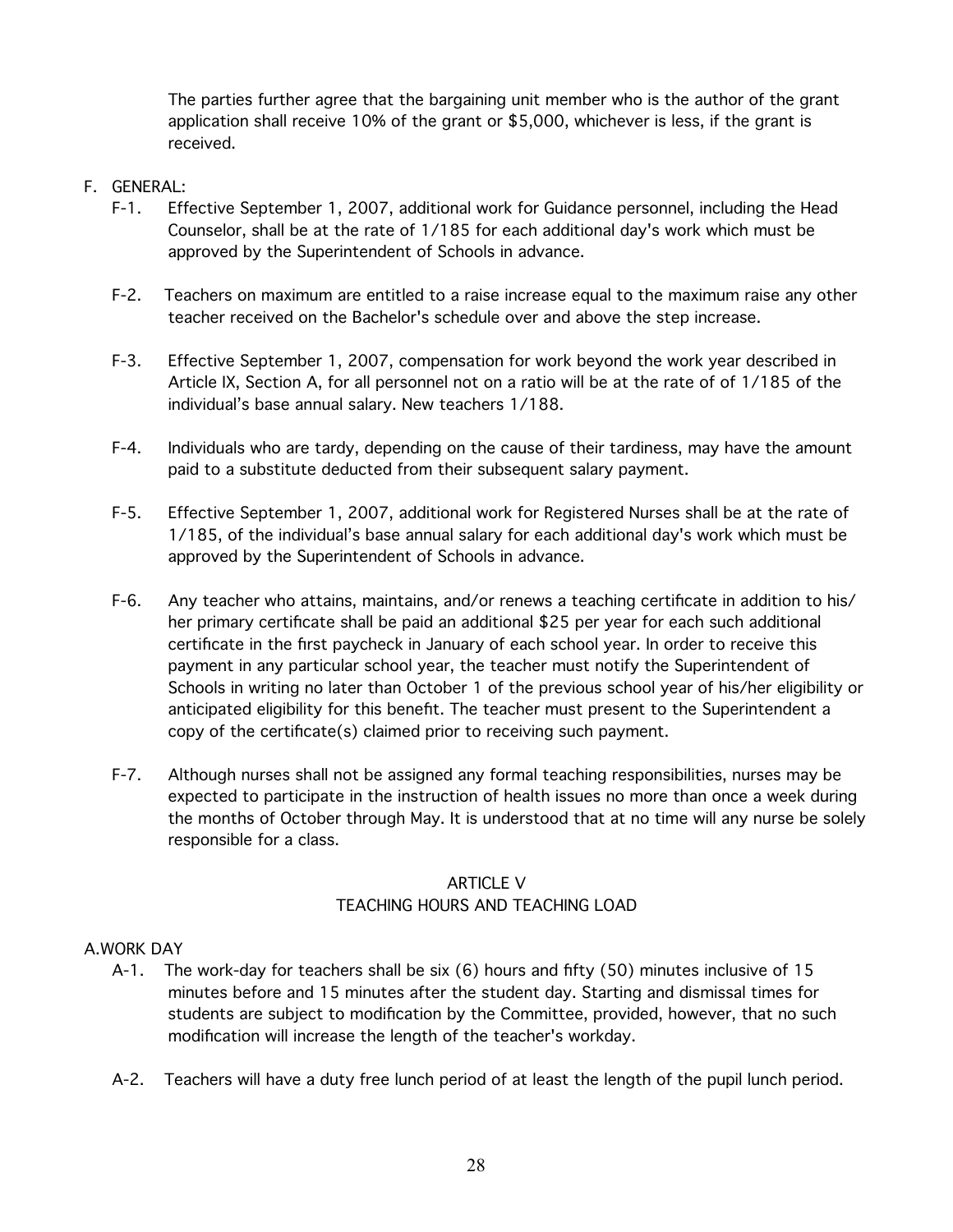The parties further agree that the bargaining unit member who is the author of the grant application shall receive 10% of the grant or $5,000, whichever is less, if the grant is received.

F. GENERAL:

F-1. Effective September 1, 2007, additional work for Guidance personnel, including the Head Counselor, shall be at the rate of 1/185 for each additional day's work which must be approved by the Superintendent of Schools in advance.

F-2. Teachers on maximum are entitled to a raise increase equal to the maximum raise any other teacher received on the Bachelor's schedule over and above the step increase.

F-3. Effective September 1, 2007, compensation for work beyond the work year described in Article IX, Section A, for all personnel not on a ratio will be at the rate of of 1/185 of the individual's base annual salary. New teachers 1/188.

F-4. Individuals who are tardy, depending on the cause of their tardiness, may have the amount paid to a substitute deducted from their subsequent salary payment.

F-5. Effective September 1, 2007, additional work for Registered Nurses shall be at the rate of 1/185, of the individual's base annual salary for each additional day's work which must be approved by the Superintendent of Schools in advance.

F-6. Any teacher who attains, maintains, and/or renews a teaching certificate in addition to his/her primary certificate shall be paid an additional $25 per year for each such additional certificate in the first paycheck in January of each school year. In order to receive this payment in any particular school year, the teacher must notify the Superintendent of Schools in writing no later than October 1 of the previous school year of his/her eligibility or anticipated eligibility for this benefit. The teacher must present to the Superintendent a copy of the certificate(s) claimed prior to receiving such payment.

F-7. Although nurses shall not be assigned any formal teaching responsibilities, nurses may be expected to participate in the instruction of health issues no more than once a week during the months of October through May. It is understood that at no time will any nurse be solely responsible for a class.

## ARTICLE V
## TEACHING HOURS AND TEACHING LOAD

A. WORK DAY

A-1. The work-day for teachers shall be six (6) hours and fifty (50) minutes inclusive of 15 minutes before and 15 minutes after the student day. Starting and dismissal times for students are subject to modification by the Committee, provided, however, that no such modification will increase the length of the teacher's workday.

A-2. Teachers will have a duty free lunch period of at least the length of the pupil lunch period.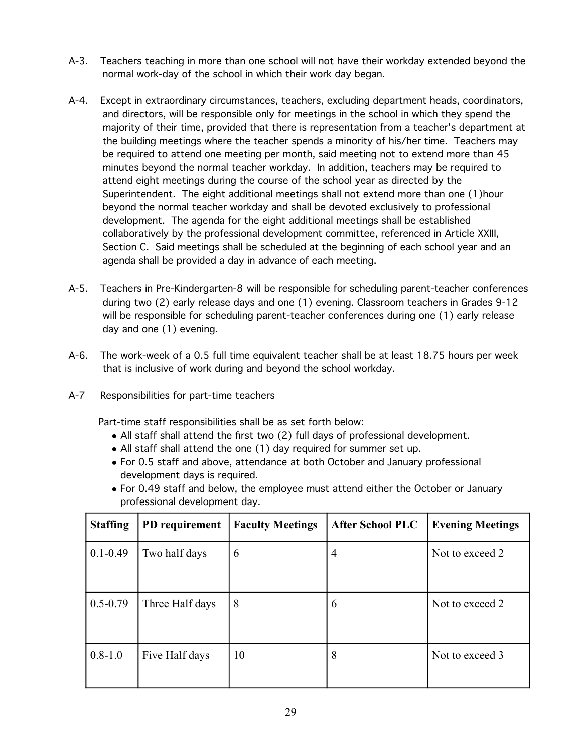A-3. Teachers teaching in more than one school will not have their workday extended beyond the normal work-day of the school in which their work day began.

A-4. Except in extraordinary circumstances, teachers, excluding department heads, coordinators, and directors, will be responsible only for meetings in the school in which they spend the majority of their time, provided that there is representation from a teacher's department at the building meetings where the teacher spends a minority of his/her time. Teachers may be required to attend one meeting per month, said meeting not to extend more than 45 minutes beyond the normal teacher workday. In addition, teachers may be required to attend eight meetings during the course of the school year as directed by the Superintendent. The eight additional meetings shall not extend more than one (1)hour beyond the normal teacher workday and shall be devoted exclusively to professional development. The agenda for the eight additional meetings shall be established collaboratively by the professional development committee, referenced in Article XXIII, Section C. Said meetings shall be scheduled at the beginning of each school year and an agenda shall be provided a day in advance of each meeting.

A-5. Teachers in Pre-Kindergarten-8 will be responsible for scheduling parent-teacher conferences during two (2) early release days and one (1) evening. Classroom teachers in Grades 9-12 will be responsible for scheduling parent-teacher conferences during one (1) early release day and one (1) evening.

A-6. The work-week of a 0.5 full time equivalent teacher shall be at least 18.75 hours per week that is inclusive of work during and beyond the school workday.

A-7 Responsibilities for part-time teachers

Part-time staff responsibilities shall be as set forth below:

- All staff shall attend the first two (2) full days of professional development.
- All staff shall attend the one (1) day required for summer set up.
- For 0.5 staff and above, attendance at both October and January professional development days is required.
- For 0.49 staff and below, the employee must attend either the October or January professional development day.

| **Staffing** | **PD requirement** | **Faculty Meetings** | **After School PLC** | **Evening Meetings** |
|---|---|---|---|---|
| 0.1-0.49 | Two half days | 6 | 4 | Not to exceed 2 |
| 0.5-0.79 | Three Half days | 8 | 6 | Not to exceed 2 |
| 0.8-1.0 | Five Half days | 10 | 8 | Not to exceed 3 |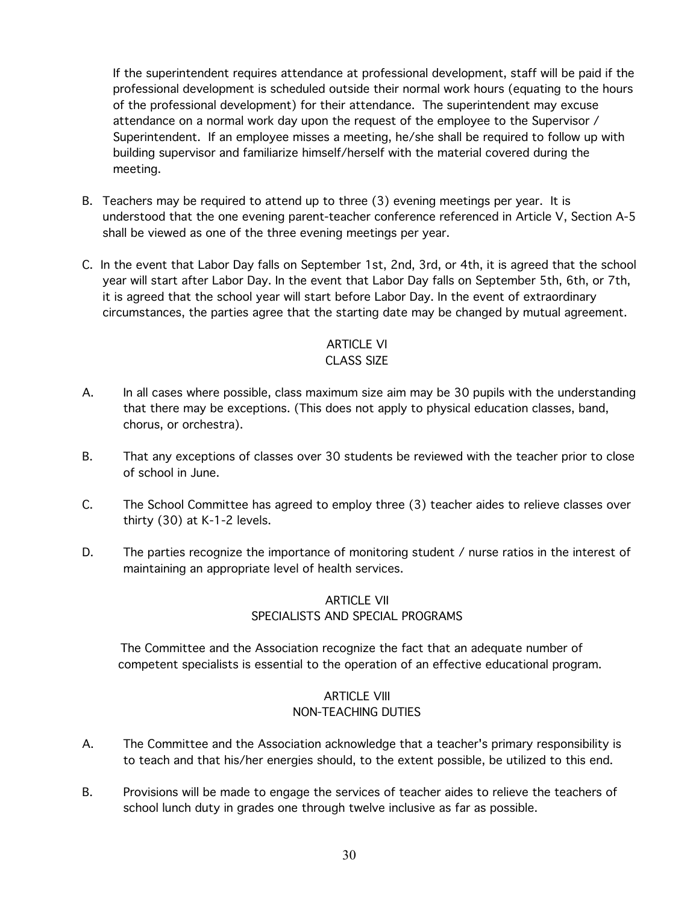If the superintendent requires attendance at professional development, staff will be paid if the professional development is scheduled outside their normal work hours (equating to the hours of the professional development) for their attendance. The superintendent may excuse attendance on a normal work day upon the request of the employee to the Supervisor / Superintendent. If an employee misses a meeting, he/she shall be required to follow up with building supervisor and familiarize himself/herself with the material covered during the meeting.

B. Teachers may be required to attend up to three (3) evening meetings per year. It is understood that the one evening parent-teacher conference referenced in Article V, Section A-5 shall be viewed as one of the three evening meetings per year.

C. In the event that Labor Day falls on September 1st, 2nd, 3rd, or 4th, it is agreed that the school year will start after Labor Day. In the event that Labor Day falls on September 5th, 6th, or 7th, it is agreed that the school year will start before Labor Day. In the event of extraordinary circumstances, the parties agree that the starting date may be changed by mutual agreement.

## ARTICLE VI
## CLASS SIZE

A. In all cases where possible, class maximum size aim may be 30 pupils with the understanding that there may be exceptions. (This does not apply to physical education classes, band, chorus, or orchestra).

B. That any exceptions of classes over 30 students be reviewed with the teacher prior to close of school in June.

C. The School Committee has agreed to employ three (3) teacher aides to relieve classes over thirty (30) at K-1-2 levels.

D. The parties recognize the importance of monitoring student / nurse ratios in the interest of maintaining an appropriate level of health services.

## ARTICLE VII
## SPECIALISTS AND SPECIAL PROGRAMS

The Committee and the Association recognize the fact that an adequate number of competent specialists is essential to the operation of an effective educational program.

## ARTICLE VIII
## NON-TEACHING DUTIES

A. The Committee and the Association acknowledge that a teacher's primary responsibility is to teach and that his/her energies should, to the extent possible, be utilized to this end.

B. Provisions will be made to engage the services of teacher aides to relieve the teachers of school lunch duty in grades one through twelve inclusive as far as possible.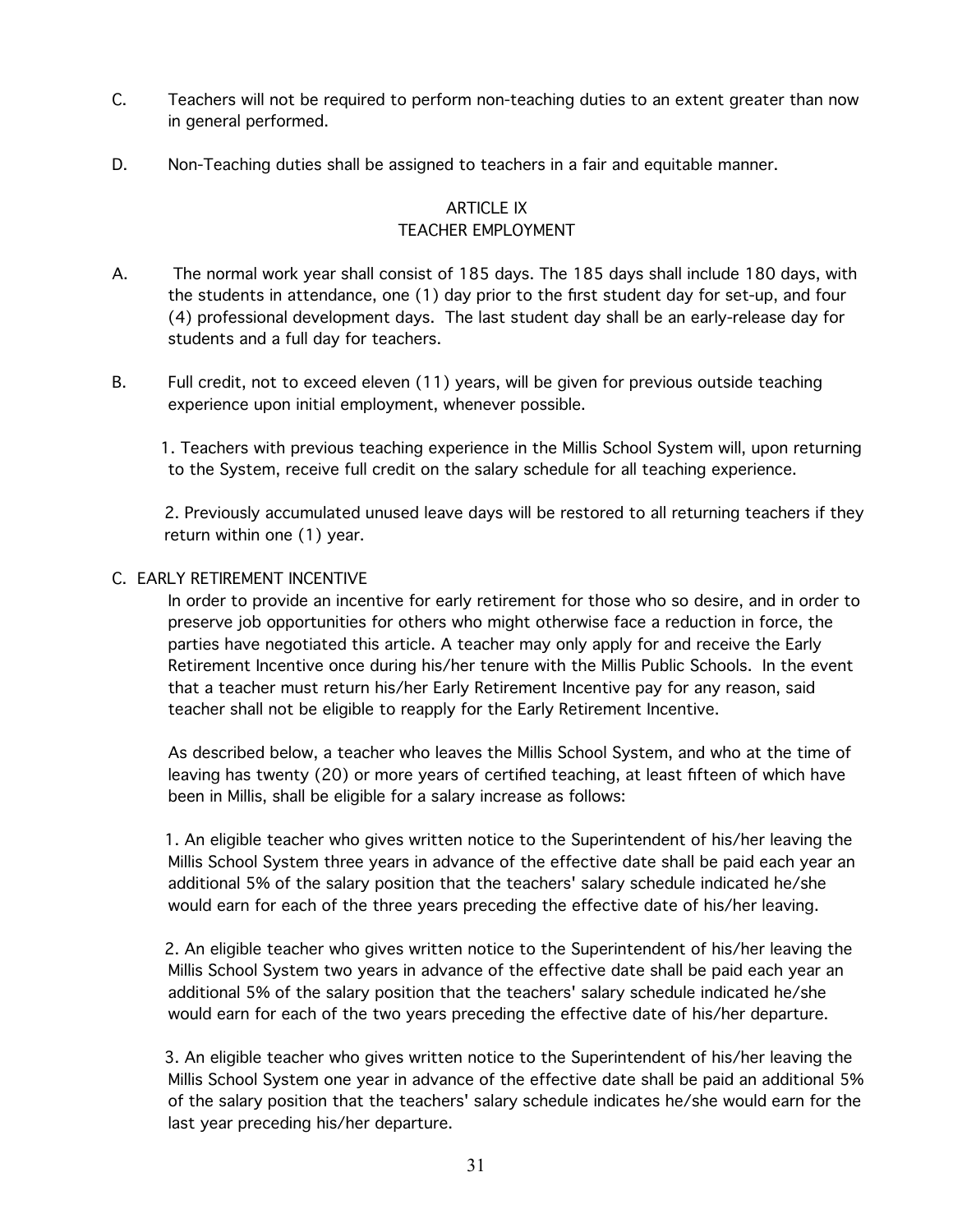C. Teachers will not be required to perform non-teaching duties to an extent greater than now in general performed.

D. Non-Teaching duties shall be assigned to teachers in a fair and equitable manner.

## ARTICLE IX
## TEACHER EMPLOYMENT

A. The normal work year shall consist of 185 days. The 185 days shall include 180 days, with the students in attendance, one (1) day prior to the first student day for set-up, and four (4) professional development days. The last student day shall be an early-release day for students and a full day for teachers.

B. Full credit, not to exceed eleven (11) years, will be given for previous outside teaching experience upon initial employment, whenever possible.

1. Teachers with previous teaching experience in the Millis School System will, upon returning to the System, receive full credit on the salary schedule for all teaching experience.

2. Previously accumulated unused leave days will be restored to all returning teachers if they return within one (1) year.

C. EARLY RETIREMENT INCENTIVE

In order to provide an incentive for early retirement for those who so desire, and in order to preserve job opportunities for others who might otherwise face a reduction in force, the parties have negotiated this article. A teacher may only apply for and receive the Early Retirement Incentive once during his/her tenure with the Millis Public Schools. In the event that a teacher must return his/her Early Retirement Incentive pay for any reason, said teacher shall not be eligible to reapply for the Early Retirement Incentive.

As described below, a teacher who leaves the Millis School System, and who at the time of leaving has twenty (20) or more years of certified teaching, at least fifteen of which have been in Millis, shall be eligible for a salary increase as follows:

1. An eligible teacher who gives written notice to the Superintendent of his/her leaving the Millis School System three years in advance of the effective date shall be paid each year an additional 5% of the salary position that the teachers' salary schedule indicated he/she would earn for each of the three years preceding the effective date of his/her leaving.

2. An eligible teacher who gives written notice to the Superintendent of his/her leaving the Millis School System two years in advance of the effective date shall be paid each year an additional 5% of the salary position that the teachers' salary schedule indicated he/she would earn for each of the two years preceding the effective date of his/her departure.

3. An eligible teacher who gives written notice to the Superintendent of his/her leaving the Millis School System one year in advance of the effective date shall be paid an additional 5% of the salary position that the teachers' salary schedule indicates he/she would earn for the last year preceding his/her departure.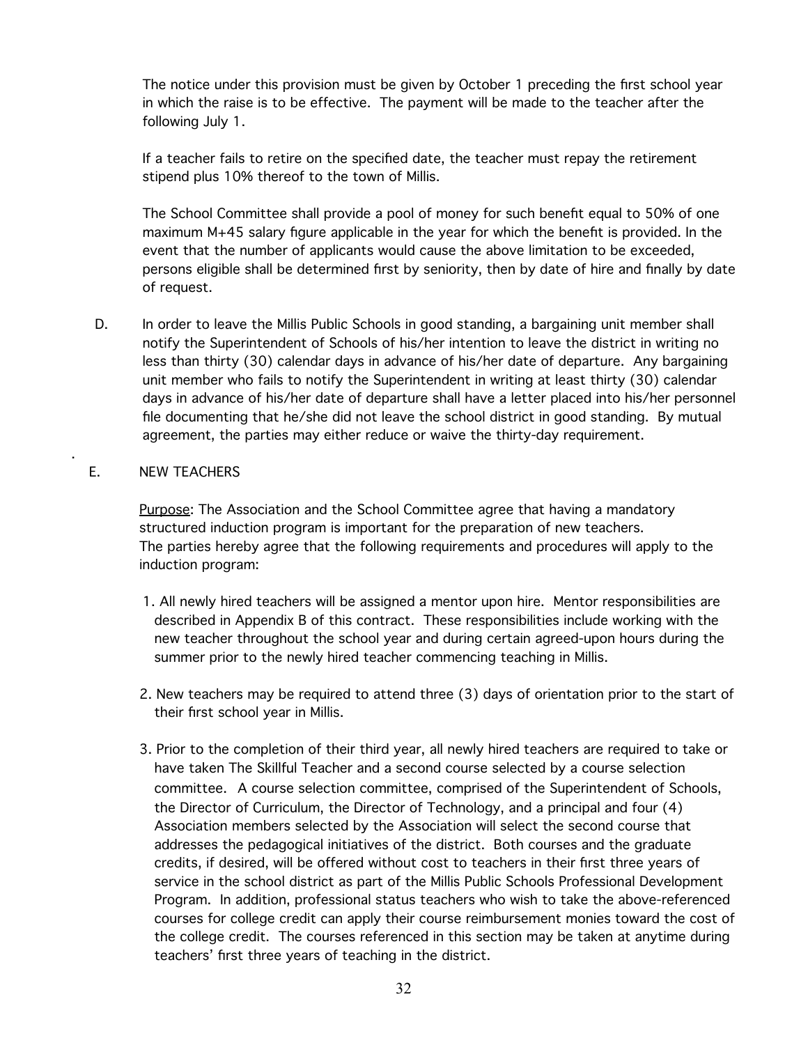The notice under this provision must be given by October 1 preceding the first school year in which the raise is to be effective. The payment will be made to the teacher after the following July 1.

If a teacher fails to retire on the specified date, the teacher must repay the retirement stipend plus 10% thereof to the town of Millis.

The School Committee shall provide a pool of money for such benefit equal to 50% of one maximum M+45 salary figure applicable in the year for which the benefit is provided. In the event that the number of applicants would cause the above limitation to be exceeded, persons eligible shall be determined first by seniority, then by date of hire and finally by date of request.

D. In order to leave the Millis Public Schools in good standing, a bargaining unit member shall notify the Superintendent of Schools of his/her intention to leave the district in writing no less than thirty (30) calendar days in advance of his/her date of departure. Any bargaining unit member who fails to notify the Superintendent in writing at least thirty (30) calendar days in advance of his/her date of departure shall have a letter placed into his/her personnel file documenting that he/she did not leave the school district in good standing. By mutual agreement, the parties may either reduce or waive the thirty-day requirement.

E. NEW TEACHERS

<u>Purpose</u>: The Association and the School Committee agree that having a mandatory structured induction program is important for the preparation of new teachers. The parties hereby agree that the following requirements and procedures will apply to the induction program:

1. All newly hired teachers will be assigned a mentor upon hire. Mentor responsibilities are described in Appendix B of this contract. These responsibilities include working with the new teacher throughout the school year and during certain agreed-upon hours during the summer prior to the newly hired teacher commencing teaching in Millis.

2. New teachers may be required to attend three (3) days of orientation prior to the start of their first school year in Millis.

3. Prior to the completion of their third year, all newly hired teachers are required to take or have taken The Skillful Teacher and a second course selected by a course selection committee. A course selection committee, comprised of the Superintendent of Schools, the Director of Curriculum, the Director of Technology, and a principal and four (4) Association members selected by the Association will select the second course that addresses the pedagogical initiatives of the district. Both courses and the graduate credits, if desired, will be offered without cost to teachers in their first three years of service in the school district as part of the Millis Public Schools Professional Development Program. In addition, professional status teachers who wish to take the above-referenced courses for college credit can apply their course reimbursement monies toward the cost of the college credit. The courses referenced in this section may be taken at anytime during teachers' first three years of teaching in the district.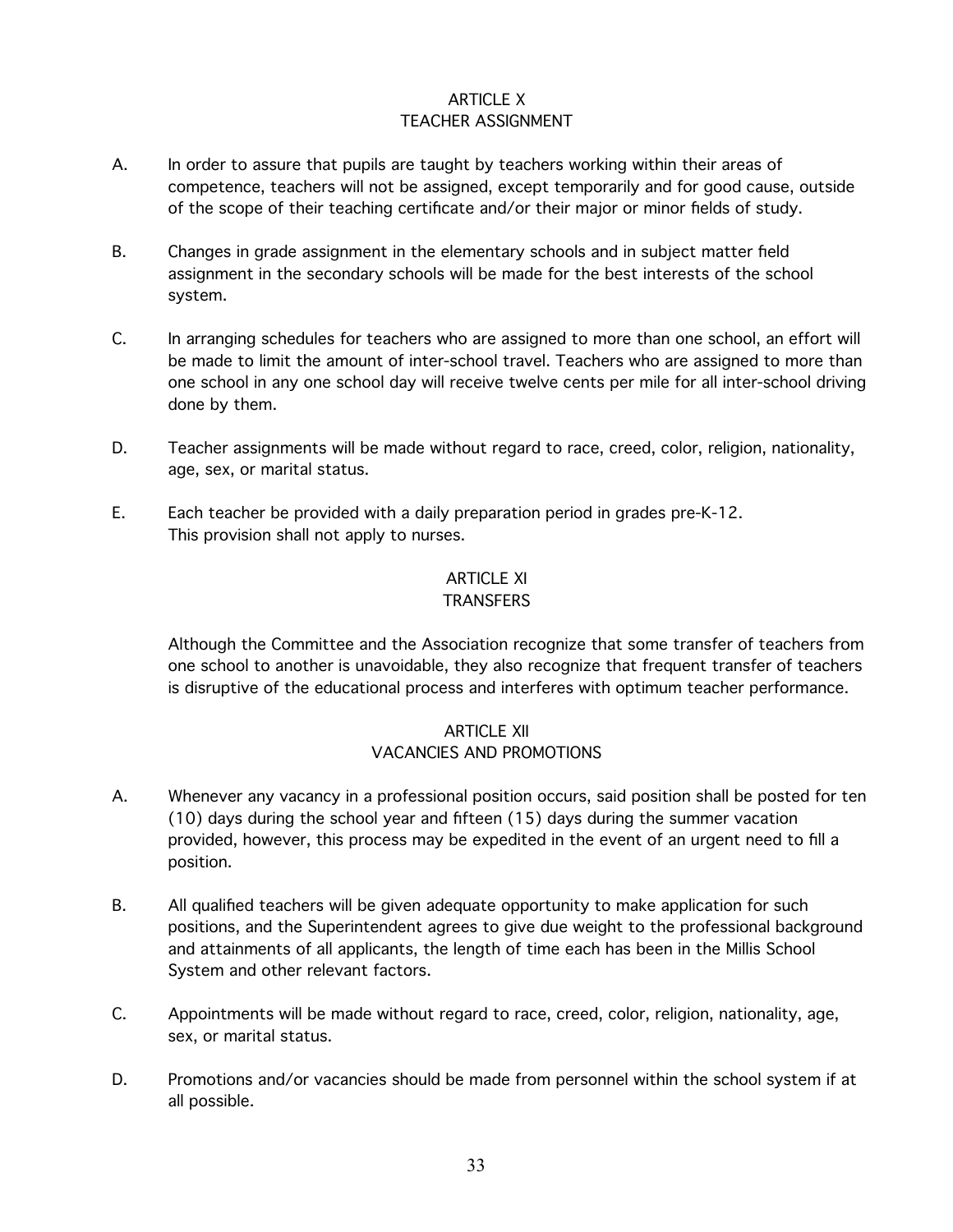# ARTICLE X
# TEACHER ASSIGNMENT

A. In order to assure that pupils are taught by teachers working within their areas of competence, teachers will not be assigned, except temporarily and for good cause, outside of the scope of their teaching certificate and/or their major or minor fields of study.

B. Changes in grade assignment in the elementary schools and in subject matter field assignment in the secondary schools will be made for the best interests of the school system.

C. In arranging schedules for teachers who are assigned to more than one school, an effort will be made to limit the amount of inter-school travel. Teachers who are assigned to more than one school in any one school day will receive twelve cents per mile for all inter-school driving done by them.

D. Teacher assignments will be made without regard to race, creed, color, religion, nationality, age, sex, or marital status.

E. Each teacher be provided with a daily preparation period in grades pre-K-12. This provision shall not apply to nurses.

# ARTICLE XI
# TRANSFERS

Although the Committee and the Association recognize that some transfer of teachers from one school to another is unavoidable, they also recognize that frequent transfer of teachers is disruptive of the educational process and interferes with optimum teacher performance.

# ARTICLE XII
# VACANCIES AND PROMOTIONS

A. Whenever any vacancy in a professional position occurs, said position shall be posted for ten (10) days during the school year and fifteen (15) days during the summer vacation provided, however, this process may be expedited in the event of an urgent need to fill a position.

B. All qualified teachers will be given adequate opportunity to make application for such positions, and the Superintendent agrees to give due weight to the professional background and attainments of all applicants, the length of time each has been in the Millis School System and other relevant factors.

C. Appointments will be made without regard to race, creed, color, religion, nationality, age, sex, or marital status.

D. Promotions and/or vacancies should be made from personnel within the school system if at all possible.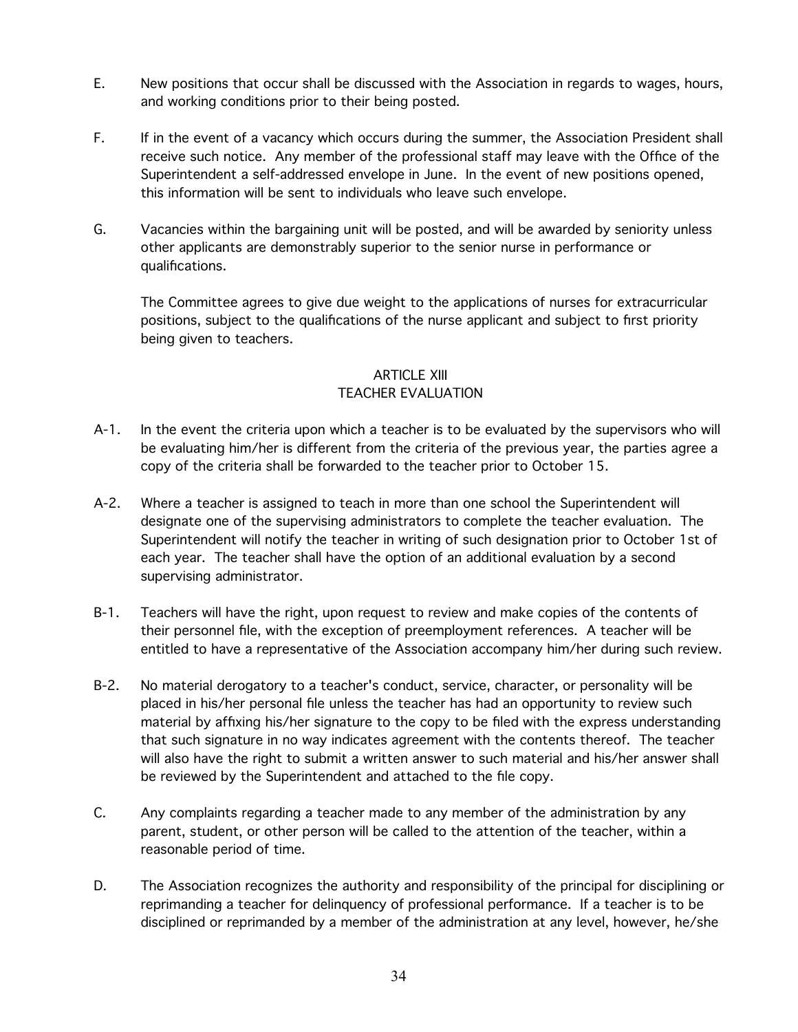E. New positions that occur shall be discussed with the Association in regards to wages, hours, and working conditions prior to their being posted.

F. If in the event of a vacancy which occurs during the summer, the Association President shall receive such notice. Any member of the professional staff may leave with the Office of the Superintendent a self-addressed envelope in June. In the event of new positions opened, this information will be sent to individuals who leave such envelope.

G. Vacancies within the bargaining unit will be posted, and will be awarded by seniority unless other applicants are demonstrably superior to the senior nurse in performance or qualifications.

The Committee agrees to give due weight to the applications of nurses for extracurricular positions, subject to the qualifications of the nurse applicant and subject to first priority being given to teachers.

## ARTICLE XIII
## TEACHER EVALUATION

A-1. In the event the criteria upon which a teacher is to be evaluated by the supervisors who will be evaluating him/her is different from the criteria of the previous year, the parties agree a copy of the criteria shall be forwarded to the teacher prior to October 15.

A-2. Where a teacher is assigned to teach in more than one school the Superintendent will designate one of the supervising administrators to complete the teacher evaluation. The Superintendent will notify the teacher in writing of such designation prior to October 1st of each year. The teacher shall have the option of an additional evaluation by a second supervising administrator.

B-1. Teachers will have the right, upon request to review and make copies of the contents of their personnel file, with the exception of preemployment references. A teacher will be entitled to have a representative of the Association accompany him/her during such review.

B-2. No material derogatory to a teacher's conduct, service, character, or personality will be placed in his/her personal file unless the teacher has had an opportunity to review such material by affixing his/her signature to the copy to be filed with the express understanding that such signature in no way indicates agreement with the contents thereof. The teacher will also have the right to submit a written answer to such material and his/her answer shall be reviewed by the Superintendent and attached to the file copy.

C. Any complaints regarding a teacher made to any member of the administration by any parent, student, or other person will be called to the attention of the teacher, within a reasonable period of time.

D. The Association recognizes the authority and responsibility of the principal for disciplining or reprimanding a teacher for delinquency of professional performance. If a teacher is to be disciplined or reprimanded by a member of the administration at any level, however, he/she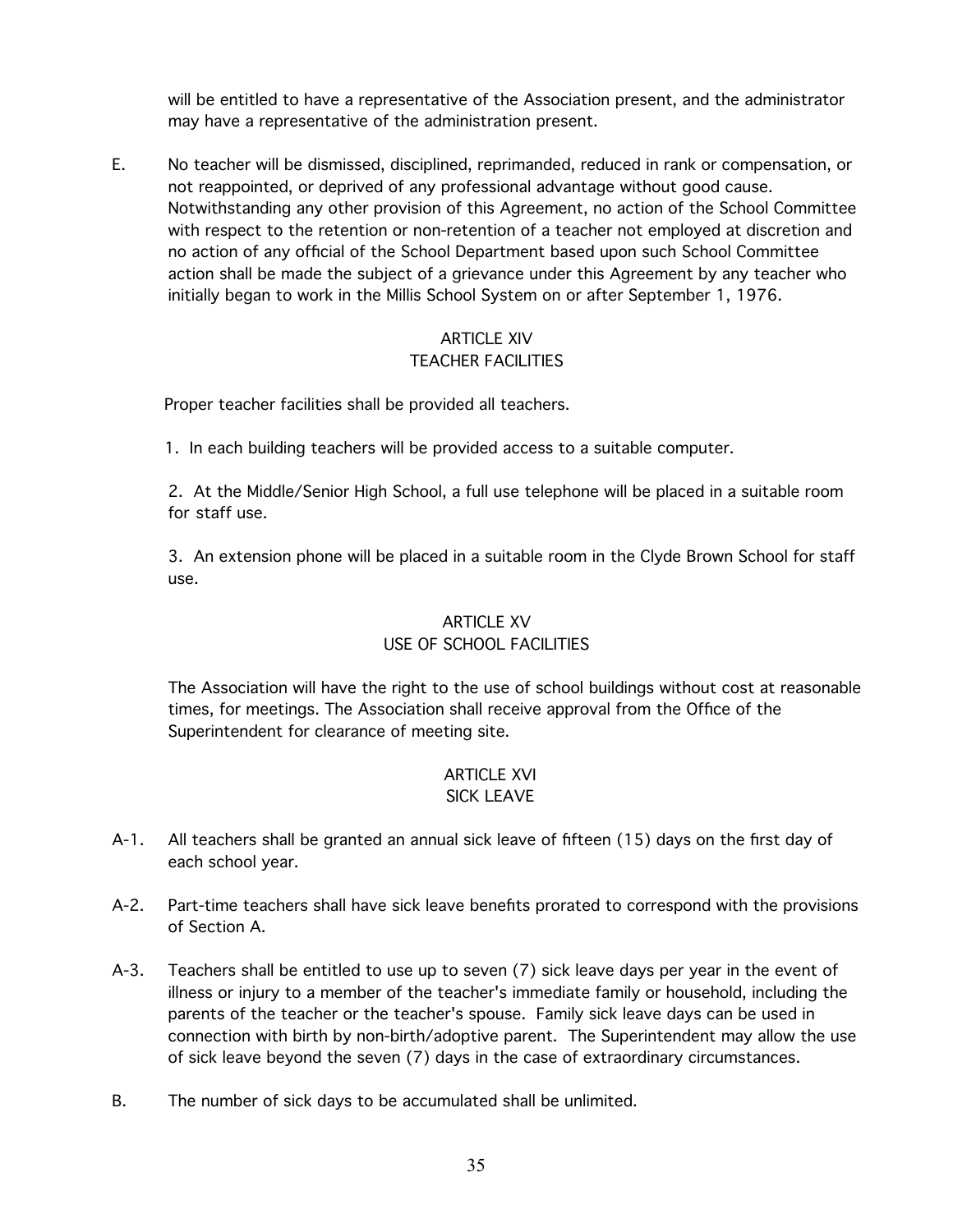will be entitled to have a representative of the Association present, and the administrator may have a representative of the administration present.

E. No teacher will be dismissed, disciplined, reprimanded, reduced in rank or compensation, or not reappointed, or deprived of any professional advantage without good cause. Notwithstanding any other provision of this Agreement, no action of the School Committee with respect to the retention or non-retention of a teacher not employed at discretion and no action of any official of the School Department based upon such School Committee action shall be made the subject of a grievance under this Agreement by any teacher who initially began to work in the Millis School System on or after September 1, 1976.

## ARTICLE XIV
## TEACHER FACILITIES

Proper teacher facilities shall be provided all teachers.

1. In each building teachers will be provided access to a suitable computer.

2. At the Middle/Senior High School, a full use telephone will be placed in a suitable room for staff use.

3. An extension phone will be placed in a suitable room in the Clyde Brown School for staff use.

## ARTICLE XV
## USE OF SCHOOL FACILITIES

The Association will have the right to the use of school buildings without cost at reasonable times, for meetings. The Association shall receive approval from the Office of the Superintendent for clearance of meeting site.

## ARTICLE XVI
## SICK LEAVE

A-1. All teachers shall be granted an annual sick leave of fifteen (15) days on the first day of each school year.

A-2. Part-time teachers shall have sick leave benefits prorated to correspond with the provisions of Section A.

A-3. Teachers shall be entitled to use up to seven (7) sick leave days per year in the event of illness or injury to a member of the teacher's immediate family or household, including the parents of the teacher or the teacher's spouse. Family sick leave days can be used in connection with birth by non-birth/adoptive parent. The Superintendent may allow the use of sick leave beyond the seven (7) days in the case of extraordinary circumstances.

B. The number of sick days to be accumulated shall be unlimited.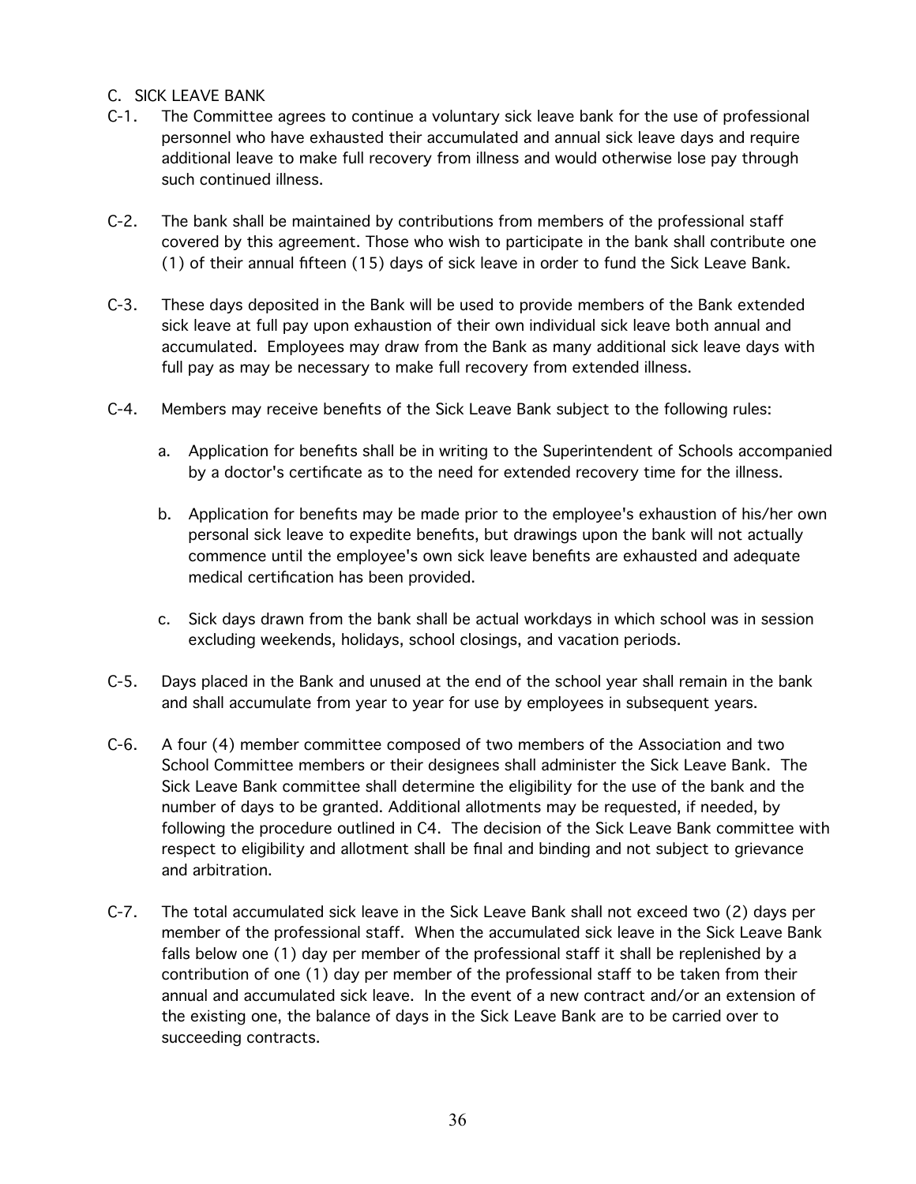## C. SICK LEAVE BANK

C-1. The Committee agrees to continue a voluntary sick leave bank for the use of professional personnel who have exhausted their accumulated and annual sick leave days and require additional leave to make full recovery from illness and would otherwise lose pay through such continued illness.

C-2. The bank shall be maintained by contributions from members of the professional staff covered by this agreement. Those who wish to participate in the bank shall contribute one (1) of their annual fifteen (15) days of sick leave in order to fund the Sick Leave Bank.

C-3. These days deposited in the Bank will be used to provide members of the Bank extended sick leave at full pay upon exhaustion of their own individual sick leave both annual and accumulated. Employees may draw from the Bank as many additional sick leave days with full pay as may be necessary to make full recovery from extended illness.

C-4. Members may receive benefits of the Sick Leave Bank subject to the following rules:

a. Application for benefits shall be in writing to the Superintendent of Schools accompanied by a doctor's certificate as to the need for extended recovery time for the illness.

b. Application for benefits may be made prior to the employee's exhaustion of his/her own personal sick leave to expedite benefits, but drawings upon the bank will not actually commence until the employee's own sick leave benefits are exhausted and adequate medical certification has been provided.

c. Sick days drawn from the bank shall be actual workdays in which school was in session excluding weekends, holidays, school closings, and vacation periods.

C-5. Days placed in the Bank and unused at the end of the school year shall remain in the bank and shall accumulate from year to year for use by employees in subsequent years.

C-6. A four (4) member committee composed of two members of the Association and two School Committee members or their designees shall administer the Sick Leave Bank. The Sick Leave Bank committee shall determine the eligibility for the use of the bank and the number of days to be granted. Additional allotments may be requested, if needed, by following the procedure outlined in C4. The decision of the Sick Leave Bank committee with respect to eligibility and allotment shall be final and binding and not subject to grievance and arbitration.

C-7. The total accumulated sick leave in the Sick Leave Bank shall not exceed two (2) days per member of the professional staff. When the accumulated sick leave in the Sick Leave Bank falls below one (1) day per member of the professional staff it shall be replenished by a contribution of one (1) day per member of the professional staff to be taken from their annual and accumulated sick leave. In the event of a new contract and/or an extension of the existing one, the balance of days in the Sick Leave Bank are to be carried over to succeeding contracts.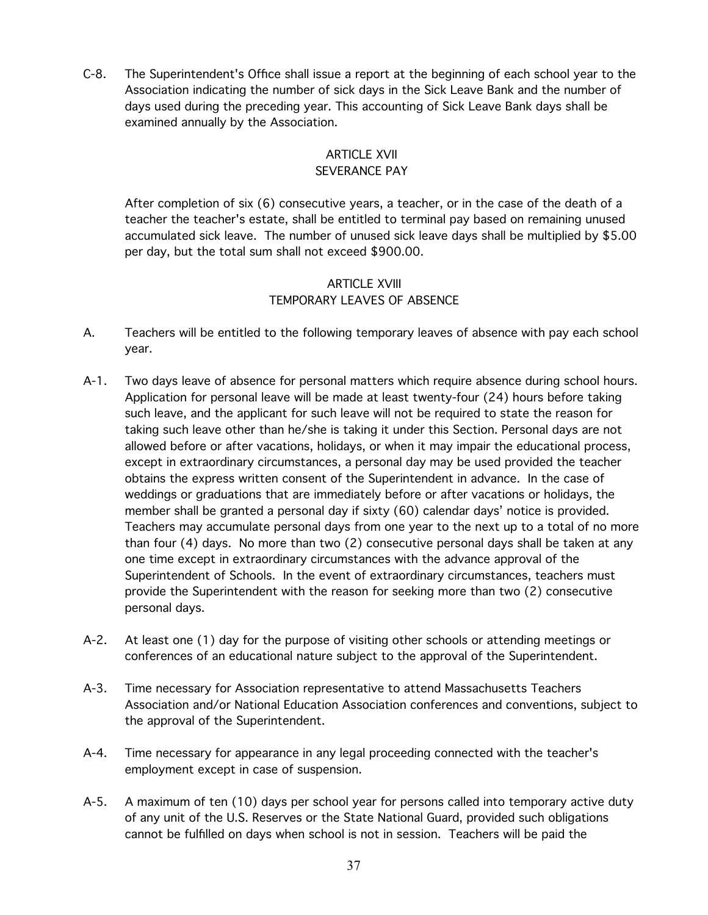C-8. The Superintendent's Office shall issue a report at the beginning of each school year to the Association indicating the number of sick days in the Sick Leave Bank and the number of days used during the preceding year. This accounting of Sick Leave Bank days shall be examined annually by the Association.

## ARTICLE XVII
## SEVERANCE PAY

After completion of six (6) consecutive years, a teacher, or in the case of the death of a teacher the teacher's estate, shall be entitled to terminal pay based on remaining unused accumulated sick leave. The number of unused sick leave days shall be multiplied by $5.00 per day, but the total sum shall not exceed $900.00.

## ARTICLE XVIII
## TEMPORARY LEAVES OF ABSENCE

A. Teachers will be entitled to the following temporary leaves of absence with pay each school year.

A-1. Two days leave of absence for personal matters which require absence during school hours. Application for personal leave will be made at least twenty-four (24) hours before taking such leave, and the applicant for such leave will not be required to state the reason for taking such leave other than he/she is taking it under this Section. Personal days are not allowed before or after vacations, holidays, or when it may impair the educational process, except in extraordinary circumstances, a personal day may be used provided the teacher obtains the express written consent of the Superintendent in advance. In the case of weddings or graduations that are immediately before or after vacations or holidays, the member shall be granted a personal day if sixty (60) calendar days' notice is provided. Teachers may accumulate personal days from one year to the next up to a total of no more than four (4) days. No more than two (2) consecutive personal days shall be taken at any one time except in extraordinary circumstances with the advance approval of the Superintendent of Schools. In the event of extraordinary circumstances, teachers must provide the Superintendent with the reason for seeking more than two (2) consecutive personal days.

A-2. At least one (1) day for the purpose of visiting other schools or attending meetings or conferences of an educational nature subject to the approval of the Superintendent.

A-3. Time necessary for Association representative to attend Massachusetts Teachers Association and/or National Education Association conferences and conventions, subject to the approval of the Superintendent.

A-4. Time necessary for appearance in any legal proceeding connected with the teacher's employment except in case of suspension.

A-5. A maximum of ten (10) days per school year for persons called into temporary active duty of any unit of the U.S. Reserves or the State National Guard, provided such obligations cannot be fulfilled on days when school is not in session. Teachers will be paid the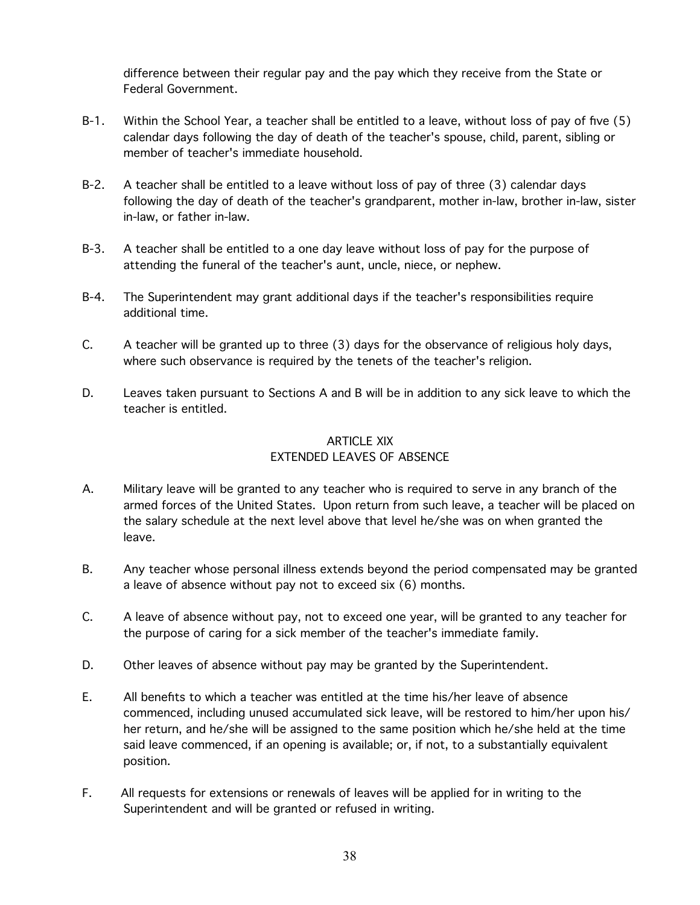difference between their regular pay and the pay which they receive from the State or Federal Government.

B-1. Within the School Year, a teacher shall be entitled to a leave, without loss of pay of five (5) calendar days following the day of death of the teacher's spouse, child, parent, sibling or member of teacher's immediate household.

B-2. A teacher shall be entitled to a leave without loss of pay of three (3) calendar days following the day of death of the teacher's grandparent, mother in-law, brother in-law, sister in-law, or father in-law.

B-3. A teacher shall be entitled to a one day leave without loss of pay for the purpose of attending the funeral of the teacher's aunt, uncle, niece, or nephew.

B-4. The Superintendent may grant additional days if the teacher's responsibilities require additional time.

C. A teacher will be granted up to three (3) days for the observance of religious holy days, where such observance is required by the tenets of the teacher's religion.

D. Leaves taken pursuant to Sections A and B will be in addition to any sick leave to which the teacher is entitled.

## ARTICLE XIX
## EXTENDED LEAVES OF ABSENCE

A. Military leave will be granted to any teacher who is required to serve in any branch of the armed forces of the United States. Upon return from such leave, a teacher will be placed on the salary schedule at the next level above that level he/she was on when granted the leave.

B. Any teacher whose personal illness extends beyond the period compensated may be granted a leave of absence without pay not to exceed six (6) months.

C. A leave of absence without pay, not to exceed one year, will be granted to any teacher for the purpose of caring for a sick member of the teacher's immediate family.

D. Other leaves of absence without pay may be granted by the Superintendent.

E. All benefits to which a teacher was entitled at the time his/her leave of absence commenced, including unused accumulated sick leave, will be restored to him/her upon his/her return, and he/she will be assigned to the same position which he/she held at the time said leave commenced, if an opening is available; or, if not, to a substantially equivalent position.

F. All requests for extensions or renewals of leaves will be applied for in writing to the Superintendent and will be granted or refused in writing.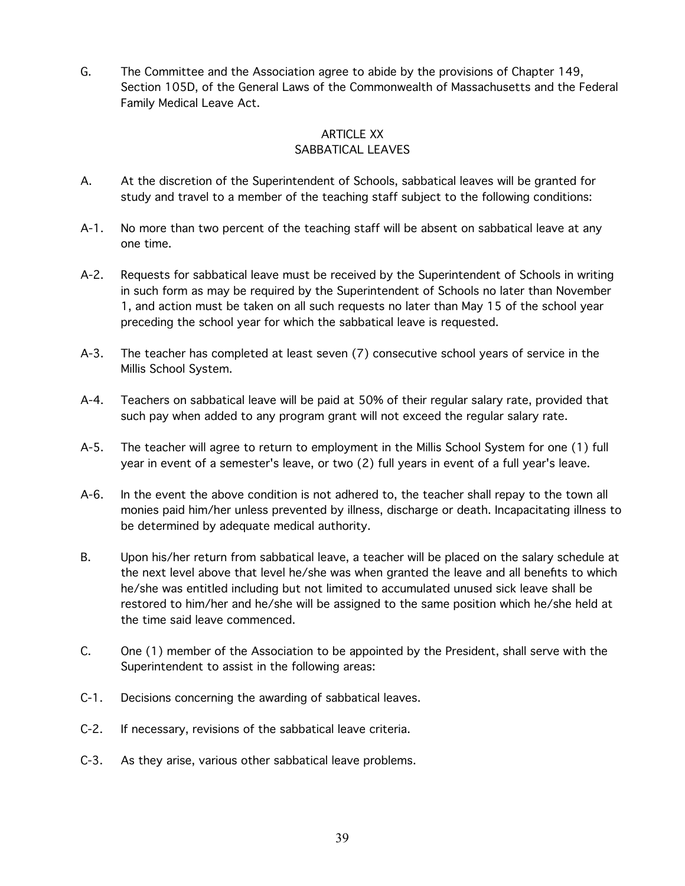G. The Committee and the Association agree to abide by the provisions of Chapter 149, Section 105D, of the General Laws of the Commonwealth of Massachusetts and the Federal Family Medical Leave Act.

## ARTICLE XX
## SABBATICAL LEAVES

A. At the discretion of the Superintendent of Schools, sabbatical leaves will be granted for study and travel to a member of the teaching staff subject to the following conditions:

A-1. No more than two percent of the teaching staff will be absent on sabbatical leave at any one time.

A-2. Requests for sabbatical leave must be received by the Superintendent of Schools in writing in such form as may be required by the Superintendent of Schools no later than November 1, and action must be taken on all such requests no later than May 15 of the school year preceding the school year for which the sabbatical leave is requested.

A-3. The teacher has completed at least seven (7) consecutive school years of service in the Millis School System.

A-4. Teachers on sabbatical leave will be paid at 50% of their regular salary rate, provided that such pay when added to any program grant will not exceed the regular salary rate.

A-5. The teacher will agree to return to employment in the Millis School System for one (1) full year in event of a semester's leave, or two (2) full years in event of a full year's leave.

A-6. In the event the above condition is not adhered to, the teacher shall repay to the town all monies paid him/her unless prevented by illness, discharge or death. Incapacitating illness to be determined by adequate medical authority.

B. Upon his/her return from sabbatical leave, a teacher will be placed on the salary schedule at the next level above that level he/she was when granted the leave and all benefits to which he/she was entitled including but not limited to accumulated unused sick leave shall be restored to him/her and he/she will be assigned to the same position which he/she held at the time said leave commenced.

C. One (1) member of the Association to be appointed by the President, shall serve with the Superintendent to assist in the following areas:

C-1. Decisions concerning the awarding of sabbatical leaves.

C-2. If necessary, revisions of the sabbatical leave criteria.

C-3. As they arise, various other sabbatical leave problems.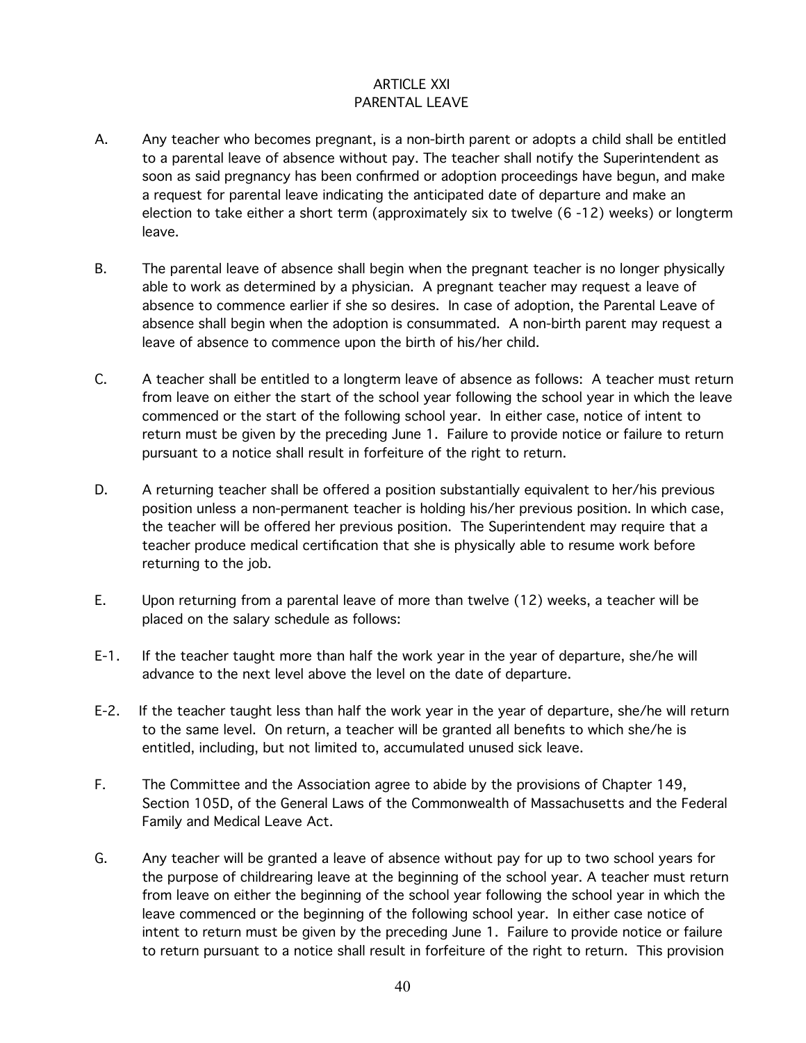# ARTICLE XXI
## PARENTAL LEAVE

A. Any teacher who becomes pregnant, is a non-birth parent or adopts a child shall be entitled to a parental leave of absence without pay. The teacher shall notify the Superintendent as soon as said pregnancy has been confirmed or adoption proceedings have begun, and make a request for parental leave indicating the anticipated date of departure and make an election to take either a short term (approximately six to twelve (6 -12) weeks) or longterm leave.

B. The parental leave of absence shall begin when the pregnant teacher is no longer physically able to work as determined by a physician. A pregnant teacher may request a leave of absence to commence earlier if she so desires. In case of adoption, the Parental Leave of absence shall begin when the adoption is consummated. A non-birth parent may request a leave of absence to commence upon the birth of his/her child.

C. A teacher shall be entitled to a longterm leave of absence as follows: A teacher must return from leave on either the start of the school year following the school year in which the leave commenced or the start of the following school year. In either case, notice of intent to return must be given by the preceding June 1. Failure to provide notice or failure to return pursuant to a notice shall result in forfeiture of the right to return.

D. A returning teacher shall be offered a position substantially equivalent to her/his previous position unless a non-permanent teacher is holding his/her previous position. In which case, the teacher will be offered her previous position. The Superintendent may require that a teacher produce medical certification that she is physically able to resume work before returning to the job.

E. Upon returning from a parental leave of more than twelve (12) weeks, a teacher will be placed on the salary schedule as follows:

E-1. If the teacher taught more than half the work year in the year of departure, she/he will advance to the next level above the level on the date of departure.

E-2. If the teacher taught less than half the work year in the year of departure, she/he will return to the same level. On return, a teacher will be granted all benefits to which she/he is entitled, including, but not limited to, accumulated unused sick leave.

F. The Committee and the Association agree to abide by the provisions of Chapter 149, Section 105D, of the General Laws of the Commonwealth of Massachusetts and the Federal Family and Medical Leave Act.

G. Any teacher will be granted a leave of absence without pay for up to two school years for the purpose of childrearing leave at the beginning of the school year. A teacher must return from leave on either the beginning of the school year following the school year in which the leave commenced or the beginning of the following school year. In either case notice of intent to return must be given by the preceding June 1. Failure to provide notice or failure to return pursuant to a notice shall result in forfeiture of the right to return. This provision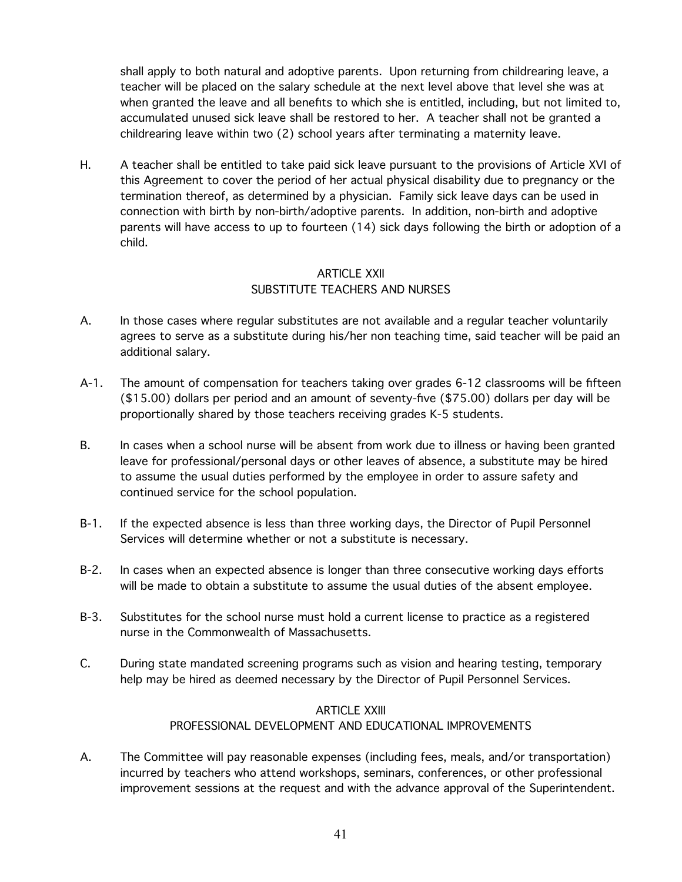shall apply to both natural and adoptive parents. Upon returning from childrearing leave, a teacher will be placed on the salary schedule at the next level above that level she was at when granted the leave and all benefits to which she is entitled, including, but not limited to, accumulated unused sick leave shall be restored to her. A teacher shall not be granted a childrearing leave within two (2) school years after terminating a maternity leave.

H. A teacher shall be entitled to take paid sick leave pursuant to the provisions of Article XVI of this Agreement to cover the period of her actual physical disability due to pregnancy or the termination thereof, as determined by a physician. Family sick leave days can be used in connection with birth by non-birth/adoptive parents. In addition, non-birth and adoptive parents will have access to up to fourteen (14) sick days following the birth or adoption of a child.

## ARTICLE XXII
## SUBSTITUTE TEACHERS AND NURSES

A. In those cases where regular substitutes are not available and a regular teacher voluntarily agrees to serve as a substitute during his/her non teaching time, said teacher will be paid an additional salary.

A-1. The amount of compensation for teachers taking over grades 6-12 classrooms will be fifteen ($15.00) dollars per period and an amount of seventy-five ($75.00) dollars per day will be proportionally shared by those teachers receiving grades K-5 students.

B. In cases when a school nurse will be absent from work due to illness or having been granted leave for professional/personal days or other leaves of absence, a substitute may be hired to assume the usual duties performed by the employee in order to assure safety and continued service for the school population.

B-1. If the expected absence is less than three working days, the Director of Pupil Personnel Services will determine whether or not a substitute is necessary.

B-2. In cases when an expected absence is longer than three consecutive working days efforts will be made to obtain a substitute to assume the usual duties of the absent employee.

B-3. Substitutes for the school nurse must hold a current license to practice as a registered nurse in the Commonwealth of Massachusetts.

C. During state mandated screening programs such as vision and hearing testing, temporary help may be hired as deemed necessary by the Director of Pupil Personnel Services.

## ARTICLE XXIII
## PROFESSIONAL DEVELOPMENT AND EDUCATIONAL IMPROVEMENTS

A. The Committee will pay reasonable expenses (including fees, meals, and/or transportation) incurred by teachers who attend workshops, seminars, conferences, or other professional improvement sessions at the request and with the advance approval of the Superintendent.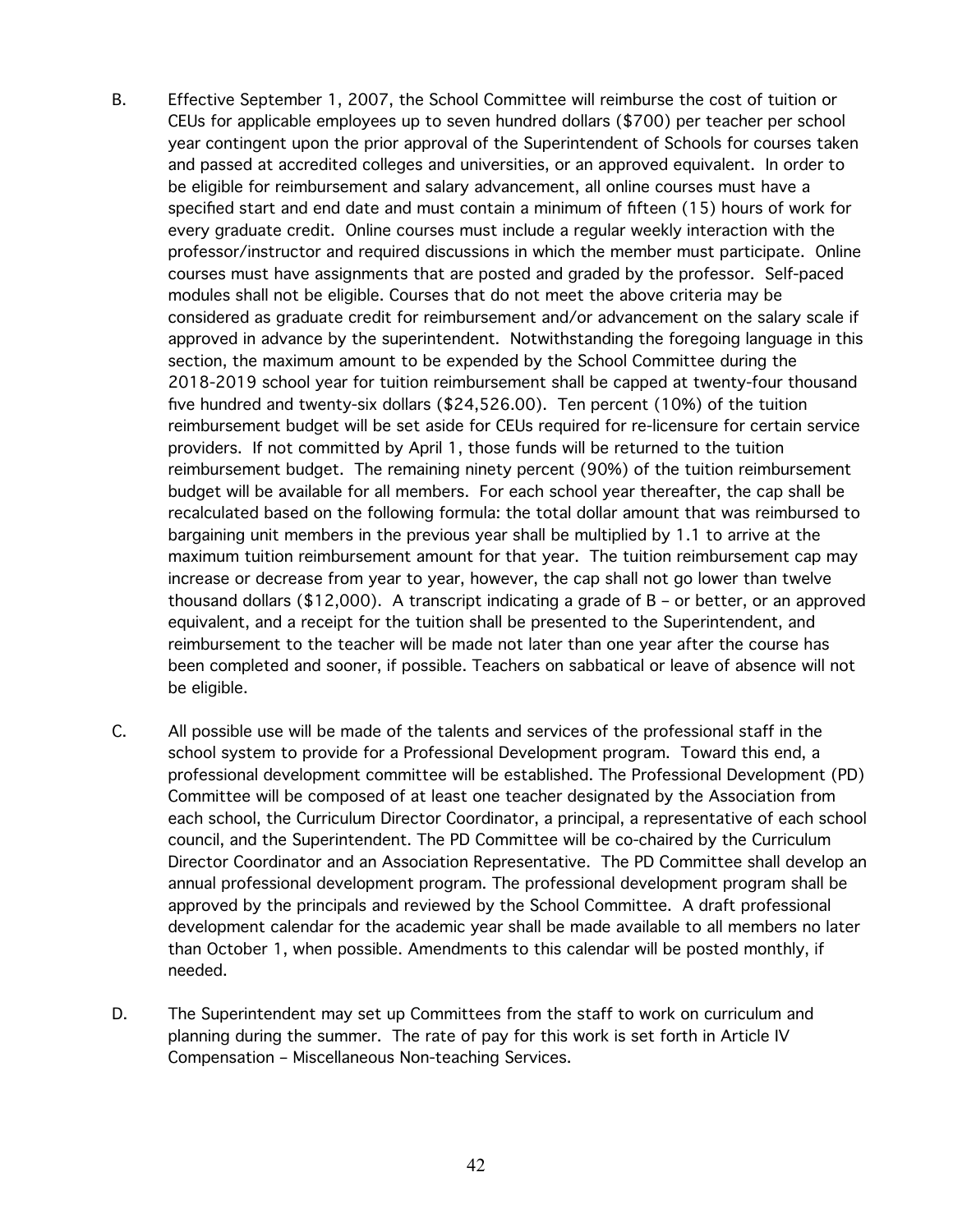B. Effective September 1, 2007, the School Committee will reimburse the cost of tuition or CEUs for applicable employees up to seven hundred dollars ($700) per teacher per school year contingent upon the prior approval of the Superintendent of Schools for courses taken and passed at accredited colleges and universities, or an approved equivalent. In order to be eligible for reimbursement and salary advancement, all online courses must have a specified start and end date and must contain a minimum of fifteen (15) hours of work for every graduate credit. Online courses must include a regular weekly interaction with the professor/instructor and required discussions in which the member must participate. Online courses must have assignments that are posted and graded by the professor. Self-paced modules shall not be eligible. Courses that do not meet the above criteria may be considered as graduate credit for reimbursement and/or advancement on the salary scale if approved in advance by the superintendent. Notwithstanding the foregoing language in this section, the maximum amount to be expended by the School Committee during the 2018-2019 school year for tuition reimbursement shall be capped at twenty-four thousand five hundred and twenty-six dollars ($24,526.00). Ten percent (10%) of the tuition reimbursement budget will be set aside for CEUs required for re-licensure for certain service providers. If not committed by April 1, those funds will be returned to the tuition reimbursement budget. The remaining ninety percent (90%) of the tuition reimbursement budget will be available for all members. For each school year thereafter, the cap shall be recalculated based on the following formula: the total dollar amount that was reimbursed to bargaining unit members in the previous year shall be multiplied by 1.1 to arrive at the maximum tuition reimbursement amount for that year. The tuition reimbursement cap may increase or decrease from year to year, however, the cap shall not go lower than twelve thousand dollars ($12,000). A transcript indicating a grade of B – or better, or an approved equivalent, and a receipt for the tuition shall be presented to the Superintendent, and reimbursement to the teacher will be made not later than one year after the course has been completed and sooner, if possible. Teachers on sabbatical or leave of absence will not be eligible.

C. All possible use will be made of the talents and services of the professional staff in the school system to provide for a Professional Development program. Toward this end, a professional development committee will be established. The Professional Development (PD) Committee will be composed of at least one teacher designated by the Association from each school, the Curriculum Director Coordinator, a principal, a representative of each school council, and the Superintendent. The PD Committee will be co-chaired by the Curriculum Director Coordinator and an Association Representative. The PD Committee shall develop an annual professional development program. The professional development program shall be approved by the principals and reviewed by the School Committee. A draft professional development calendar for the academic year shall be made available to all members no later than October 1, when possible. Amendments to this calendar will be posted monthly, if needed.

D. The Superintendent may set up Committees from the staff to work on curriculum and planning during the summer. The rate of pay for this work is set forth in Article IV Compensation – Miscellaneous Non-teaching Services.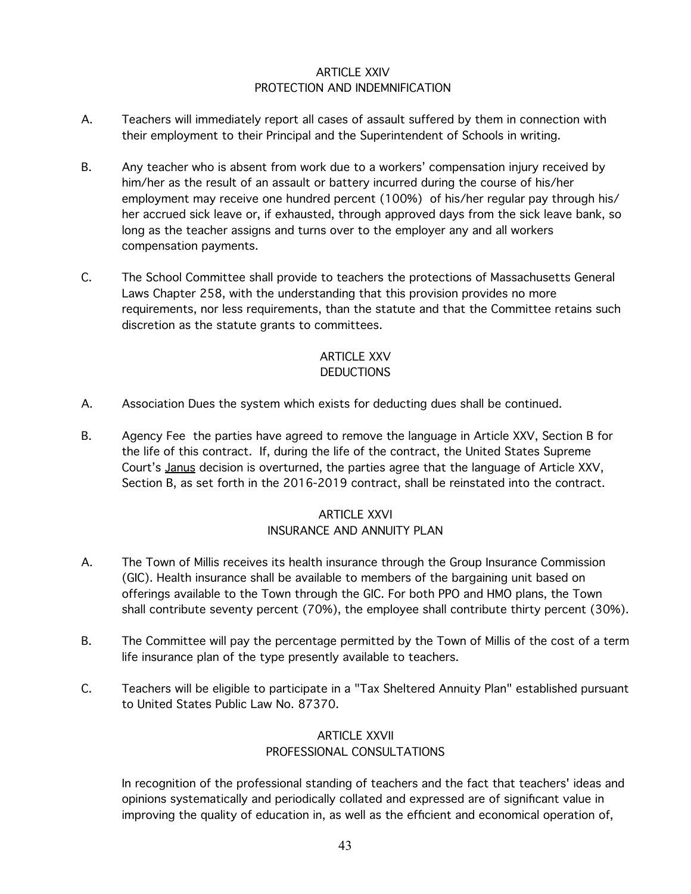## ARTICLE XXIV
## PROTECTION AND INDEMNIFICATION

A. Teachers will immediately report all cases of assault suffered by them in connection with their employment to their Principal and the Superintendent of Schools in writing.

B. Any teacher who is absent from work due to a workers' compensation injury received by him/her as the result of an assault or battery incurred during the course of his/her employment may receive one hundred percent (100%) of his/her regular pay through his/her accrued sick leave or, if exhausted, through approved days from the sick leave bank, so long as the teacher assigns and turns over to the employer any and all workers compensation payments.

C. The School Committee shall provide to teachers the protections of Massachusetts General Laws Chapter 258, with the understanding that this provision provides no more requirements, nor less requirements, than the statute and that the Committee retains such discretion as the statute grants to committees.

## ARTICLE XXV
## DEDUCTIONS

A. Association Dues the system which exists for deducting dues shall be continued.

B. Agency Fee the parties have agreed to remove the language in Article XXV, Section B for the life of this contract. If, during the life of the contract, the United States Supreme Court's Janus decision is overturned, the parties agree that the language of Article XXV, Section B, as set forth in the 2016-2019 contract, shall be reinstated into the contract.

## ARTICLE XXVI
## INSURANCE AND ANNUITY PLAN

A. The Town of Millis receives its health insurance through the Group Insurance Commission (GIC). Health insurance shall be available to members of the bargaining unit based on offerings available to the Town through the GIC. For both PPO and HMO plans, the Town shall contribute seventy percent (70%), the employee shall contribute thirty percent (30%).

B. The Committee will pay the percentage permitted by the Town of Millis of the cost of a term life insurance plan of the type presently available to teachers.

C. Teachers will be eligible to participate in a "Tax Sheltered Annuity Plan" established pursuant to United States Public Law No. 87370.

## ARTICLE XXVII
## PROFESSIONAL CONSULTATIONS

In recognition of the professional standing of teachers and the fact that teachers' ideas and opinions systematically and periodically collated and expressed are of significant value in improving the quality of education in, as well as the efficient and economical operation of,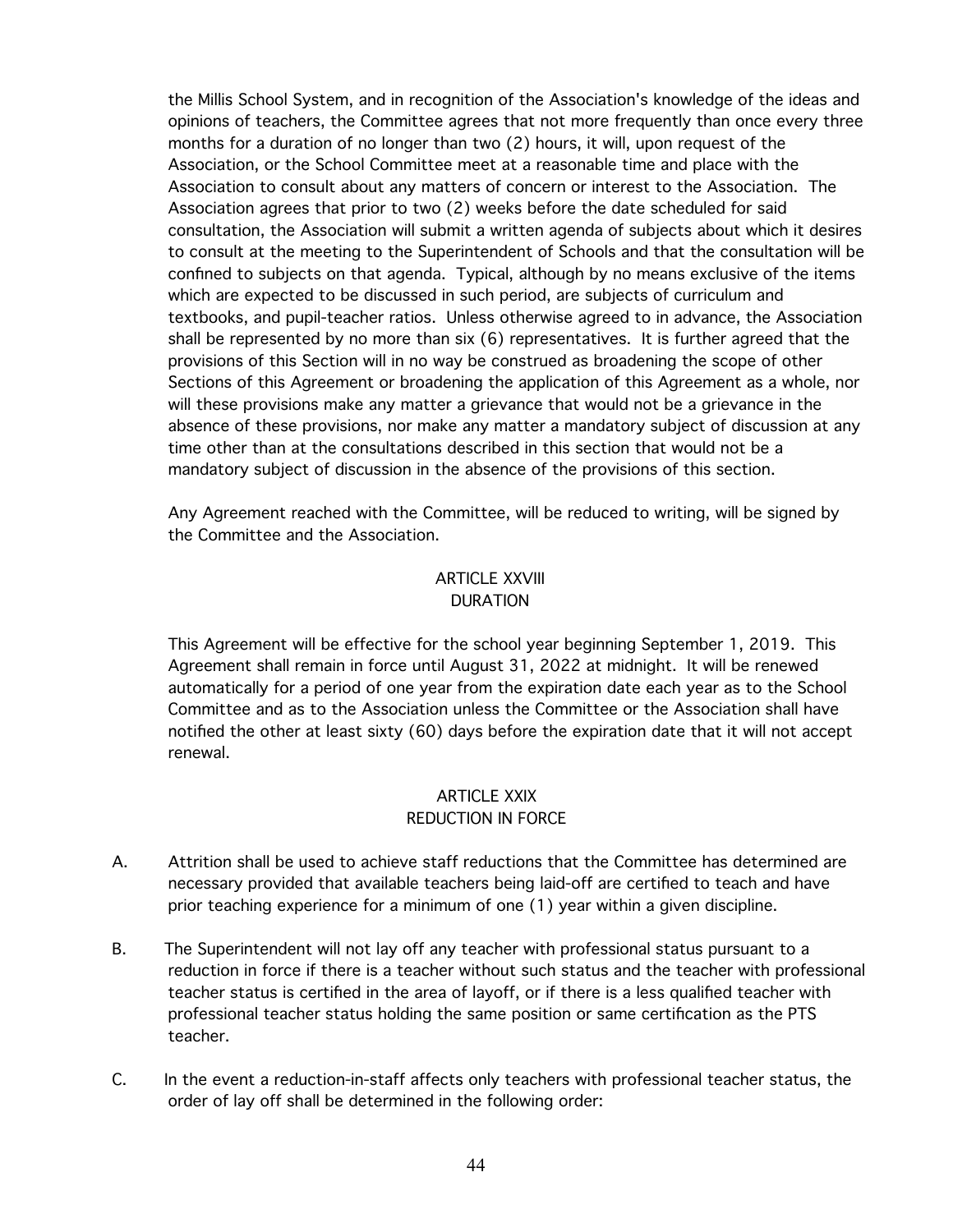the Millis School System, and in recognition of the Association's knowledge of the ideas and opinions of teachers, the Committee agrees that not more frequently than once every three months for a duration of no longer than two (2) hours, it will, upon request of the Association, or the School Committee meet at a reasonable time and place with the Association to consult about any matters of concern or interest to the Association. The Association agrees that prior to two (2) weeks before the date scheduled for said consultation, the Association will submit a written agenda of subjects about which it desires to consult at the meeting to the Superintendent of Schools and that the consultation will be confined to subjects on that agenda. Typical, although by no means exclusive of the items which are expected to be discussed in such period, are subjects of curriculum and textbooks, and pupil-teacher ratios. Unless otherwise agreed to in advance, the Association shall be represented by no more than six (6) representatives. It is further agreed that the provisions of this Section will in no way be construed as broadening the scope of other Sections of this Agreement or broadening the application of this Agreement as a whole, nor will these provisions make any matter a grievance that would not be a grievance in the absence of these provisions, nor make any matter a mandatory subject of discussion at any time other than at the consultations described in this section that would not be a mandatory subject of discussion in the absence of the provisions of this section.

Any Agreement reached with the Committee, will be reduced to writing, will be signed by the Committee and the Association.

## ARTICLE XXVIII
## DURATION

This Agreement will be effective for the school year beginning September 1, 2019. This Agreement shall remain in force until August 31, 2022 at midnight. It will be renewed automatically for a period of one year from the expiration date each year as to the School Committee and as to the Association unless the Committee or the Association shall have notified the other at least sixty (60) days before the expiration date that it will not accept renewal.

## ARTICLE XXIX
## REDUCTION IN FORCE

A. Attrition shall be used to achieve staff reductions that the Committee has determined are necessary provided that available teachers being laid-off are certified to teach and have prior teaching experience for a minimum of one (1) year within a given discipline.

B. The Superintendent will not lay off any teacher with professional status pursuant to a reduction in force if there is a teacher without such status and the teacher with professional teacher status is certified in the area of layoff, or if there is a less qualified teacher with professional teacher status holding the same position or same certification as the PTS teacher.

C. In the event a reduction-in-staff affects only teachers with professional teacher status, the order of lay off shall be determined in the following order: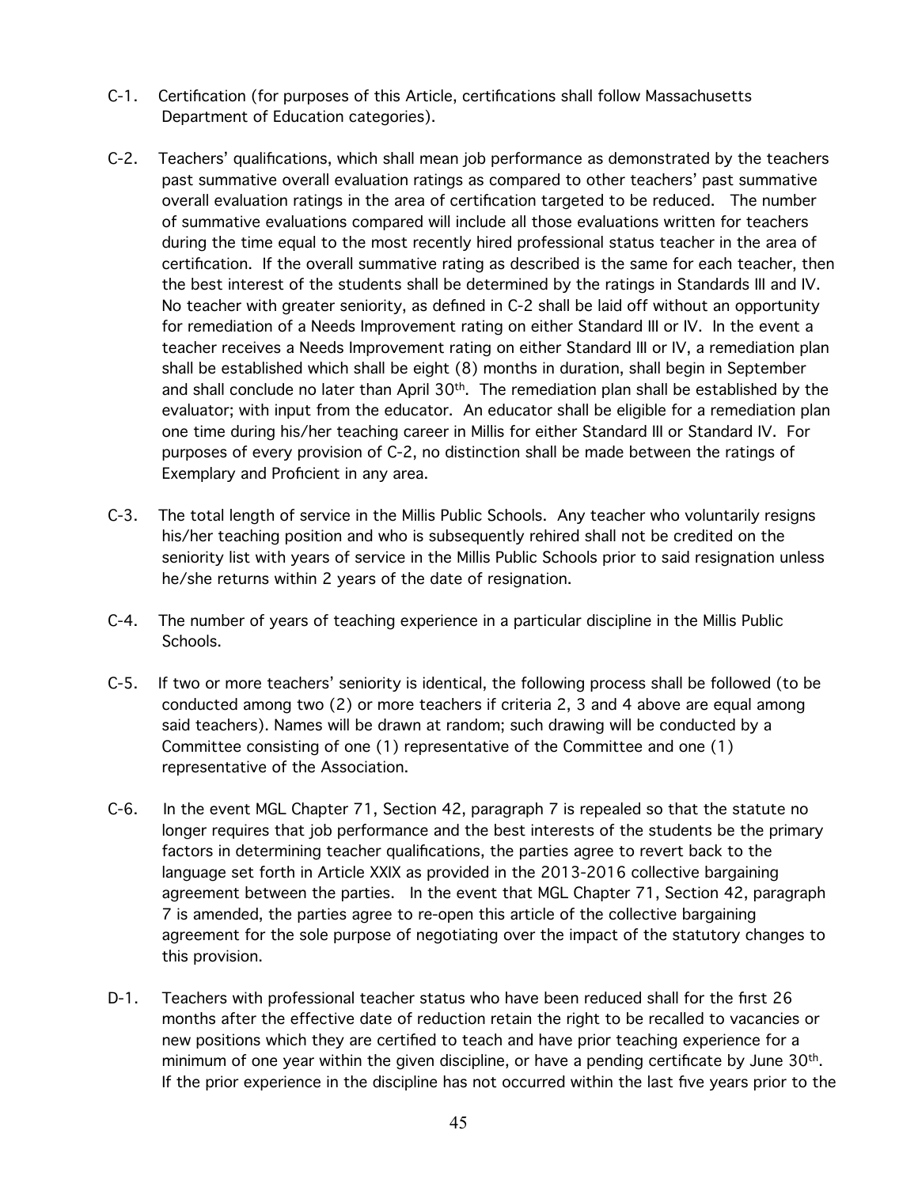C-1. Certification (for purposes of this Article, certifications shall follow Massachusetts Department of Education categories).

C-2. Teachers' qualifications, which shall mean job performance as demonstrated by the teachers past summative overall evaluation ratings as compared to other teachers' past summative overall evaluation ratings in the area of certification targeted to be reduced. The number of summative evaluations compared will include all those evaluations written for teachers during the time equal to the most recently hired professional status teacher in the area of certification. If the overall summative rating as described is the same for each teacher, then the best interest of the students shall be determined by the ratings in Standards III and IV. No teacher with greater seniority, as defined in C-2 shall be laid off without an opportunity for remediation of a Needs Improvement rating on either Standard III or IV. In the event a teacher receives a Needs Improvement rating on either Standard III or IV, a remediation plan shall be established which shall be eight (8) months in duration, shall begin in September and shall conclude no later than April 30th. The remediation plan shall be established by the evaluator; with input from the educator. An educator shall be eligible for a remediation plan one time during his/her teaching career in Millis for either Standard III or Standard IV. For purposes of every provision of C-2, no distinction shall be made between the ratings of Exemplary and Proficient in any area.

C-3. The total length of service in the Millis Public Schools. Any teacher who voluntarily resigns his/her teaching position and who is subsequently rehired shall not be credited on the seniority list with years of service in the Millis Public Schools prior to said resignation unless he/she returns within 2 years of the date of resignation.

C-4. The number of years of teaching experience in a particular discipline in the Millis Public Schools.

C-5. If two or more teachers' seniority is identical, the following process shall be followed (to be conducted among two (2) or more teachers if criteria 2, 3 and 4 above are equal among said teachers). Names will be drawn at random; such drawing will be conducted by a Committee consisting of one (1) representative of the Committee and one (1) representative of the Association.

C-6. In the event MGL Chapter 71, Section 42, paragraph 7 is repealed so that the statute no longer requires that job performance and the best interests of the students be the primary factors in determining teacher qualifications, the parties agree to revert back to the language set forth in Article XXIX as provided in the 2013-2016 collective bargaining agreement between the parties. In the event that MGL Chapter 71, Section 42, paragraph 7 is amended, the parties agree to re-open this article of the collective bargaining agreement for the sole purpose of negotiating over the impact of the statutory changes to this provision.

D-1. Teachers with professional teacher status who have been reduced shall for the first 26 months after the effective date of reduction retain the right to be recalled to vacancies or new positions which they are certified to teach and have prior teaching experience for a minimum of one year within the given discipline, or have a pending certificate by June 30th. If the prior experience in the discipline has not occurred within the last five years prior to the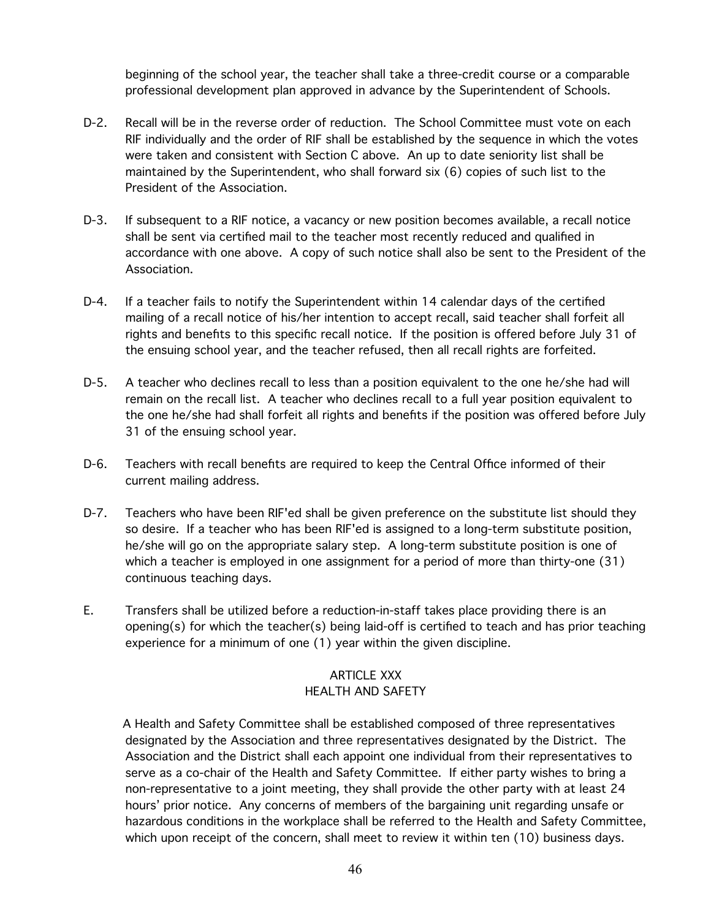beginning of the school year, the teacher shall take a three-credit course or a comparable professional development plan approved in advance by the Superintendent of Schools.

D-2. Recall will be in the reverse order of reduction. The School Committee must vote on each RIF individually and the order of RIF shall be established by the sequence in which the votes were taken and consistent with Section C above. An up to date seniority list shall be maintained by the Superintendent, who shall forward six (6) copies of such list to the President of the Association.

D-3. If subsequent to a RIF notice, a vacancy or new position becomes available, a recall notice shall be sent via certified mail to the teacher most recently reduced and qualified in accordance with one above. A copy of such notice shall also be sent to the President of the Association.

D-4. If a teacher fails to notify the Superintendent within 14 calendar days of the certified mailing of a recall notice of his/her intention to accept recall, said teacher shall forfeit all rights and benefits to this specific recall notice. If the position is offered before July 31 of the ensuing school year, and the teacher refused, then all recall rights are forfeited.

D-5. A teacher who declines recall to less than a position equivalent to the one he/she had will remain on the recall list. A teacher who declines recall to a full year position equivalent to the one he/she had shall forfeit all rights and benefits if the position was offered before July 31 of the ensuing school year.

D-6. Teachers with recall benefits are required to keep the Central Office informed of their current mailing address.

D-7. Teachers who have been RIF'ed shall be given preference on the substitute list should they so desire. If a teacher who has been RIF'ed is assigned to a long-term substitute position, he/she will go on the appropriate salary step. A long-term substitute position is one of which a teacher is employed in one assignment for a period of more than thirty-one (31) continuous teaching days.

E. Transfers shall be utilized before a reduction-in-staff takes place providing there is an opening(s) for which the teacher(s) being laid-off is certified to teach and has prior teaching experience for a minimum of one (1) year within the given discipline.

## ARTICLE XXX
## HEALTH AND SAFETY

A Health and Safety Committee shall be established composed of three representatives designated by the Association and three representatives designated by the District. The Association and the District shall each appoint one individual from their representatives to serve as a co-chair of the Health and Safety Committee. If either party wishes to bring a non-representative to a joint meeting, they shall provide the other party with at least 24 hours' prior notice. Any concerns of members of the bargaining unit regarding unsafe or hazardous conditions in the workplace shall be referred to the Health and Safety Committee, which upon receipt of the concern, shall meet to review it within ten (10) business days.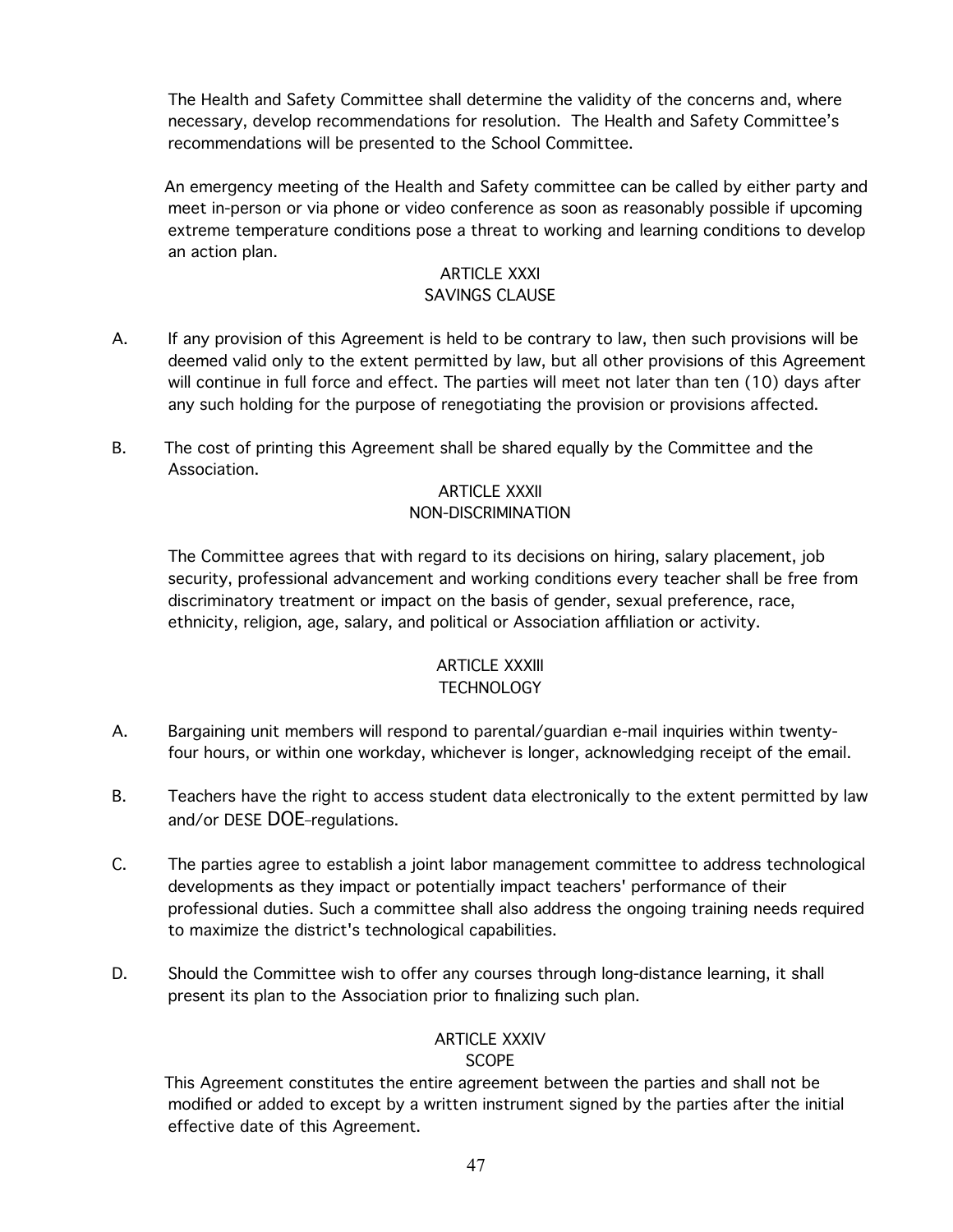The Health and Safety Committee shall determine the validity of the concerns and, where necessary, develop recommendations for resolution. The Health and Safety Committee's recommendations will be presented to the School Committee.

An emergency meeting of the Health and Safety committee can be called by either party and meet in-person or via phone or video conference as soon as reasonably possible if upcoming extreme temperature conditions pose a threat to working and learning conditions to develop an action plan.

## ARTICLE XXXI
## SAVINGS CLAUSE

A. If any provision of this Agreement is held to be contrary to law, then such provisions will be deemed valid only to the extent permitted by law, but all other provisions of this Agreement will continue in full force and effect. The parties will meet not later than ten (10) days after any such holding for the purpose of renegotiating the provision or provisions affected.

B. The cost of printing this Agreement shall be shared equally by the Committee and the Association.

## ARTICLE XXXII
## NON-DISCRIMINATION

The Committee agrees that with regard to its decisions on hiring, salary placement, job security, professional advancement and working conditions every teacher shall be free from discriminatory treatment or impact on the basis of gender, sexual preference, race, ethnicity, religion, age, salary, and political or Association affiliation or activity.

## ARTICLE XXXIII
## TECHNOLOGY

A. Bargaining unit members will respond to parental/guardian e-mail inquiries within twenty-four hours, or within one workday, whichever is longer, acknowledging receipt of the email.

B. Teachers have the right to access student data electronically to the extent permitted by law and/or DESE DOE regulations.

C. The parties agree to establish a joint labor management committee to address technological developments as they impact or potentially impact teachers' performance of their professional duties. Such a committee shall also address the ongoing training needs required to maximize the district's technological capabilities.

D. Should the Committee wish to offer any courses through long-distance learning, it shall present its plan to the Association prior to finalizing such plan.

## ARTICLE XXXIV
## SCOPE

This Agreement constitutes the entire agreement between the parties and shall not be modified or added to except by a written instrument signed by the parties after the initial effective date of this Agreement.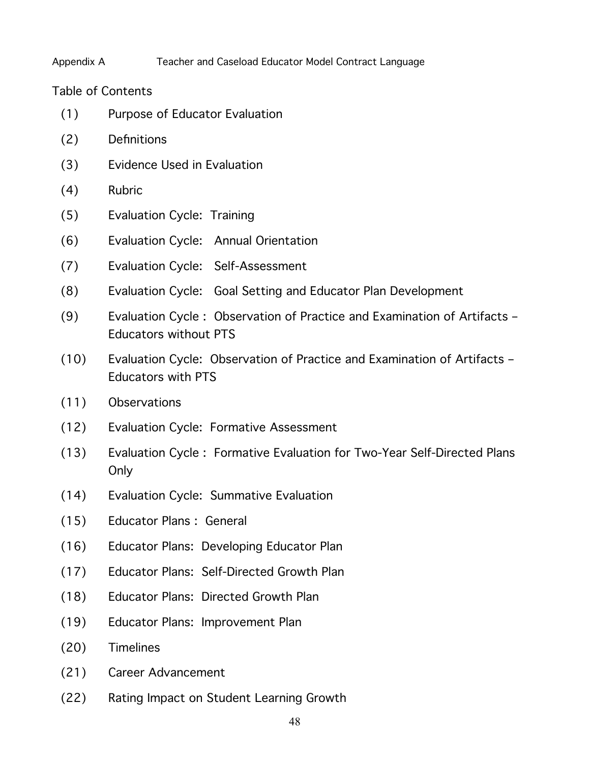Appendix A Teacher and Caseload Educator Model Contract Language

## Table of Contents

(1) Purpose of Educator Evaluation

(2) Definitions

(3) Evidence Used in Evaluation

(4) Rubric

(5) Evaluation Cycle: Training

(6) Evaluation Cycle: Annual Orientation

(7) Evaluation Cycle: Self-Assessment

(8) Evaluation Cycle: Goal Setting and Educator Plan Development

(9) Evaluation Cycle : Observation of Practice and Examination of Artifacts – Educators without PTS

(10) Evaluation Cycle: Observation of Practice and Examination of Artifacts – Educators with PTS

(11) Observations

(12) Evaluation Cycle: Formative Assessment

(13) Evaluation Cycle : Formative Evaluation for Two-Year Self-Directed Plans Only

(14) Evaluation Cycle: Summative Evaluation

(15) Educator Plans : General

(16) Educator Plans: Developing Educator Plan

(17) Educator Plans: Self-Directed Growth Plan

(18) Educator Plans: Directed Growth Plan

(19) Educator Plans: Improvement Plan

(20) Timelines

(21) Career Advancement

(22) Rating Impact on Student Learning Growth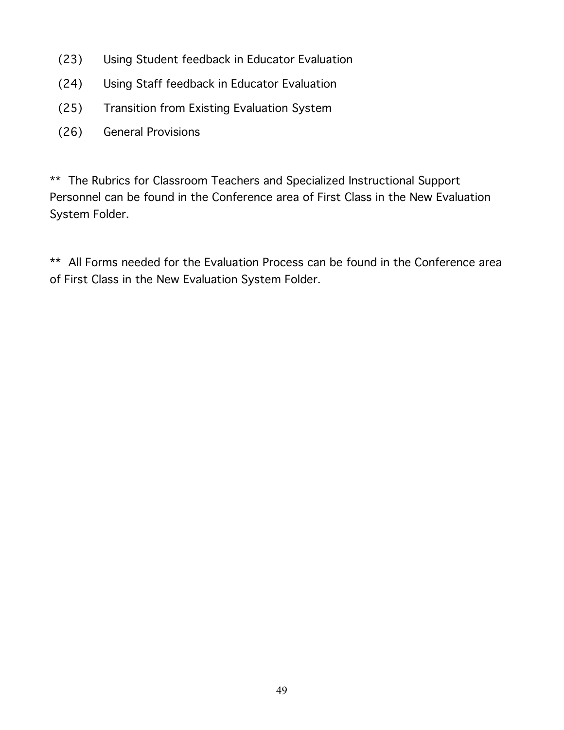(23) Using Student feedback in Educator Evaluation

(24) Using Staff feedback in Educator Evaluation

(25) Transition from Existing Evaluation System

(26) General Provisions

** The Rubrics for Classroom Teachers and Specialized Instructional Support Personnel can be found in the Conference area of First Class in the New Evaluation System Folder.

** All Forms needed for the Evaluation Process can be found in the Conference area of First Class in the New Evaluation System Folder.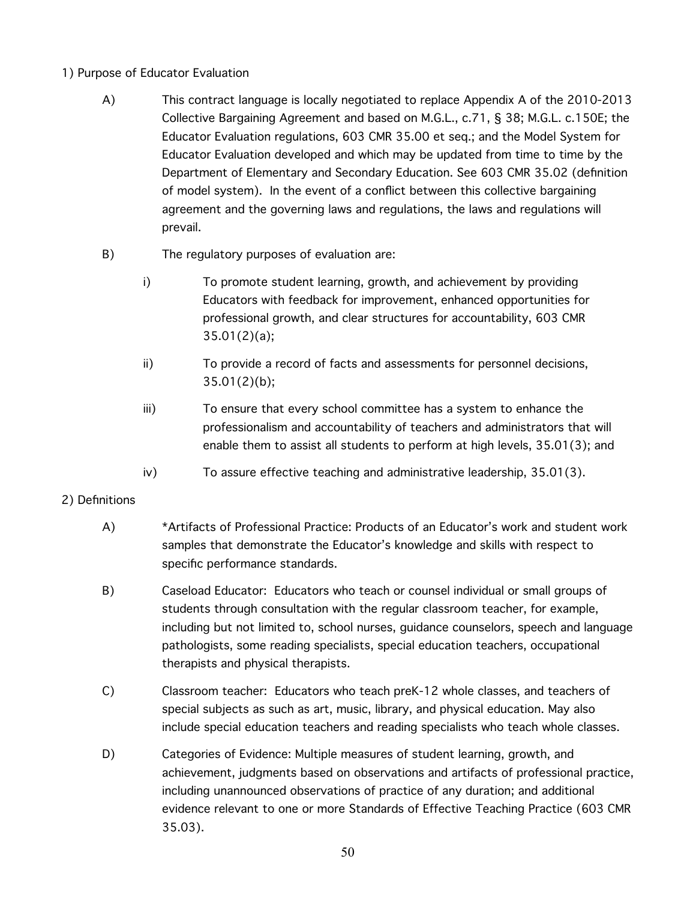1) Purpose of Educator Evaluation

A) This contract language is locally negotiated to replace Appendix A of the 2010-2013 Collective Bargaining Agreement and based on M.G.L., c.71, § 38; M.G.L. c.150E; the Educator Evaluation regulations, 603 CMR 35.00 et seq.; and the Model System for Educator Evaluation developed and which may be updated from time to time by the Department of Elementary and Secondary Education. See 603 CMR 35.02 (definition of model system). In the event of a conflict between this collective bargaining agreement and the governing laws and regulations, the laws and regulations will prevail.

B) The regulatory purposes of evaluation are:

i) To promote student learning, growth, and achievement by providing Educators with feedback for improvement, enhanced opportunities for professional growth, and clear structures for accountability, 603 CMR 35.01(2)(a);

ii) To provide a record of facts and assessments for personnel decisions, 35.01(2)(b);

iii) To ensure that every school committee has a system to enhance the professionalism and accountability of teachers and administrators that will enable them to assist all students to perform at high levels, 35.01(3); and

iv) To assure effective teaching and administrative leadership, 35.01(3).

2) Definitions

A) *Artifacts of Professional Practice: Products of an Educator's work and student work samples that demonstrate the Educator's knowledge and skills with respect to specific performance standards.

B) Caseload Educator: Educators who teach or counsel individual or small groups of students through consultation with the regular classroom teacher, for example, including but not limited to, school nurses, guidance counselors, speech and language pathologists, some reading specialists, special education teachers, occupational therapists and physical therapists.

C) Classroom teacher: Educators who teach preK-12 whole classes, and teachers of special subjects as such as art, music, library, and physical education. May also include special education teachers and reading specialists who teach whole classes.

D) Categories of Evidence: Multiple measures of student learning, growth, and achievement, judgments based on observations and artifacts of professional practice, including unannounced observations of practice of any duration; and additional evidence relevant to one or more Standards of Effective Teaching Practice (603 CMR 35.03).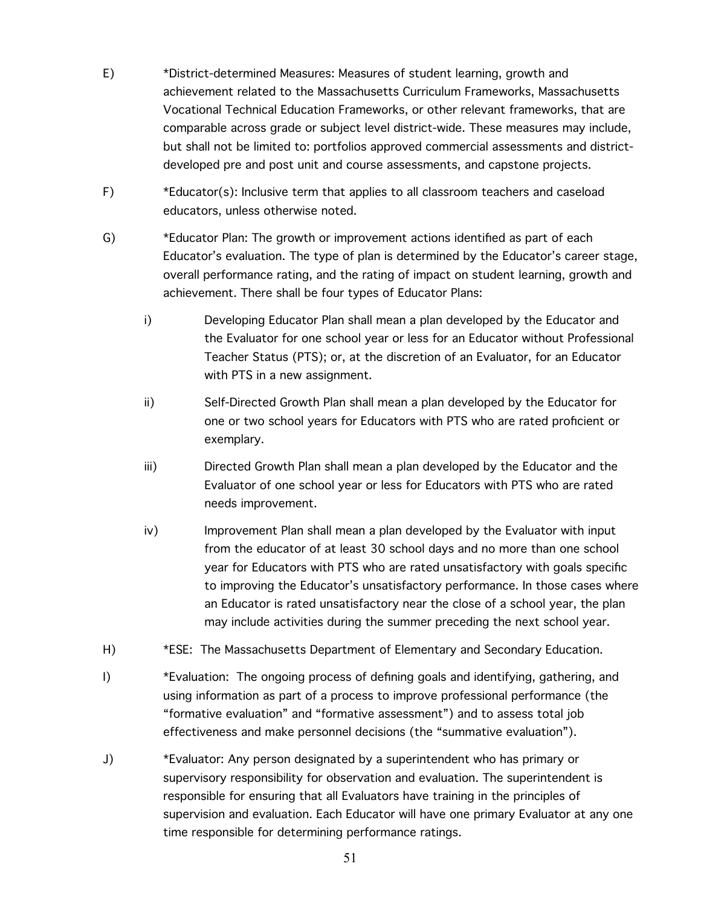E) *District-determined Measures: Measures of student learning, growth and achievement related to the Massachusetts Curriculum Frameworks, Massachusetts Vocational Technical Education Frameworks, or other relevant frameworks, that are comparable across grade or subject level district-wide. These measures may include, but shall not be limited to: portfolios approved commercial assessments and district-developed pre and post unit and course assessments, and capstone projects.

F) *Educator(s): Inclusive term that applies to all classroom teachers and caseload educators, unless otherwise noted.

G) *Educator Plan: The growth or improvement actions identified as part of each Educator's evaluation. The type of plan is determined by the Educator's career stage, overall performance rating, and the rating of impact on student learning, growth and achievement. There shall be four types of Educator Plans:

   i) Developing Educator Plan shall mean a plan developed by the Educator and the Evaluator for one school year or less for an Educator without Professional Teacher Status (PTS); or, at the discretion of an Evaluator, for an Educator with PTS in a new assignment.

   ii) Self-Directed Growth Plan shall mean a plan developed by the Educator for one or two school years for Educators with PTS who are rated proficient or exemplary.

   iii) Directed Growth Plan shall mean a plan developed by the Educator and the Evaluator of one school year or less for Educators with PTS who are rated needs improvement.

   iv) Improvement Plan shall mean a plan developed by the Evaluator with input from the educator of at least 30 school days and no more than one school year for Educators with PTS who are rated unsatisfactory with goals specific to improving the Educator's unsatisfactory performance. In those cases where an Educator is rated unsatisfactory near the close of a school year, the plan may include activities during the summer preceding the next school year.

H) *ESE: The Massachusetts Department of Elementary and Secondary Education.

I) *Evaluation: The ongoing process of defining goals and identifying, gathering, and using information as part of a process to improve professional performance (the "formative evaluation" and "formative assessment") and to assess total job effectiveness and make personnel decisions (the "summative evaluation").

J) *Evaluator: Any person designated by a superintendent who has primary or supervisory responsibility for observation and evaluation. The superintendent is responsible for ensuring that all Evaluators have training in the principles of supervision and evaluation. Each Educator will have one primary Evaluator at any one time responsible for determining performance ratings.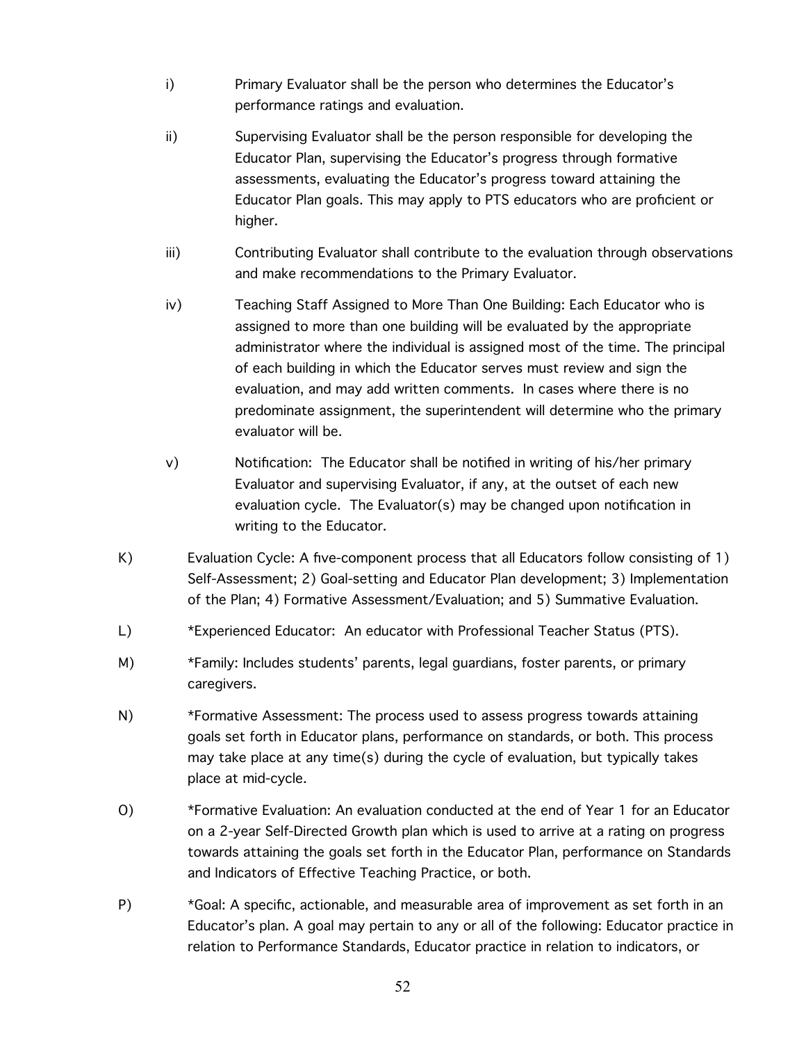i) Primary Evaluator shall be the person who determines the Educator's performance ratings and evaluation.

ii) Supervising Evaluator shall be the person responsible for developing the Educator Plan, supervising the Educator's progress through formative assessments, evaluating the Educator's progress toward attaining the Educator Plan goals. This may apply to PTS educators who are proficient or higher.

iii) Contributing Evaluator shall contribute to the evaluation through observations and make recommendations to the Primary Evaluator.

iv) Teaching Staff Assigned to More Than One Building: Each Educator who is assigned to more than one building will be evaluated by the appropriate administrator where the individual is assigned most of the time. The principal of each building in which the Educator serves must review and sign the evaluation, and may add written comments. In cases where there is no predominate assignment, the superintendent will determine who the primary evaluator will be.

v) Notification: The Educator shall be notified in writing of his/her primary Evaluator and supervising Evaluator, if any, at the outset of each new evaluation cycle. The Evaluator(s) may be changed upon notification in writing to the Educator.

K) Evaluation Cycle: A five-component process that all Educators follow consisting of 1) Self-Assessment; 2) Goal-setting and Educator Plan development; 3) Implementation of the Plan; 4) Formative Assessment/Evaluation; and 5) Summative Evaluation.

L) *Experienced Educator: An educator with Professional Teacher Status (PTS).

M) *Family: Includes students' parents, legal guardians, foster parents, or primary caregivers.

N) *Formative Assessment: The process used to assess progress towards attaining goals set forth in Educator plans, performance on standards, or both. This process may take place at any time(s) during the cycle of evaluation, but typically takes place at mid-cycle.

O) *Formative Evaluation: An evaluation conducted at the end of Year 1 for an Educator on a 2-year Self-Directed Growth plan which is used to arrive at a rating on progress towards attaining the goals set forth in the Educator Plan, performance on Standards and Indicators of Effective Teaching Practice, or both.

P) *Goal: A specific, actionable, and measurable area of improvement as set forth in an Educator's plan. A goal may pertain to any or all of the following: Educator practice in relation to Performance Standards, Educator practice in relation to indicators, or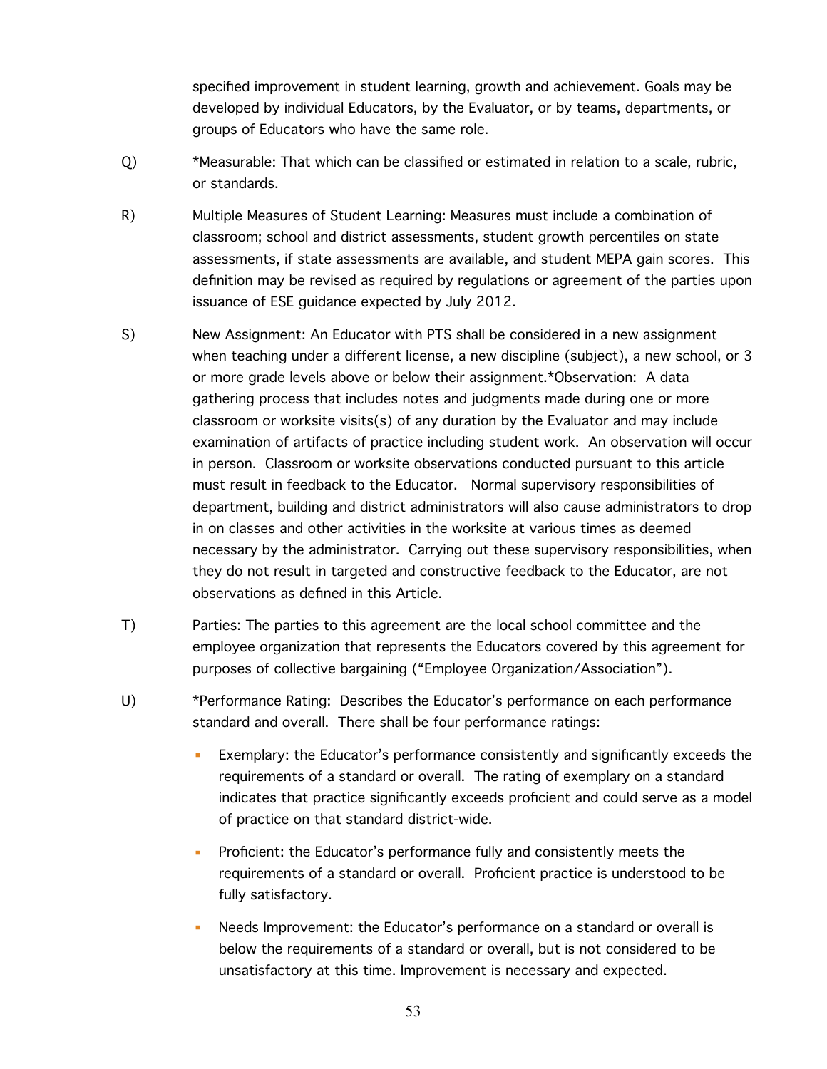specified improvement in student learning, growth and achievement. Goals may be developed by individual Educators, by the Evaluator, or by teams, departments, or groups of Educators who have the same role.

Q) *Measurable: That which can be classified or estimated in relation to a scale, rubric, or standards.

R) Multiple Measures of Student Learning: Measures must include a combination of classroom; school and district assessments, student growth percentiles on state assessments, if state assessments are available, and student MEPA gain scores. This definition may be revised as required by regulations or agreement of the parties upon issuance of ESE guidance expected by July 2012.

S) New Assignment: An Educator with PTS shall be considered in a new assignment when teaching under a different license, a new discipline (subject), a new school, or 3 or more grade levels above or below their assignment.*Observation: A data gathering process that includes notes and judgments made during one or more classroom or worksite visits(s) of any duration by the Evaluator and may include examination of artifacts of practice including student work. An observation will occur in person. Classroom or worksite observations conducted pursuant to this article must result in feedback to the Educator. Normal supervisory responsibilities of department, building and district administrators will also cause administrators to drop in on classes and other activities in the worksite at various times as deemed necessary by the administrator. Carrying out these supervisory responsibilities, when they do not result in targeted and constructive feedback to the Educator, are not observations as defined in this Article.

T) Parties: The parties to this agreement are the local school committee and the employee organization that represents the Educators covered by this agreement for purposes of collective bargaining ("Employee Organization/Association").

U) *Performance Rating: Describes the Educator's performance on each performance standard and overall. There shall be four performance ratings:

- Exemplary: the Educator's performance consistently and significantly exceeds the requirements of a standard or overall. The rating of exemplary on a standard indicates that practice significantly exceeds proficient and could serve as a model of practice on that standard district-wide.
- Proficient: the Educator's performance fully and consistently meets the requirements of a standard or overall. Proficient practice is understood to be fully satisfactory.
- Needs Improvement: the Educator's performance on a standard or overall is below the requirements of a standard or overall, but is not considered to be unsatisfactory at this time. Improvement is necessary and expected.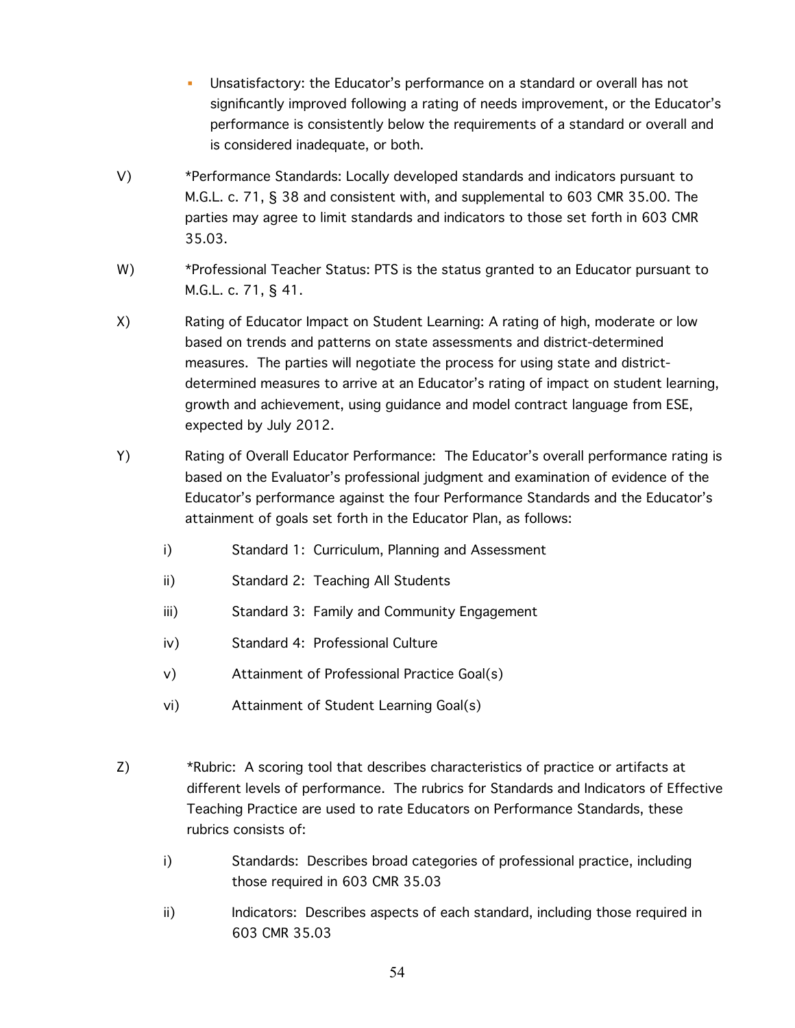- Unsatisfactory: the Educator's performance on a standard or overall has not significantly improved following a rating of needs improvement, or the Educator's performance is consistently below the requirements of a standard or overall and is considered inadequate, or both.

V) *Performance Standards: Locally developed standards and indicators pursuant to M.G.L. c. 71, § 38 and consistent with, and supplemental to 603 CMR 35.00. The parties may agree to limit standards and indicators to those set forth in 603 CMR 35.03.

W) *Professional Teacher Status: PTS is the status granted to an Educator pursuant to M.G.L. c. 71, § 41.

X) Rating of Educator Impact on Student Learning: A rating of high, moderate or low based on trends and patterns on state assessments and district-determined measures. The parties will negotiate the process for using state and district-determined measures to arrive at an Educator's rating of impact on student learning, growth and achievement, using guidance and model contract language from ESE, expected by July 2012.

Y) Rating of Overall Educator Performance: The Educator's overall performance rating is based on the Evaluator's professional judgment and examination of evidence of the Educator's performance against the four Performance Standards and the Educator's attainment of goals set forth in the Educator Plan, as follows:

   i) Standard 1: Curriculum, Planning and Assessment

   ii) Standard 2: Teaching All Students

   iii) Standard 3: Family and Community Engagement

   iv) Standard 4: Professional Culture

   v) Attainment of Professional Practice Goal(s)

   vi) Attainment of Student Learning Goal(s)

Z) *Rubric: A scoring tool that describes characteristics of practice or artifacts at different levels of performance. The rubrics for Standards and Indicators of Effective Teaching Practice are used to rate Educators on Performance Standards, these rubrics consists of:

   i) Standards: Describes broad categories of professional practice, including those required in 603 CMR 35.03

   ii) Indicators: Describes aspects of each standard, including those required in 603 CMR 35.03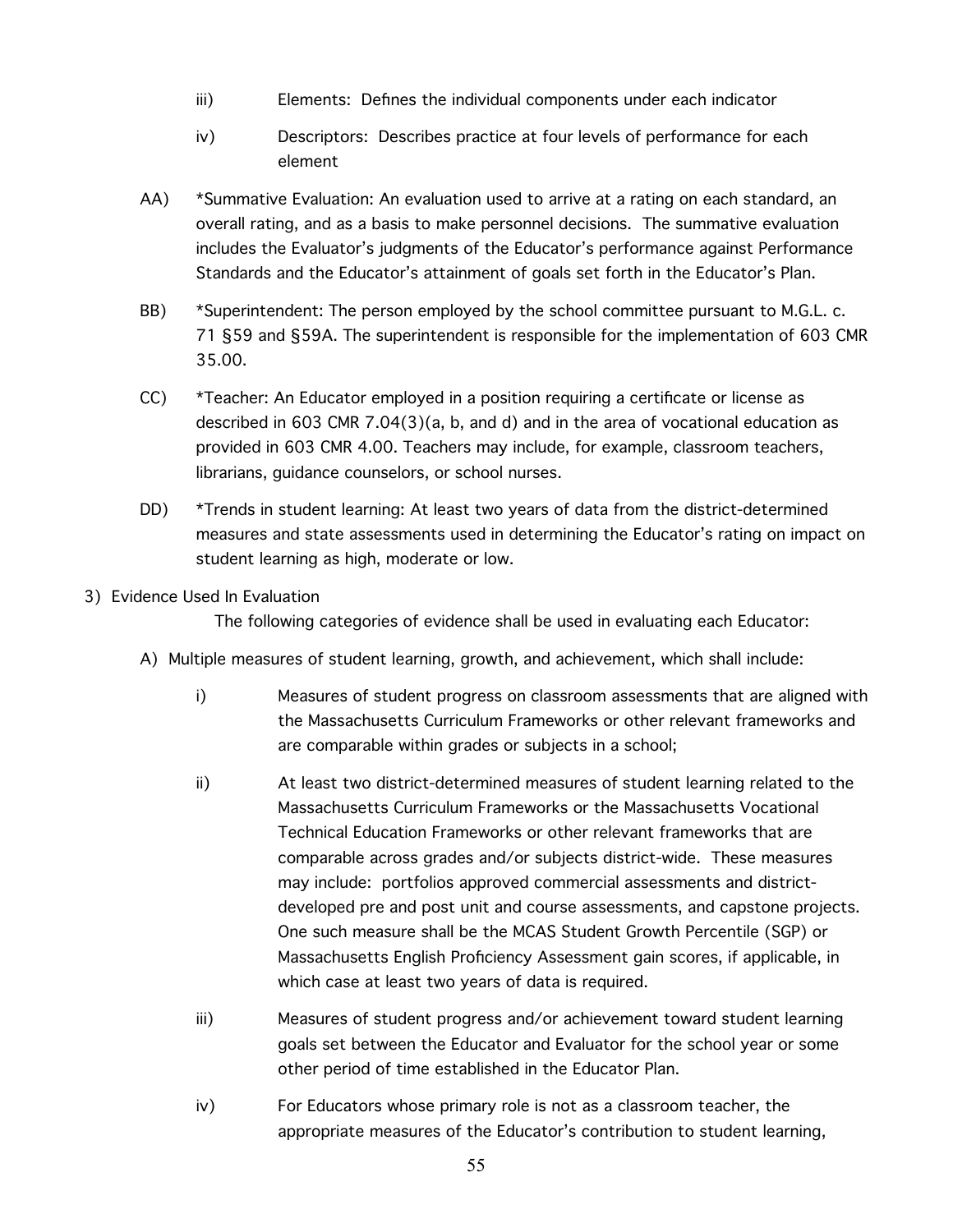iii) Elements: Defines the individual components under each indicator

iv) Descriptors: Describes practice at four levels of performance for each element

AA) *Summative Evaluation: An evaluation used to arrive at a rating on each standard, an overall rating, and as a basis to make personnel decisions. The summative evaluation includes the Evaluator's judgments of the Educator's performance against Performance Standards and the Educator's attainment of goals set forth in the Educator's Plan.

BB) *Superintendent: The person employed by the school committee pursuant to M.G.L. c. 71 §59 and §59A. The superintendent is responsible for the implementation of 603 CMR 35.00.

CC) *Teacher: An Educator employed in a position requiring a certificate or license as described in 603 CMR 7.04(3)(a, b, and d) and in the area of vocational education as provided in 603 CMR 4.00. Teachers may include, for example, classroom teachers, librarians, guidance counselors, or school nurses.

DD) *Trends in student learning: At least two years of data from the district-determined measures and state assessments used in determining the Educator's rating on impact on student learning as high, moderate or low.

3) Evidence Used In Evaluation

The following categories of evidence shall be used in evaluating each Educator:

A) Multiple measures of student learning, growth, and achievement, which shall include:

i) Measures of student progress on classroom assessments that are aligned with the Massachusetts Curriculum Frameworks or other relevant frameworks and are comparable within grades or subjects in a school;

ii) At least two district-determined measures of student learning related to the Massachusetts Curriculum Frameworks or the Massachusetts Vocational Technical Education Frameworks or other relevant frameworks that are comparable across grades and/or subjects district-wide. These measures may include: portfolios approved commercial assessments and district-developed pre and post unit and course assessments, and capstone projects. One such measure shall be the MCAS Student Growth Percentile (SGP) or Massachusetts English Proficiency Assessment gain scores, if applicable, in which case at least two years of data is required.

iii) Measures of student progress and/or achievement toward student learning goals set between the Educator and Evaluator for the school year or some other period of time established in the Educator Plan.

iv) For Educators whose primary role is not as a classroom teacher, the appropriate measures of the Educator's contribution to student learning,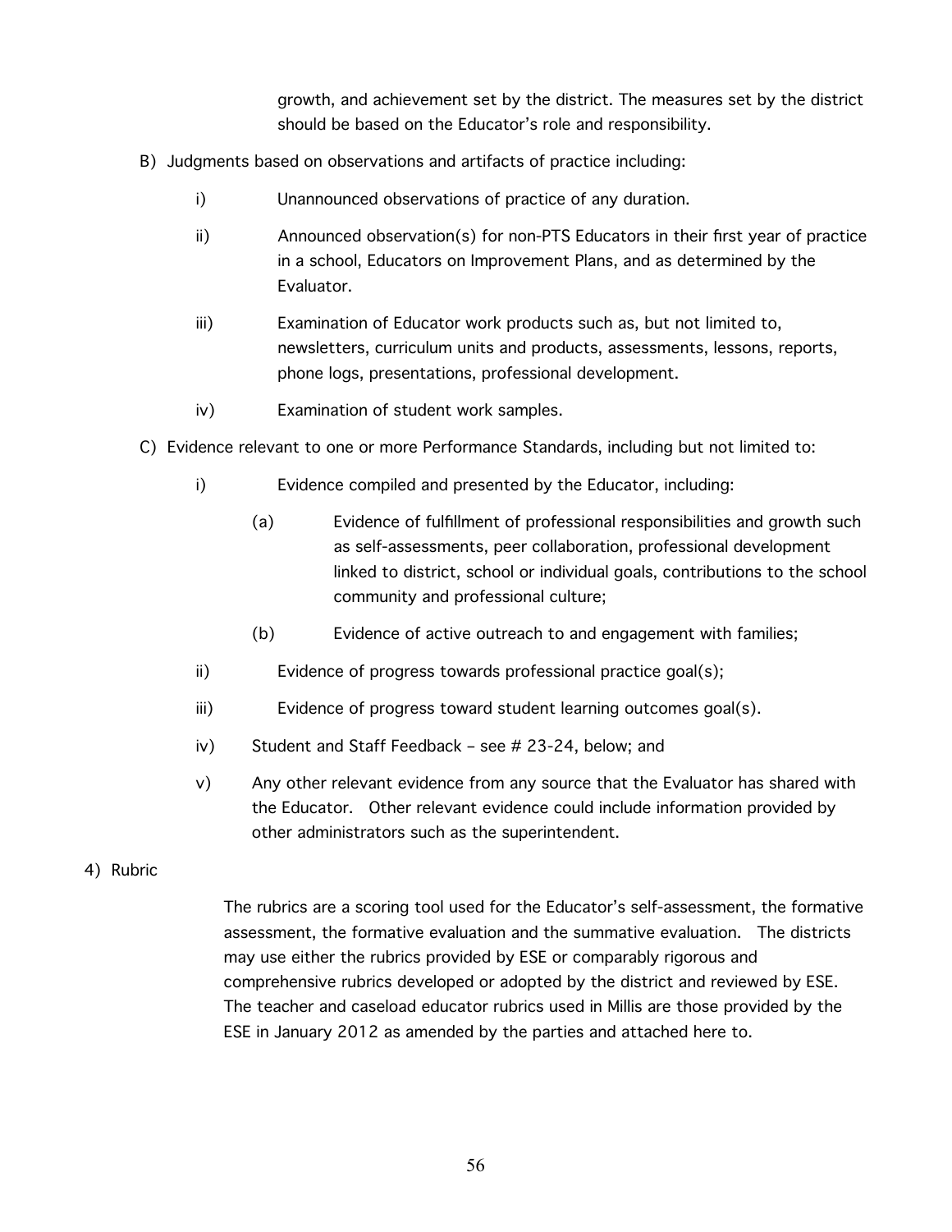growth, and achievement set by the district. The measures set by the district should be based on the Educator's role and responsibility.

B) Judgments based on observations and artifacts of practice including:

   i) Unannounced observations of practice of any duration.

   ii) Announced observation(s) for non-PTS Educators in their first year of practice in a school, Educators on Improvement Plans, and as determined by the Evaluator.

   iii) Examination of Educator work products such as, but not limited to, newsletters, curriculum units and products, assessments, lessons, reports, phone logs, presentations, professional development.

   iv) Examination of student work samples.

C) Evidence relevant to one or more Performance Standards, including but not limited to:

   i) Evidence compiled and presented by the Educator, including:

      (a) Evidence of fulfillment of professional responsibilities and growth such as self-assessments, peer collaboration, professional development linked to district, school or individual goals, contributions to the school community and professional culture;

      (b) Evidence of active outreach to and engagement with families;

   ii) Evidence of progress towards professional practice goal(s);

   iii) Evidence of progress toward student learning outcomes goal(s).

   iv) Student and Staff Feedback – see # 23-24, below; and

   v) Any other relevant evidence from any source that the Evaluator has shared with the Educator. Other relevant evidence could include information provided by other administrators such as the superintendent.

4) Rubric

The rubrics are a scoring tool used for the Educator's self-assessment, the formative assessment, the formative evaluation and the summative evaluation. The districts may use either the rubrics provided by ESE or comparably rigorous and comprehensive rubrics developed or adopted by the district and reviewed by ESE. The teacher and caseload educator rubrics used in Millis are those provided by the ESE in January 2012 as amended by the parties and attached here to.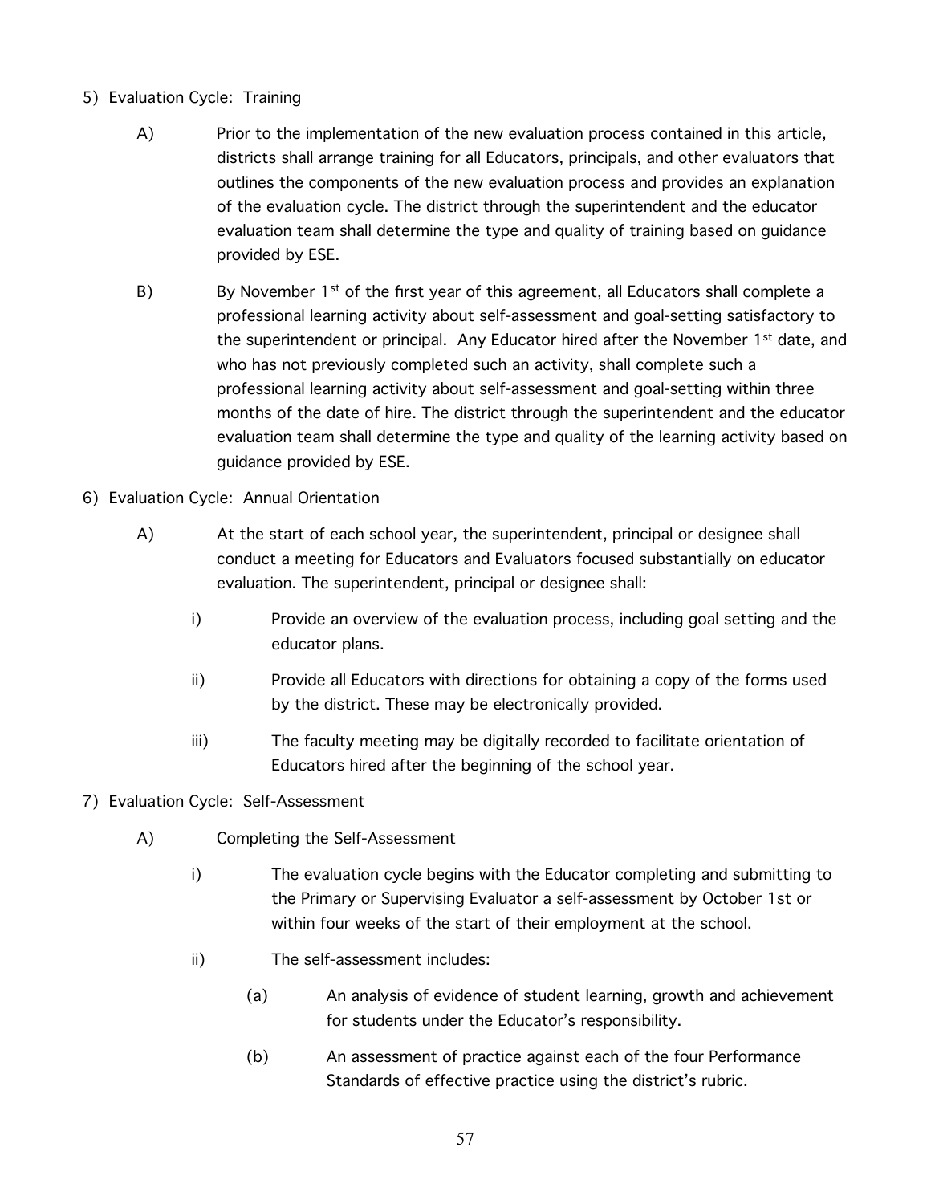5) Evaluation Cycle: Training

A) Prior to the implementation of the new evaluation process contained in this article, districts shall arrange training for all Educators, principals, and other evaluators that outlines the components of the new evaluation process and provides an explanation of the evaluation cycle. The district through the superintendent and the educator evaluation team shall determine the type and quality of training based on guidance provided by ESE.

B) By November 1st of the first year of this agreement, all Educators shall complete a professional learning activity about self-assessment and goal-setting satisfactory to the superintendent or principal. Any Educator hired after the November 1st date, and who has not previously completed such an activity, shall complete such a professional learning activity about self-assessment and goal-setting within three months of the date of hire. The district through the superintendent and the educator evaluation team shall determine the type and quality of the learning activity based on guidance provided by ESE.

6) Evaluation Cycle: Annual Orientation

A) At the start of each school year, the superintendent, principal or designee shall conduct a meeting for Educators and Evaluators focused substantially on educator evaluation. The superintendent, principal or designee shall:

   i) Provide an overview of the evaluation process, including goal setting and the educator plans.

   ii) Provide all Educators with directions for obtaining a copy of the forms used by the district. These may be electronically provided.

   iii) The faculty meeting may be digitally recorded to facilitate orientation of Educators hired after the beginning of the school year.

7) Evaluation Cycle: Self-Assessment

A) Completing the Self-Assessment

   i) The evaluation cycle begins with the Educator completing and submitting to the Primary or Supervising Evaluator a self-assessment by October 1st or within four weeks of the start of their employment at the school.

   ii) The self-assessment includes:

      (a) An analysis of evidence of student learning, growth and achievement for students under the Educator's responsibility.

      (b) An assessment of practice against each of the four Performance Standards of effective practice using the district's rubric.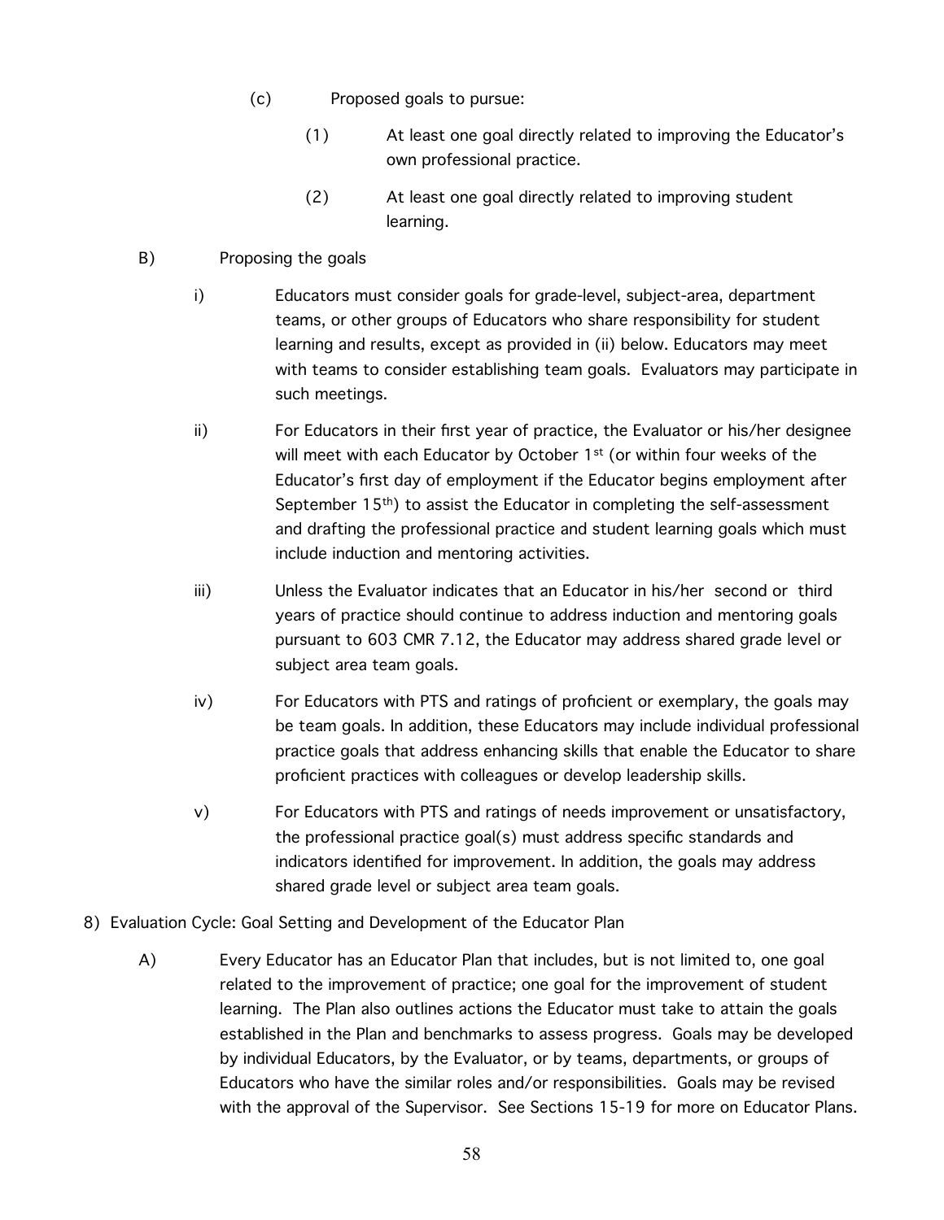(c) Proposed goals to pursue:

(1) At least one goal directly related to improving the Educator's own professional practice.

(2) At least one goal directly related to improving student learning.

B) Proposing the goals

i) Educators must consider goals for grade-level, subject-area, department teams, or other groups of Educators who share responsibility for student learning and results, except as provided in (ii) below. Educators may meet with teams to consider establishing team goals. Evaluators may participate in such meetings.

ii) For Educators in their first year of practice, the Evaluator or his/her designee will meet with each Educator by October 1st (or within four weeks of the Educator's first day of employment if the Educator begins employment after September 15th) to assist the Educator in completing the self-assessment and drafting the professional practice and student learning goals which must include induction and mentoring activities.

iii) Unless the Evaluator indicates that an Educator in his/her second or third years of practice should continue to address induction and mentoring goals pursuant to 603 CMR 7.12, the Educator may address shared grade level or subject area team goals.

iv) For Educators with PTS and ratings of proficient or exemplary, the goals may be team goals. In addition, these Educators may include individual professional practice goals that address enhancing skills that enable the Educator to share proficient practices with colleagues or develop leadership skills.

v) For Educators with PTS and ratings of needs improvement or unsatisfactory, the professional practice goal(s) must address specific standards and indicators identified for improvement. In addition, the goals may address shared grade level or subject area team goals.

8) Evaluation Cycle: Goal Setting and Development of the Educator Plan

A) Every Educator has an Educator Plan that includes, but is not limited to, one goal related to the improvement of practice; one goal for the improvement of student learning. The Plan also outlines actions the Educator must take to attain the goals established in the Plan and benchmarks to assess progress. Goals may be developed by individual Educators, by the Evaluator, or by teams, departments, or groups of Educators who have the similar roles and/or responsibilities. Goals may be revised with the approval of the Supervisor. See Sections 15-19 for more on Educator Plans.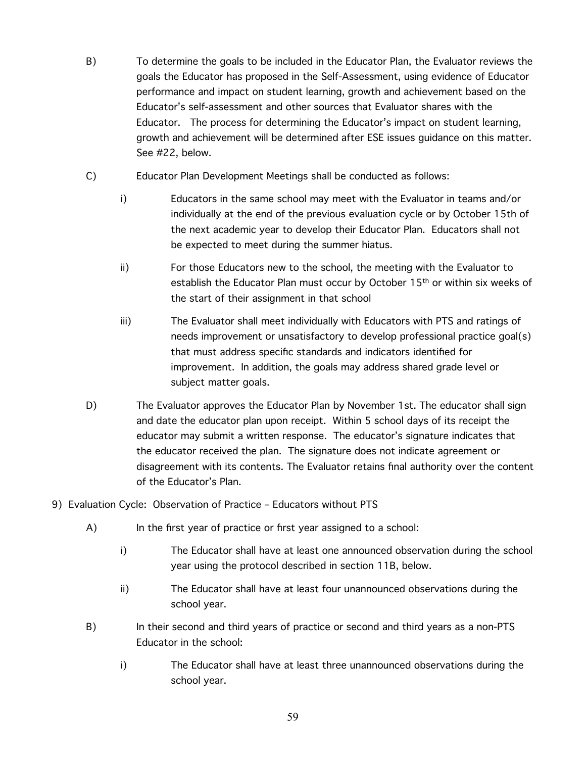B) To determine the goals to be included in the Educator Plan, the Evaluator reviews the goals the Educator has proposed in the Self-Assessment, using evidence of Educator performance and impact on student learning, growth and achievement based on the Educator's self-assessment and other sources that Evaluator shares with the Educator. The process for determining the Educator's impact on student learning, growth and achievement will be determined after ESE issues guidance on this matter. See #22, below.

C) Educator Plan Development Meetings shall be conducted as follows:

i) Educators in the same school may meet with the Evaluator in teams and/or individually at the end of the previous evaluation cycle or by October 15th of the next academic year to develop their Educator Plan. Educators shall not be expected to meet during the summer hiatus.

ii) For those Educators new to the school, the meeting with the Evaluator to establish the Educator Plan must occur by October 15th or within six weeks of the start of their assignment in that school

iii) The Evaluator shall meet individually with Educators with PTS and ratings of needs improvement or unsatisfactory to develop professional practice goal(s) that must address specific standards and indicators identified for improvement. In addition, the goals may address shared grade level or subject matter goals.

D) The Evaluator approves the Educator Plan by November 1st. The educator shall sign and date the educator plan upon receipt. Within 5 school days of its receipt the educator may submit a written response. The educator's signature indicates that the educator received the plan. The signature does not indicate agreement or disagreement with its contents. The Evaluator retains final authority over the content of the Educator's Plan.

9) Evaluation Cycle: Observation of Practice – Educators without PTS

A) In the first year of practice or first year assigned to a school:

i) The Educator shall have at least one announced observation during the school year using the protocol described in section 11B, below.

ii) The Educator shall have at least four unannounced observations during the school year.

B) In their second and third years of practice or second and third years as a non-PTS Educator in the school:

i) The Educator shall have at least three unannounced observations during the school year.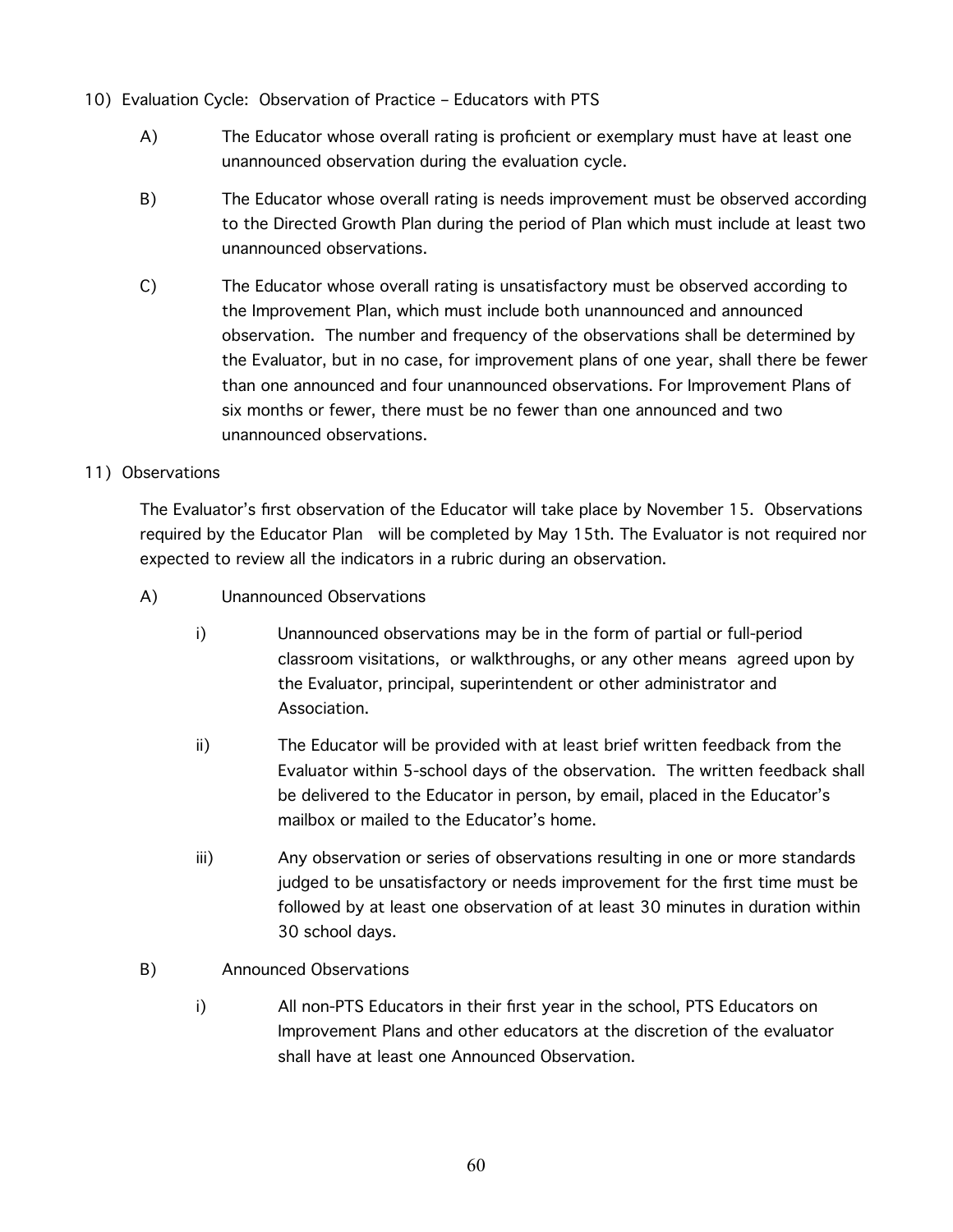10) Evaluation Cycle: Observation of Practice – Educators with PTS

A) The Educator whose overall rating is proficient or exemplary must have at least one unannounced observation during the evaluation cycle.

B) The Educator whose overall rating is needs improvement must be observed according to the Directed Growth Plan during the period of Plan which must include at least two unannounced observations.

C) The Educator whose overall rating is unsatisfactory must be observed according to the Improvement Plan, which must include both unannounced and announced observation. The number and frequency of the observations shall be determined by the Evaluator, but in no case, for improvement plans of one year, shall there be fewer than one announced and four unannounced observations. For Improvement Plans of six months or fewer, there must be no fewer than one announced and two unannounced observations.

11) Observations

The Evaluator's first observation of the Educator will take place by November 15. Observations required by the Educator Plan will be completed by May 15th. The Evaluator is not required nor expected to review all the indicators in a rubric during an observation.

A) Unannounced Observations

i) Unannounced observations may be in the form of partial or full-period classroom visitations, or walkthroughs, or any other means agreed upon by the Evaluator, principal, superintendent or other administrator and Association.

ii) The Educator will be provided with at least brief written feedback from the Evaluator within 5-school days of the observation. The written feedback shall be delivered to the Educator in person, by email, placed in the Educator's mailbox or mailed to the Educator's home.

iii) Any observation or series of observations resulting in one or more standards judged to be unsatisfactory or needs improvement for the first time must be followed by at least one observation of at least 30 minutes in duration within 30 school days.

B) Announced Observations

i) All non-PTS Educators in their first year in the school, PTS Educators on Improvement Plans and other educators at the discretion of the evaluator shall have at least one Announced Observation.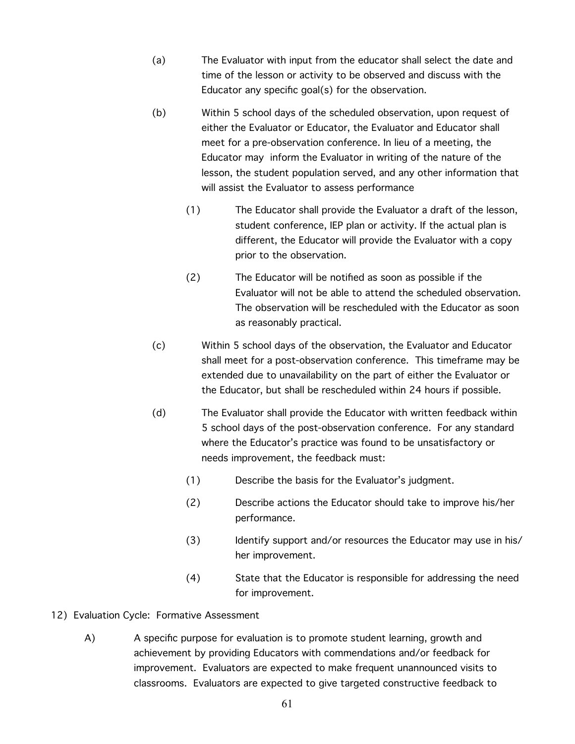(a) The Evaluator with input from the educator shall select the date and time of the lesson or activity to be observed and discuss with the Educator any specific goal(s) for the observation.

(b) Within 5 school days of the scheduled observation, upon request of either the Evaluator or Educator, the Evaluator and Educator shall meet for a pre-observation conference. In lieu of a meeting, the Educator may inform the Evaluator in writing of the nature of the lesson, the student population served, and any other information that will assist the Evaluator to assess performance

   (1) The Educator shall provide the Evaluator a draft of the lesson, student conference, IEP plan or activity. If the actual plan is different, the Educator will provide the Evaluator with a copy prior to the observation.

   (2) The Educator will be notified as soon as possible if the Evaluator will not be able to attend the scheduled observation. The observation will be rescheduled with the Educator as soon as reasonably practical.

(c) Within 5 school days of the observation, the Evaluator and Educator shall meet for a post-observation conference. This timeframe may be extended due to unavailability on the part of either the Evaluator or the Educator, but shall be rescheduled within 24 hours if possible.

(d) The Evaluator shall provide the Educator with written feedback within 5 school days of the post-observation conference. For any standard where the Educator's practice was found to be unsatisfactory or needs improvement, the feedback must:

   (1) Describe the basis for the Evaluator's judgment.

   (2) Describe actions the Educator should take to improve his/her performance.

   (3) Identify support and/or resources the Educator may use in his/her improvement.

   (4) State that the Educator is responsible for addressing the need for improvement.

12) Evaluation Cycle: Formative Assessment

A) A specific purpose for evaluation is to promote student learning, growth and achievement by providing Educators with commendations and/or feedback for improvement. Evaluators are expected to make frequent unannounced visits to classrooms. Evaluators are expected to give targeted constructive feedback to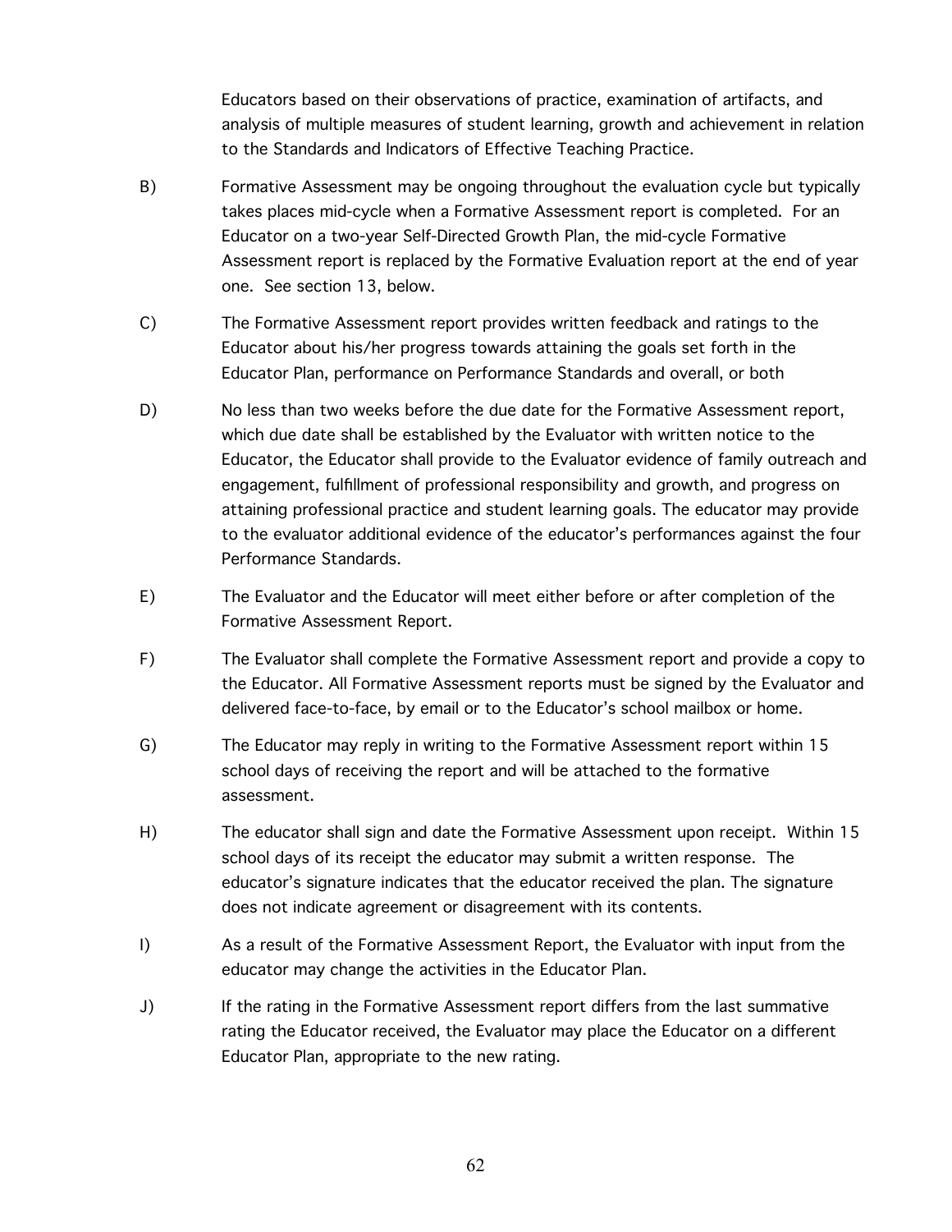Educators based on their observations of practice, examination of artifacts, and analysis of multiple measures of student learning, growth and achievement in relation to the Standards and Indicators of Effective Teaching Practice.

B) Formative Assessment may be ongoing throughout the evaluation cycle but typically takes places mid-cycle when a Formative Assessment report is completed. For an Educator on a two-year Self-Directed Growth Plan, the mid-cycle Formative Assessment report is replaced by the Formative Evaluation report at the end of year one. See section 13, below.

C) The Formative Assessment report provides written feedback and ratings to the Educator about his/her progress towards attaining the goals set forth in the Educator Plan, performance on Performance Standards and overall, or both

D) No less than two weeks before the due date for the Formative Assessment report, which due date shall be established by the Evaluator with written notice to the Educator, the Educator shall provide to the Evaluator evidence of family outreach and engagement, fulfillment of professional responsibility and growth, and progress on attaining professional practice and student learning goals. The educator may provide to the evaluator additional evidence of the educator's performances against the four Performance Standards.

E) The Evaluator and the Educator will meet either before or after completion of the Formative Assessment Report.

F) The Evaluator shall complete the Formative Assessment report and provide a copy to the Educator. All Formative Assessment reports must be signed by the Evaluator and delivered face-to-face, by email or to the Educator's school mailbox or home.

G) The Educator may reply in writing to the Formative Assessment report within 15 school days of receiving the report and will be attached to the formative assessment.

H) The educator shall sign and date the Formative Assessment upon receipt. Within 15 school days of its receipt the educator may submit a written response. The educator's signature indicates that the educator received the plan. The signature does not indicate agreement or disagreement with its contents.

I) As a result of the Formative Assessment Report, the Evaluator with input from the educator may change the activities in the Educator Plan.

J) If the rating in the Formative Assessment report differs from the last summative rating the Educator received, the Evaluator may place the Educator on a different Educator Plan, appropriate to the new rating.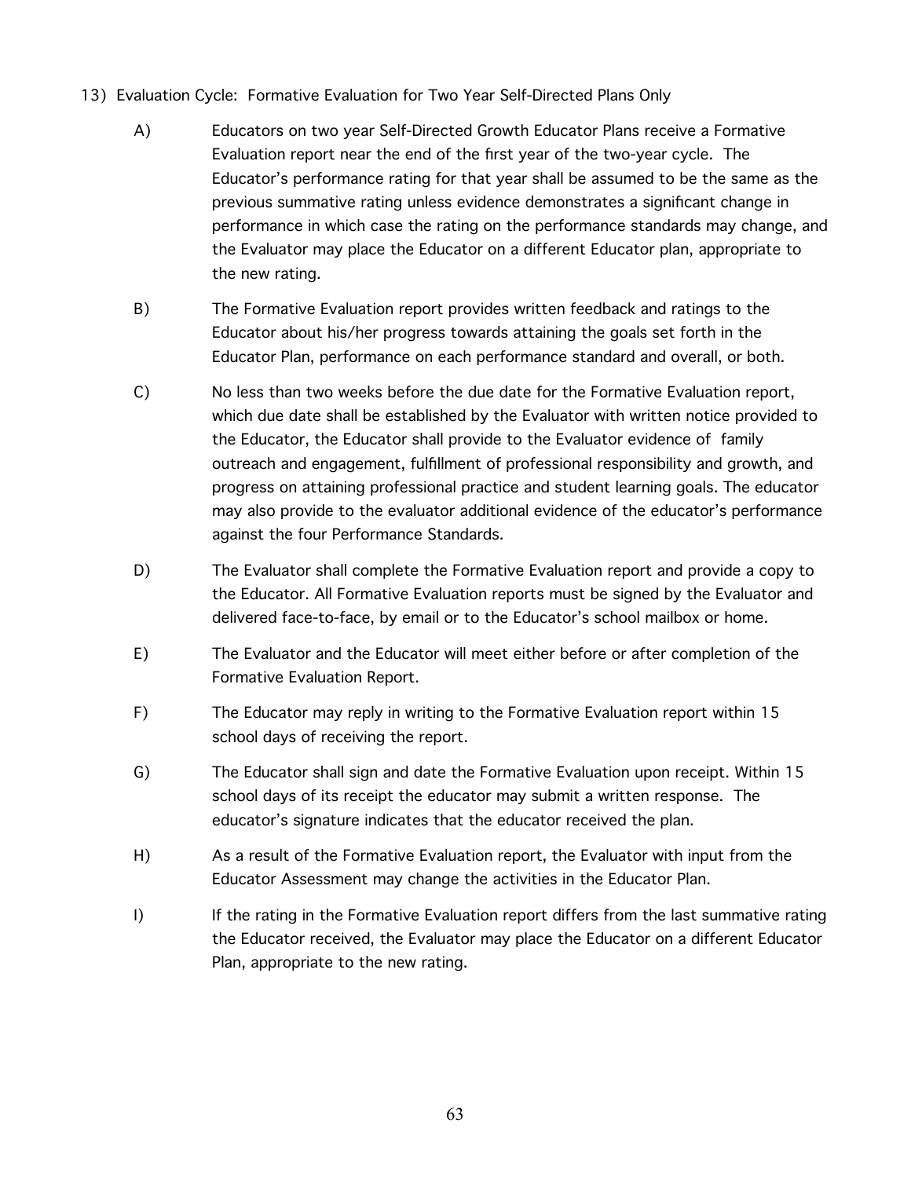13) Evaluation Cycle: Formative Evaluation for Two Year Self-Directed Plans Only

A) Educators on two year Self-Directed Growth Educator Plans receive a Formative Evaluation report near the end of the first year of the two-year cycle. The Educator's performance rating for that year shall be assumed to be the same as the previous summative rating unless evidence demonstrates a significant change in performance in which case the rating on the performance standards may change, and the Evaluator may place the Educator on a different Educator plan, appropriate to the new rating.

B) The Formative Evaluation report provides written feedback and ratings to the Educator about his/her progress towards attaining the goals set forth in the Educator Plan, performance on each performance standard and overall, or both.

C) No less than two weeks before the due date for the Formative Evaluation report, which due date shall be established by the Evaluator with written notice provided to the Educator, the Educator shall provide to the Evaluator evidence of family outreach and engagement, fulfillment of professional responsibility and growth, and progress on attaining professional practice and student learning goals. The educator may also provide to the evaluator additional evidence of the educator's performance against the four Performance Standards.

D) The Evaluator shall complete the Formative Evaluation report and provide a copy to the Educator. All Formative Evaluation reports must be signed by the Evaluator and delivered face-to-face, by email or to the Educator's school mailbox or home.

E) The Evaluator and the Educator will meet either before or after completion of the Formative Evaluation Report.

F) The Educator may reply in writing to the Formative Evaluation report within 15 school days of receiving the report.

G) The Educator shall sign and date the Formative Evaluation upon receipt. Within 15 school days of its receipt the educator may submit a written response. The educator's signature indicates that the educator received the plan.

H) As a result of the Formative Evaluation report, the Evaluator with input from the Educator Assessment may change the activities in the Educator Plan.

I) If the rating in the Formative Evaluation report differs from the last summative rating the Educator received, the Evaluator may place the Educator on a different Educator Plan, appropriate to the new rating.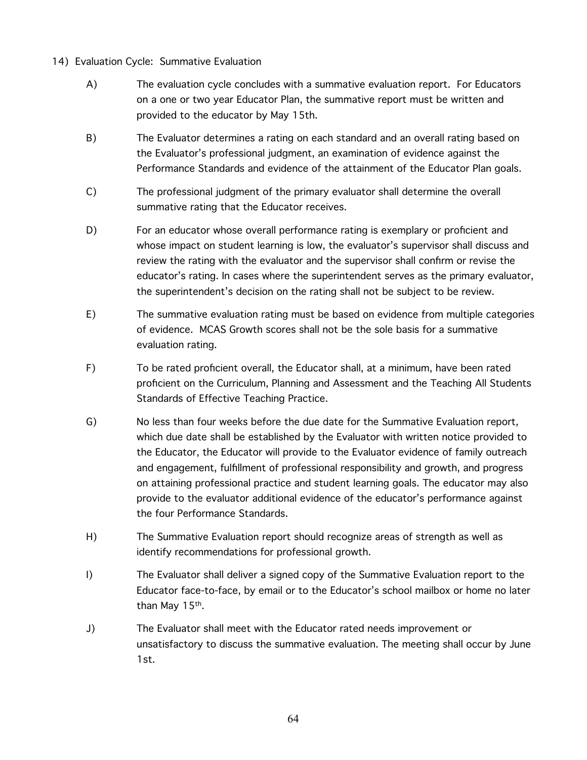14) Evaluation Cycle: Summative Evaluation

A) The evaluation cycle concludes with a summative evaluation report. For Educators on a one or two year Educator Plan, the summative report must be written and provided to the educator by May 15th.

B) The Evaluator determines a rating on each standard and an overall rating based on the Evaluator's professional judgment, an examination of evidence against the Performance Standards and evidence of the attainment of the Educator Plan goals.

C) The professional judgment of the primary evaluator shall determine the overall summative rating that the Educator receives.

D) For an educator whose overall performance rating is exemplary or proficient and whose impact on student learning is low, the evaluator's supervisor shall discuss and review the rating with the evaluator and the supervisor shall confirm or revise the educator's rating. In cases where the superintendent serves as the primary evaluator, the superintendent's decision on the rating shall not be subject to be review.

E) The summative evaluation rating must be based on evidence from multiple categories of evidence. MCAS Growth scores shall not be the sole basis for a summative evaluation rating.

F) To be rated proficient overall, the Educator shall, at a minimum, have been rated proficient on the Curriculum, Planning and Assessment and the Teaching All Students Standards of Effective Teaching Practice.

G) No less than four weeks before the due date for the Summative Evaluation report, which due date shall be established by the Evaluator with written notice provided to the Educator, the Educator will provide to the Evaluator evidence of family outreach and engagement, fulfillment of professional responsibility and growth, and progress on attaining professional practice and student learning goals. The educator may also provide to the evaluator additional evidence of the educator's performance against the four Performance Standards.

H) The Summative Evaluation report should recognize areas of strength as well as identify recommendations for professional growth.

I) The Evaluator shall deliver a signed copy of the Summative Evaluation report to the Educator face-to-face, by email or to the Educator's school mailbox or home no later than May 15th.

J) The Evaluator shall meet with the Educator rated needs improvement or unsatisfactory to discuss the summative evaluation. The meeting shall occur by June 1st.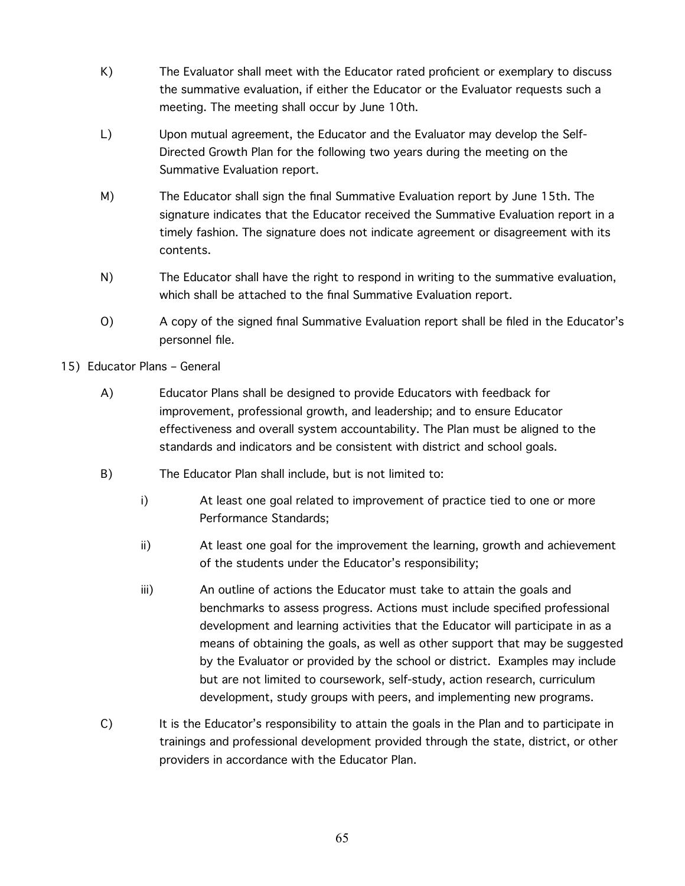K) The Evaluator shall meet with the Educator rated proficient or exemplary to discuss the summative evaluation, if either the Educator or the Evaluator requests such a meeting. The meeting shall occur by June 10th.

L) Upon mutual agreement, the Educator and the Evaluator may develop the Self-Directed Growth Plan for the following two years during the meeting on the Summative Evaluation report.

M) The Educator shall sign the final Summative Evaluation report by June 15th. The signature indicates that the Educator received the Summative Evaluation report in a timely fashion. The signature does not indicate agreement or disagreement with its contents.

N) The Educator shall have the right to respond in writing to the summative evaluation, which shall be attached to the final Summative Evaluation report.

O) A copy of the signed final Summative Evaluation report shall be filed in the Educator's personnel file.

15) Educator Plans – General

A) Educator Plans shall be designed to provide Educators with feedback for improvement, professional growth, and leadership; and to ensure Educator effectiveness and overall system accountability. The Plan must be aligned to the standards and indicators and be consistent with district and school goals.

B) The Educator Plan shall include, but is not limited to:

i) At least one goal related to improvement of practice tied to one or more Performance Standards;

ii) At least one goal for the improvement the learning, growth and achievement of the students under the Educator's responsibility;

iii) An outline of actions the Educator must take to attain the goals and benchmarks to assess progress. Actions must include specified professional development and learning activities that the Educator will participate in as a means of obtaining the goals, as well as other support that may be suggested by the Evaluator or provided by the school or district. Examples may include but are not limited to coursework, self-study, action research, curriculum development, study groups with peers, and implementing new programs.

C) It is the Educator's responsibility to attain the goals in the Plan and to participate in trainings and professional development provided through the state, district, or other providers in accordance with the Educator Plan.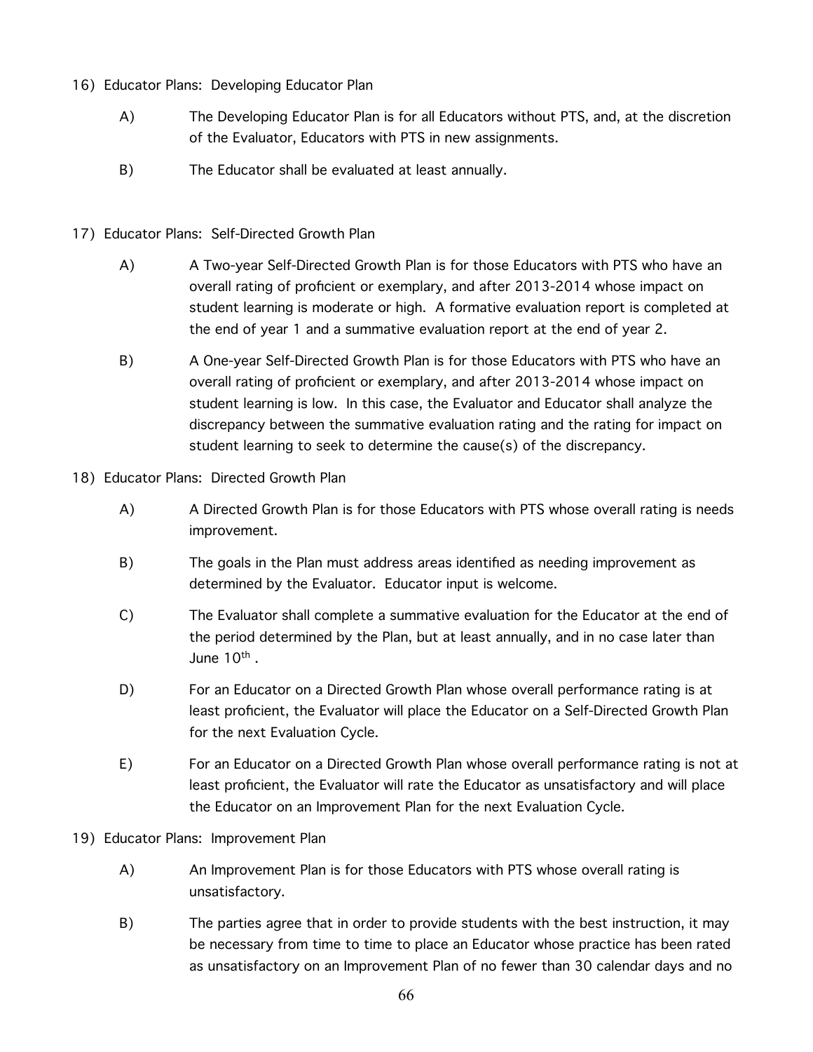16) Educator Plans: Developing Educator Plan

A) The Developing Educator Plan is for all Educators without PTS, and, at the discretion of the Evaluator, Educators with PTS in new assignments.

B) The Educator shall be evaluated at least annually.

17) Educator Plans: Self-Directed Growth Plan

A) A Two-year Self-Directed Growth Plan is for those Educators with PTS who have an overall rating of proficient or exemplary, and after 2013-2014 whose impact on student learning is moderate or high. A formative evaluation report is completed at the end of year 1 and a summative evaluation report at the end of year 2.

B) A One-year Self-Directed Growth Plan is for those Educators with PTS who have an overall rating of proficient or exemplary, and after 2013-2014 whose impact on student learning is low. In this case, the Evaluator and Educator shall analyze the discrepancy between the summative evaluation rating and the rating for impact on student learning to seek to determine the cause(s) of the discrepancy.

18) Educator Plans: Directed Growth Plan

A) A Directed Growth Plan is for those Educators with PTS whose overall rating is needs improvement.

B) The goals in the Plan must address areas identified as needing improvement as determined by the Evaluator. Educator input is welcome.

C) The Evaluator shall complete a summative evaluation for the Educator at the end of the period determined by the Plan, but at least annually, and in no case later than June 10th .

D) For an Educator on a Directed Growth Plan whose overall performance rating is at least proficient, the Evaluator will place the Educator on a Self-Directed Growth Plan for the next Evaluation Cycle.

E) For an Educator on a Directed Growth Plan whose overall performance rating is not at least proficient, the Evaluator will rate the Educator as unsatisfactory and will place the Educator on an Improvement Plan for the next Evaluation Cycle.

19) Educator Plans: Improvement Plan

A) An Improvement Plan is for those Educators with PTS whose overall rating is unsatisfactory.

B) The parties agree that in order to provide students with the best instruction, it may be necessary from time to time to place an Educator whose practice has been rated as unsatisfactory on an Improvement Plan of no fewer than 30 calendar days and no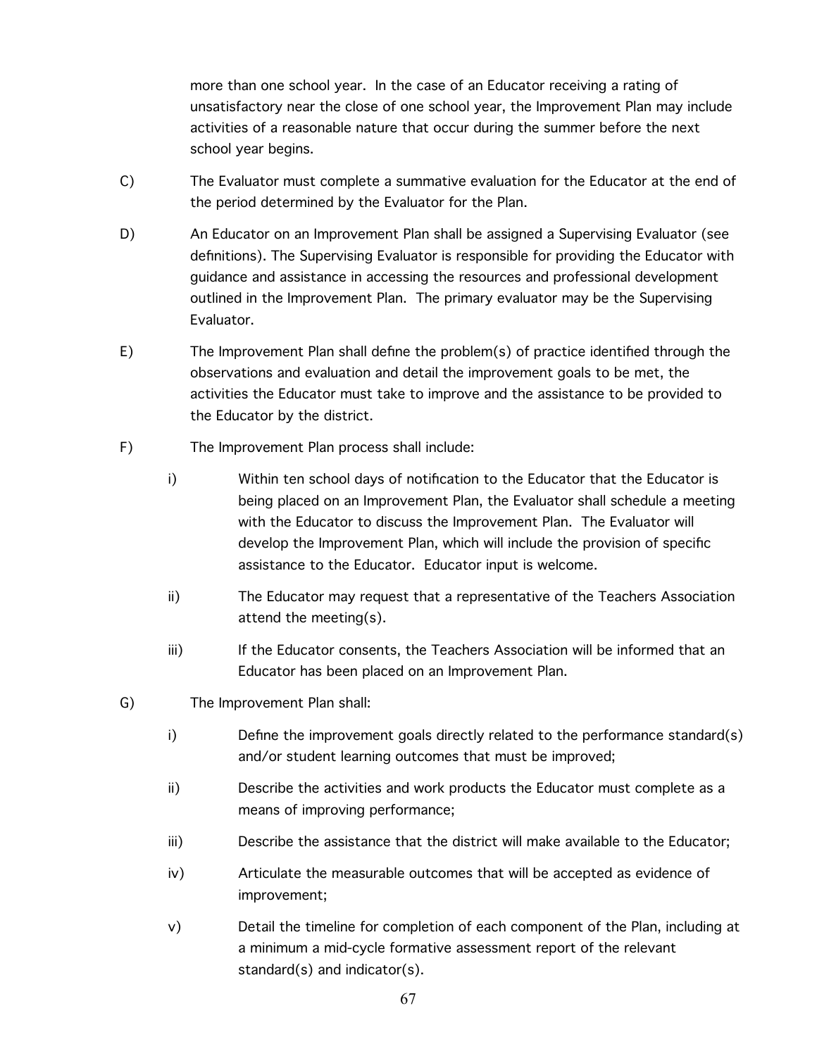more than one school year. In the case of an Educator receiving a rating of unsatisfactory near the close of one school year, the Improvement Plan may include activities of a reasonable nature that occur during the summer before the next school year begins.

C) The Evaluator must complete a summative evaluation for the Educator at the end of the period determined by the Evaluator for the Plan.

D) An Educator on an Improvement Plan shall be assigned a Supervising Evaluator (see definitions). The Supervising Evaluator is responsible for providing the Educator with guidance and assistance in accessing the resources and professional development outlined in the Improvement Plan. The primary evaluator may be the Supervising Evaluator.

E) The Improvement Plan shall define the problem(s) of practice identified through the observations and evaluation and detail the improvement goals to be met, the activities the Educator must take to improve and the assistance to be provided to the Educator by the district.

F) The Improvement Plan process shall include:

- i) Within ten school days of notification to the Educator that the Educator is being placed on an Improvement Plan, the Evaluator shall schedule a meeting with the Educator to discuss the Improvement Plan. The Evaluator will develop the Improvement Plan, which will include the provision of specific assistance to the Educator. Educator input is welcome.
- ii) The Educator may request that a representative of the Teachers Association attend the meeting(s).
- iii) If the Educator consents, the Teachers Association will be informed that an Educator has been placed on an Improvement Plan.

G) The Improvement Plan shall:

- i) Define the improvement goals directly related to the performance standard(s) and/or student learning outcomes that must be improved;
- ii) Describe the activities and work products the Educator must complete as a means of improving performance;
- iii) Describe the assistance that the district will make available to the Educator;
- iv) Articulate the measurable outcomes that will be accepted as evidence of improvement;
- v) Detail the timeline for completion of each component of the Plan, including at a minimum a mid-cycle formative assessment report of the relevant standard(s) and indicator(s).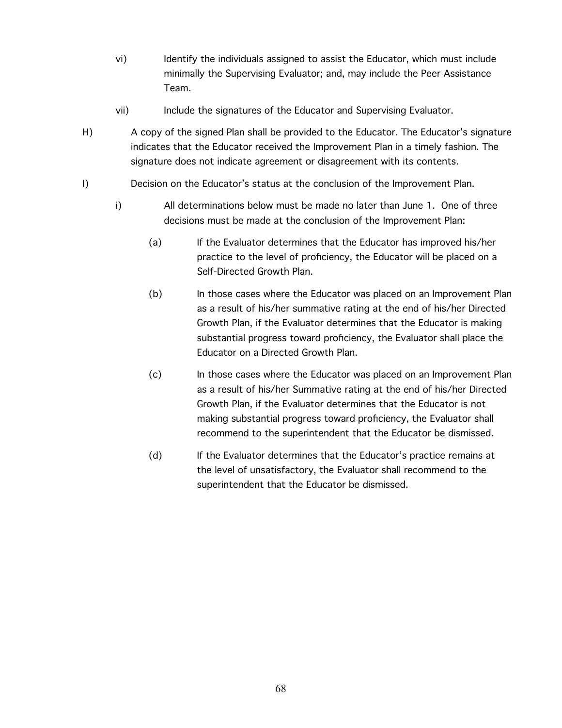vi) Identify the individuals assigned to assist the Educator, which must include minimally the Supervising Evaluator; and, may include the Peer Assistance Team.

vii) Include the signatures of the Educator and Supervising Evaluator.

H) A copy of the signed Plan shall be provided to the Educator. The Educator's signature indicates that the Educator received the Improvement Plan in a timely fashion. The signature does not indicate agreement or disagreement with its contents.

I) Decision on the Educator's status at the conclusion of the Improvement Plan.

i) All determinations below must be made no later than June 1. One of three decisions must be made at the conclusion of the Improvement Plan:

(a) If the Evaluator determines that the Educator has improved his/her practice to the level of proficiency, the Educator will be placed on a Self-Directed Growth Plan.

(b) In those cases where the Educator was placed on an Improvement Plan as a result of his/her summative rating at the end of his/her Directed Growth Plan, if the Evaluator determines that the Educator is making substantial progress toward proficiency, the Evaluator shall place the Educator on a Directed Growth Plan.

(c) In those cases where the Educator was placed on an Improvement Plan as a result of his/her Summative rating at the end of his/her Directed Growth Plan, if the Evaluator determines that the Educator is not making substantial progress toward proficiency, the Evaluator shall recommend to the superintendent that the Educator be dismissed.

(d) If the Evaluator determines that the Educator's practice remains at the level of unsatisfactory, the Evaluator shall recommend to the superintendent that the Educator be dismissed.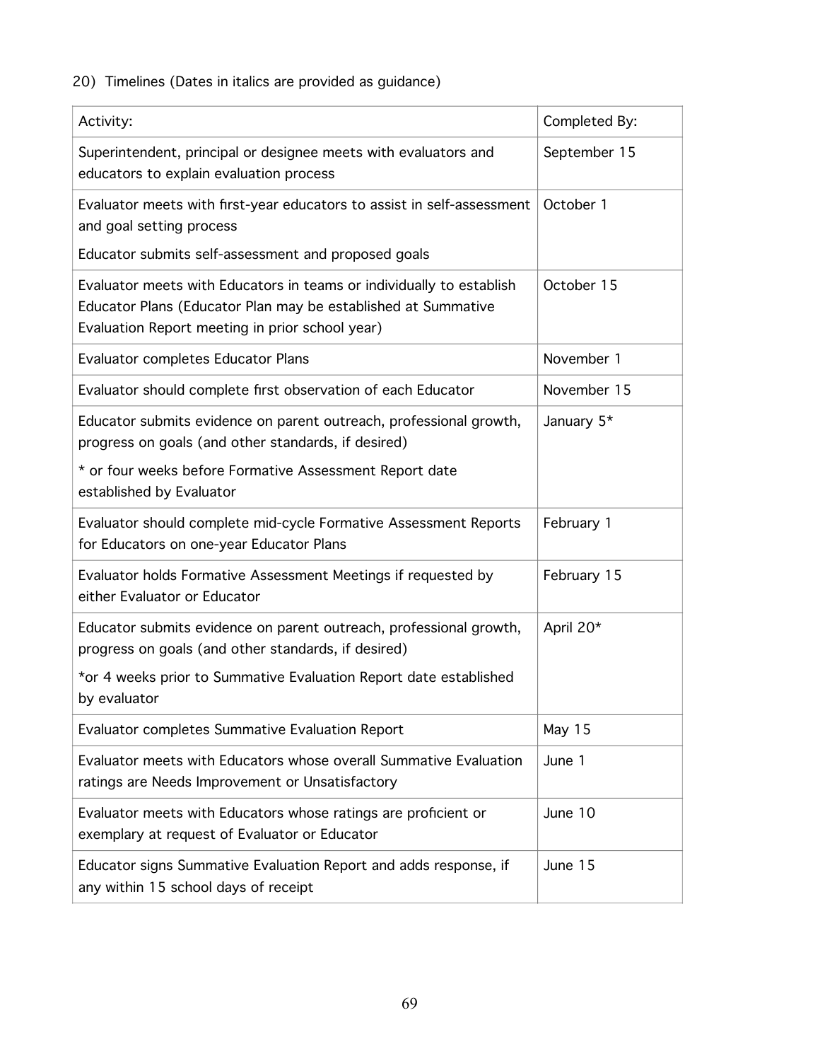20) Timelines (Dates in italics are provided as guidance)

| Activity: | Completed By: |
|---|---|
| Superintendent, principal or designee meets with evaluators and educators to explain evaluation process | September 15 |
| Evaluator meets with first-year educators to assist in self-assessment and goal setting process<br><br>Educator submits self-assessment and proposed goals | October 1 |
| Evaluator meets with Educators in teams or individually to establish Educator Plans (Educator Plan may be established at Summative Evaluation Report meeting in prior school year) | October 15 |
| Evaluator completes Educator Plans | November 1 |
| Evaluator should complete first observation of each Educator | November 15 |
| Educator submits evidence on parent outreach, professional growth, progress on goals (and other standards, if desired)<br><br>* or four weeks before Formative Assessment Report date established by Evaluator | January 5* |
| Evaluator should complete mid-cycle Formative Assessment Reports for Educators on one-year Educator Plans | February 1 |
| Evaluator holds Formative Assessment Meetings if requested by either Evaluator or Educator | February 15 |
| Educator submits evidence on parent outreach, professional growth, progress on goals (and other standards, if desired)<br><br>*or 4 weeks prior to Summative Evaluation Report date established by evaluator | April 20* |
| Evaluator completes Summative Evaluation Report | May 15 |
| Evaluator meets with Educators whose overall Summative Evaluation ratings are Needs Improvement or Unsatisfactory | June 1 |
| Evaluator meets with Educators whose ratings are proficient or exemplary at request of Evaluator or Educator | June 10 |
| Educator signs Summative Evaluation Report and adds response, if any within 15 school days of receipt | June 15 |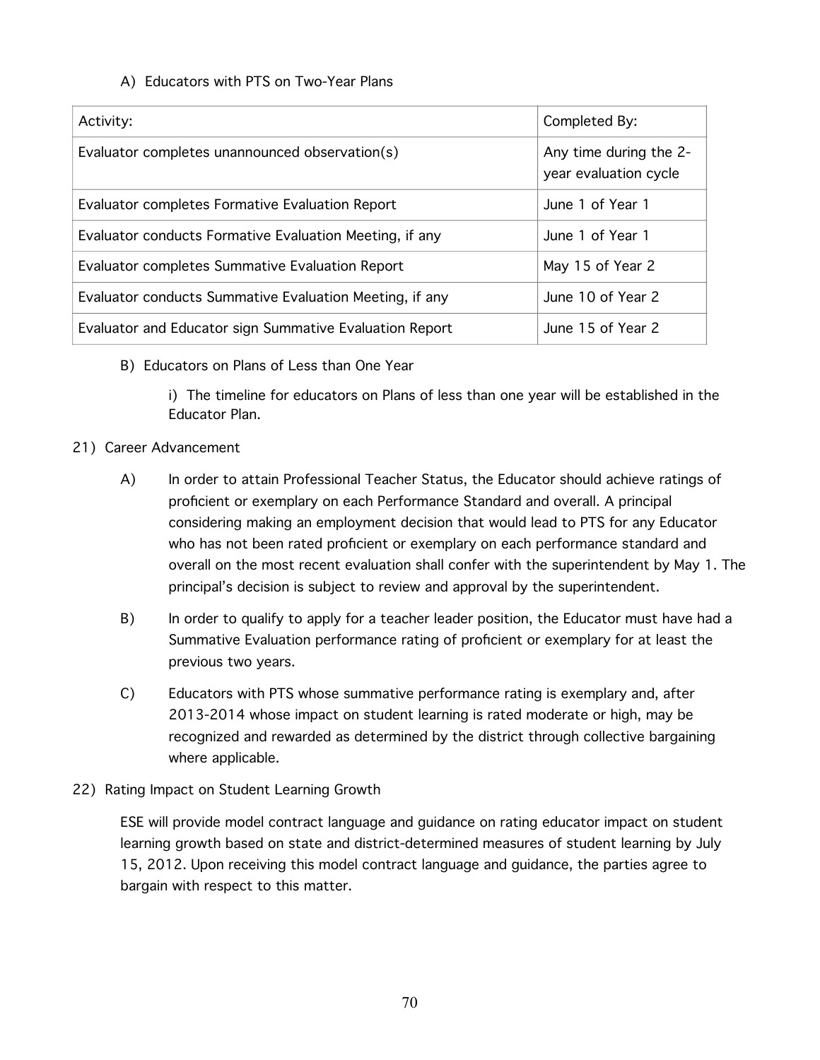A) Educators with PTS on Two-Year Plans

| Activity: | Completed By: |
| --- | --- |
| Evaluator completes unannounced observation(s) | Any time during the 2-year evaluation cycle |
| Evaluator completes Formative Evaluation Report | June 1 of Year 1 |
| Evaluator conducts Formative Evaluation Meeting, if any | June 1 of Year 1 |
| Evaluator completes Summative Evaluation Report | May 15 of Year 2 |
| Evaluator conducts Summative Evaluation Meeting, if any | June 10 of Year 2 |
| Evaluator and Educator sign Summative Evaluation Report | June 15 of Year 2 |

B) Educators on Plans of Less than One Year

i) The timeline for educators on Plans of less than one year will be established in the Educator Plan.

21) Career Advancement

A) In order to attain Professional Teacher Status, the Educator should achieve ratings of proficient or exemplary on each Performance Standard and overall. A principal considering making an employment decision that would lead to PTS for any Educator who has not been rated proficient or exemplary on each performance standard and overall on the most recent evaluation shall confer with the superintendent by May 1. The principal's decision is subject to review and approval by the superintendent.

B) In order to qualify to apply for a teacher leader position, the Educator must have had a Summative Evaluation performance rating of proficient or exemplary for at least the previous two years.

C) Educators with PTS whose summative performance rating is exemplary and, after 2013-2014 whose impact on student learning is rated moderate or high, may be recognized and rewarded as determined by the district through collective bargaining where applicable.

22) Rating Impact on Student Learning Growth

ESE will provide model contract language and guidance on rating educator impact on student learning growth based on state and district-determined measures of student learning by July 15, 2012. Upon receiving this model contract language and guidance, the parties agree to bargain with respect to this matter.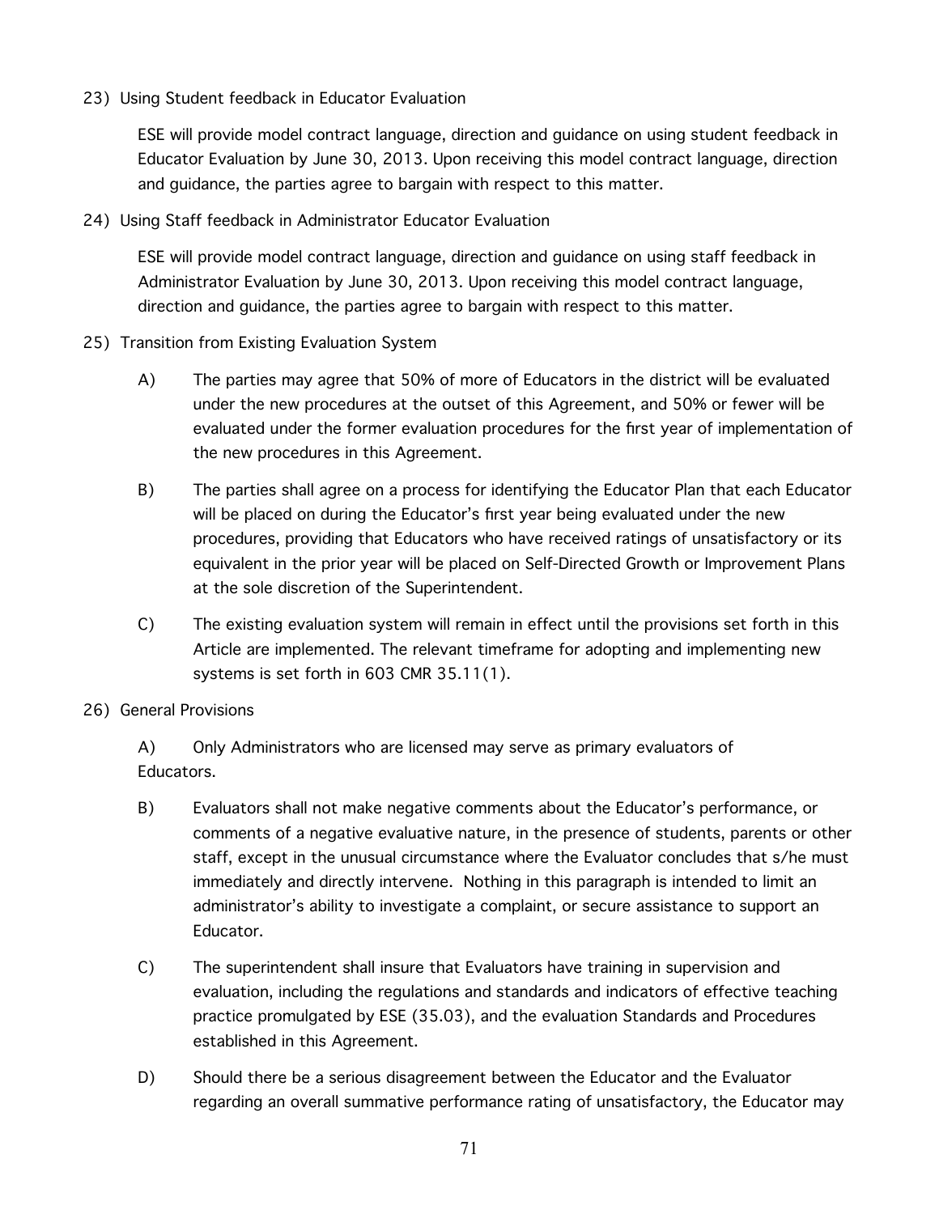23) Using Student feedback in Educator Evaluation

ESE will provide model contract language, direction and guidance on using student feedback in Educator Evaluation by June 30, 2013. Upon receiving this model contract language, direction and guidance, the parties agree to bargain with respect to this matter.

24) Using Staff feedback in Administrator Educator Evaluation

ESE will provide model contract language, direction and guidance on using staff feedback in Administrator Evaluation by June 30, 2013. Upon receiving this model contract language, direction and guidance, the parties agree to bargain with respect to this matter.

25) Transition from Existing Evaluation System

A) The parties may agree that 50% of more of Educators in the district will be evaluated under the new procedures at the outset of this Agreement, and 50% or fewer will be evaluated under the former evaluation procedures for the first year of implementation of the new procedures in this Agreement.

B) The parties shall agree on a process for identifying the Educator Plan that each Educator will be placed on during the Educator's first year being evaluated under the new procedures, providing that Educators who have received ratings of unsatisfactory or its equivalent in the prior year will be placed on Self-Directed Growth or Improvement Plans at the sole discretion of the Superintendent.

C) The existing evaluation system will remain in effect until the provisions set forth in this Article are implemented. The relevant timeframe for adopting and implementing new systems is set forth in 603 CMR 35.11(1).

26) General Provisions

A) Only Administrators who are licensed may serve as primary evaluators of Educators.

B) Evaluators shall not make negative comments about the Educator's performance, or comments of a negative evaluative nature, in the presence of students, parents or other staff, except in the unusual circumstance where the Evaluator concludes that s/he must immediately and directly intervene. Nothing in this paragraph is intended to limit an administrator's ability to investigate a complaint, or secure assistance to support an Educator.

C) The superintendent shall insure that Evaluators have training in supervision and evaluation, including the regulations and standards and indicators of effective teaching practice promulgated by ESE (35.03), and the evaluation Standards and Procedures established in this Agreement.

D) Should there be a serious disagreement between the Educator and the Evaluator regarding an overall summative performance rating of unsatisfactory, the Educator may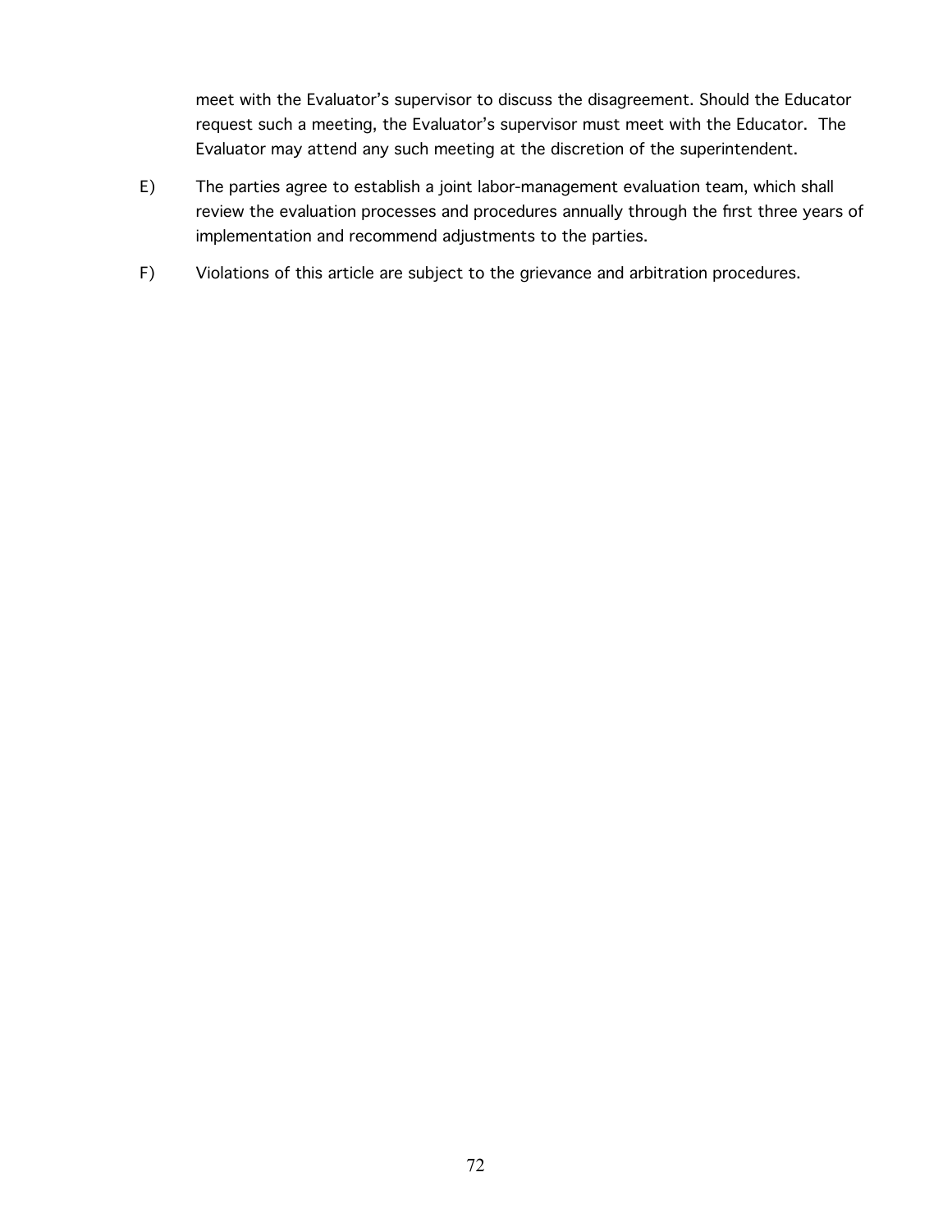meet with the Evaluator's supervisor to discuss the disagreement. Should the Educator request such a meeting, the Evaluator's supervisor must meet with the Educator. The Evaluator may attend any such meeting at the discretion of the superintendent.

E) The parties agree to establish a joint labor-management evaluation team, which shall review the evaluation processes and procedures annually through the first three years of implementation and recommend adjustments to the parties.

F) Violations of this article are subject to the grievance and arbitration procedures.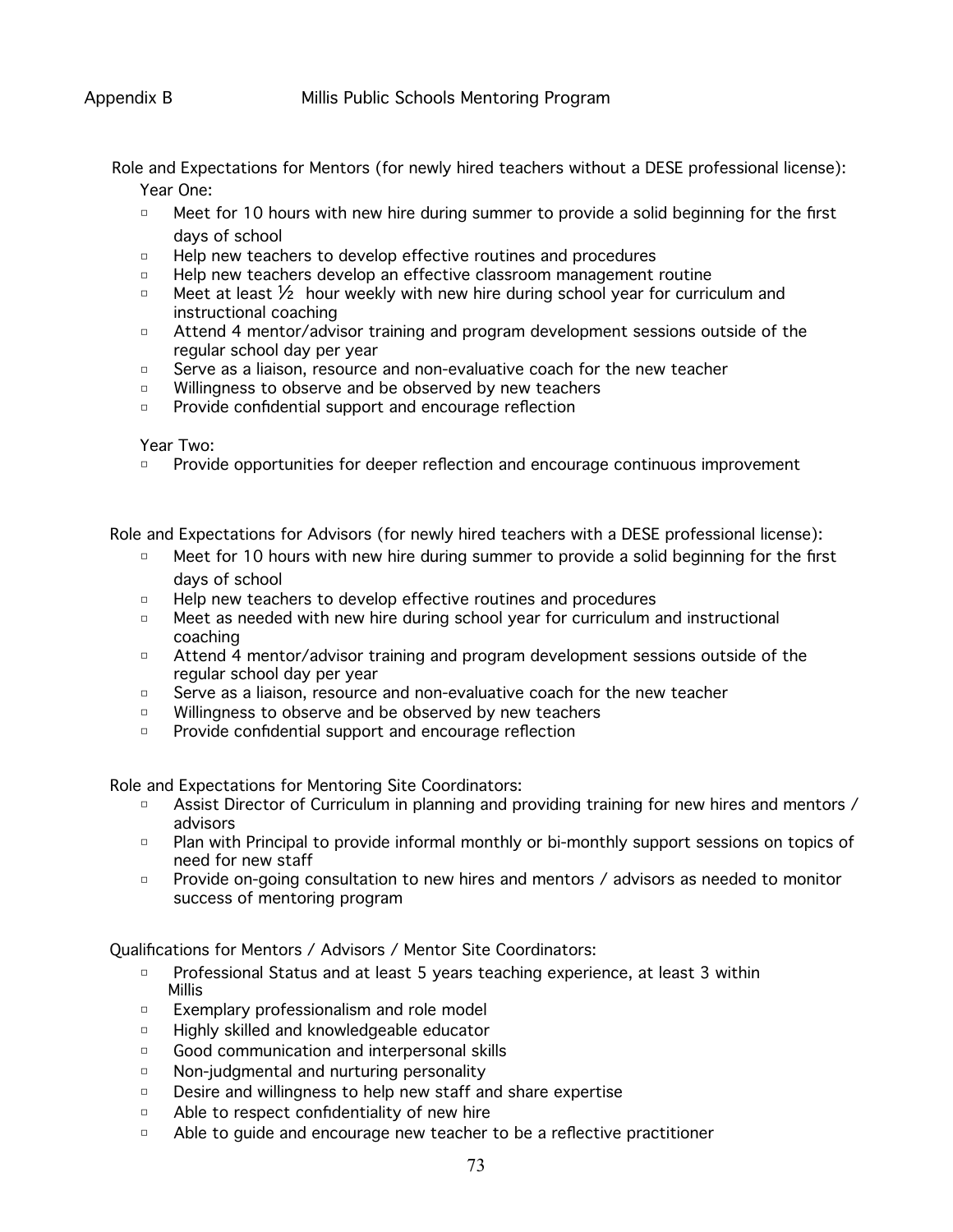Appendix B Millis Public Schools Mentoring Program

Role and Expectations for Mentors (for newly hired teachers without a DESE professional license):

Year One:

- Meet for 10 hours with new hire during summer to provide a solid beginning for the first days of school
- Help new teachers to develop effective routines and procedures
- Help new teachers develop an effective classroom management routine
- Meet at least ½ hour weekly with new hire during school year for curriculum and instructional coaching
- Attend 4 mentor/advisor training and program development sessions outside of the regular school day per year
- Serve as a liaison, resource and non-evaluative coach for the new teacher
- Willingness to observe and be observed by new teachers
- Provide confidential support and encourage reflection

Year Two:

- Provide opportunities for deeper reflection and encourage continuous improvement

Role and Expectations for Advisors (for newly hired teachers with a DESE professional license):

- Meet for 10 hours with new hire during summer to provide a solid beginning for the first days of school
- Help new teachers to develop effective routines and procedures
- Meet as needed with new hire during school year for curriculum and instructional coaching
- Attend 4 mentor/advisor training and program development sessions outside of the regular school day per year
- Serve as a liaison, resource and non-evaluative coach for the new teacher
- Willingness to observe and be observed by new teachers
- Provide confidential support and encourage reflection

Role and Expectations for Mentoring Site Coordinators:

- Assist Director of Curriculum in planning and providing training for new hires and mentors / advisors
- Plan with Principal to provide informal monthly or bi-monthly support sessions on topics of need for new staff
- Provide on-going consultation to new hires and mentors / advisors as needed to monitor success of mentoring program

Qualifications for Mentors / Advisors / Mentor Site Coordinators:

- Professional Status and at least 5 years teaching experience, at least 3 within Millis
- Exemplary professionalism and role model
- Highly skilled and knowledgeable educator
- Good communication and interpersonal skills
- Non-judgmental and nurturing personality
- Desire and willingness to help new staff and share expertise
- Able to respect confidentiality of new hire
- Able to guide and encourage new teacher to be a reflective practitioner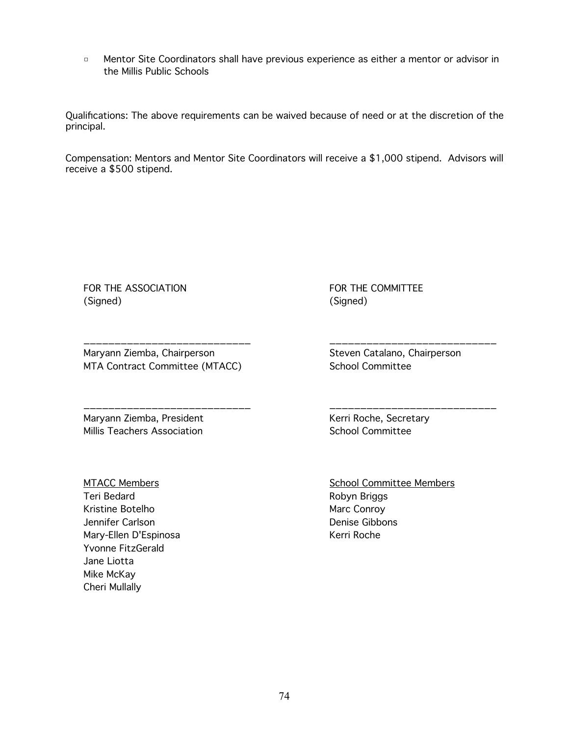- Mentor Site Coordinators shall have previous experience as either a mentor or advisor in the Millis Public Schools

Qualifications: The above requirements can be waived because of need or at the discretion of the principal.

Compensation: Mentors and Mentor Site Coordinators will receive a $1,000 stipend. Advisors will receive a $500 stipend.

FOR THE ASSOCIATION
(Signed)

\_\_\_\_\_\_\_\_\_\_\_\_\_\_\_\_\_\_\_\_\_\_\_\_\_\_\_\_

Maryann Ziemba, Chairperson
MTA Contract Committee (MTACC)

\_\_\_\_\_\_\_\_\_\_\_\_\_\_\_\_\_\_\_\_\_\_\_\_\_\_\_\_

Maryann Ziemba, President
Millis Teachers Association

FOR THE COMMITTEE
(Signed)

\_\_\_\_\_\_\_\_\_\_\_\_\_\_\_\_\_\_\_\_\_\_\_\_\_\_\_\_

Steven Catalano, Chairperson
School Committee

\_\_\_\_\_\_\_\_\_\_\_\_\_\_\_\_\_\_\_\_\_\_\_\_\_\_\_\_

Kerri Roche, Secretary
School Committee

<u>MTACC Members</u>

Teri Bedard
Kristine Botelho
Jennifer Carlson
Mary-Ellen D'Espinosa
Yvonne FitzGerald
Jane Liotta
Mike McKay
Cheri Mullally

<u>School Committee Members</u>

Robyn Briggs
Marc Conroy
Denise Gibbons
Kerri Roche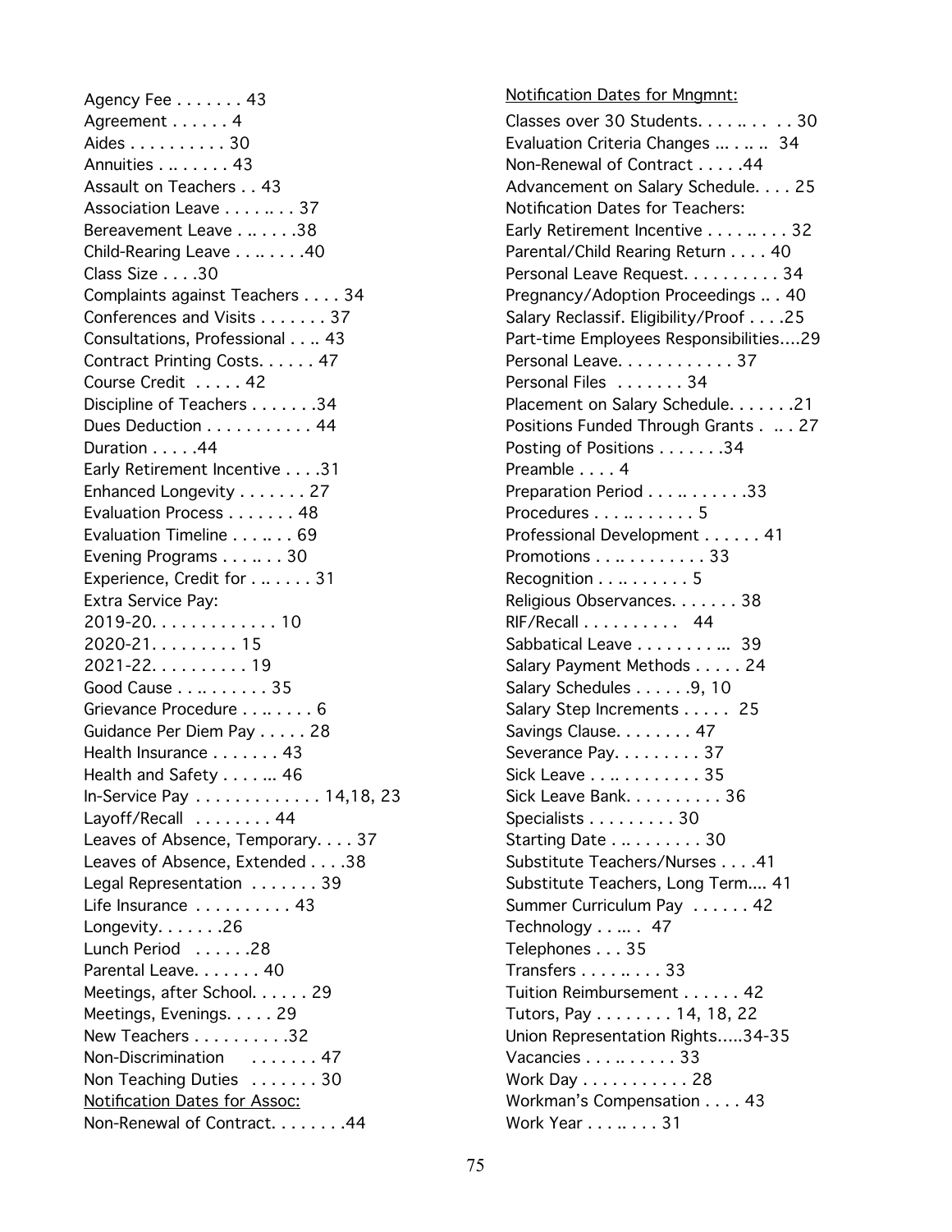Agency Fee . . . . . . . 43
Agreement . . . . . . 4
Aides . . . . . . . . . . 30
Annuities . .. . . . . . 43
Assault on Teachers . . 43
Association Leave . . . . .. . . 37
Bereavement Leave . .. . . . .38
Child-Rearing Leave . . .. . . . .40
Class Size . . . .30
Complaints against Teachers . . . . 34
Conferences and Visits . . . . . . . 37
Consultations, Professional . . .. 43
Contract Printing Costs. . . . . . 47
Course Credit . . . . . 42
Discipline of Teachers . . . . . . .34
Dues Deduction . . . . . . . . . . . 44
Duration . . . . .44
Early Retirement Incentive . . . .31
Enhanced Longevity . . . . . . . 27
Evaluation Process . . . . . . . 48
Evaluation Timeline . . . .. . . 69
Evening Programs . . . .. . . 30
Experience, Credit for . .. . . . . 31
Extra Service Pay:
2019-20. . . . . . . . . . . . . 10
2020-21. . . . . . . . . 15
2021-22. . . . . . . . . . 19
Good Cause . . .. . . . . . . . 35
Grievance Procedure . . .. . . . . 6
Guidance Per Diem Pay . . . . . 28
Health Insurance . . . . . . . 43
Health and Safety . . . . ... 46
In-Service Pay . . . . . . . . . . . . . 14,18, 23
Layoff/Recall . . . . . . . . 44
Leaves of Absence, Temporary. . . . 37
Leaves of Absence, Extended . . . .38
Legal Representation . . . . . . . 39
Life Insurance . . . . . . . . . . 43
Longevity. . . . . . .26
Lunch Period . . . . . .28
Parental Leave. . . . . . . 40
Meetings, after School. . . . . . 29
Meetings, Evenings. . . . . 29
New Teachers . . . . . . . . . .32
Non-Discrimination . . . . . . . 47
Non Teaching Duties . . . . . . . 30
<u>Notification Dates for Assoc:</u>
Non-Renewal of Contract. . . . . . . .44

<u>Notification Dates for Mngmnt:</u>
Classes over 30 Students. . . . .. . . . . 30
Evaluation Criteria Changes ... . .. .. 34
Non-Renewal of Contract . . . . .44
Advancement on Salary Schedule. . . . 25
Notification Dates for Teachers:
Early Retirement Incentive . . . . .. . . . 32
Parental/Child Rearing Return . . . . 40
Personal Leave Request. . . . . . . . . . 34
Pregnancy/Adoption Proceedings .. . 40
Salary Reclassif. Eligibility/Proof . . . .25
Part-time Employees Responsibilities....29
Personal Leave. . . . . . . . . . . . 37
Personal Files . . . . . . . 34
Placement on Salary Schedule. . . . . . .21
Positions Funded Through Grants . .. . 27
Posting of Positions . . . . . . .34
Preamble . . . . 4
Preparation Period . . . .. . . . . . .33
Procedures . . . .. . . . . . . 5
Professional Development . . . . . . 41
Promotions . . .. . . . . . . . . 33
Recognition . . .. . . . . . . 5
Religious Observances. . . . . . . 38
RIF/Recall . . . . . . . . . . 44
Sabbatical Leave . . . . . . . . ... 39
Salary Payment Methods . . . . . 24
Salary Schedules . . . . . .9, 10
Salary Step Increments . . . . . 25
Savings Clause. . . . . . . . 47
Severance Pay. . . . . . . . . 37
Sick Leave . . . .. . . . . . . . . 35
Sick Leave Bank. . . . . . . . . . 36
Specialists . . . . . . . . . 30
Starting Date . .. . . . . . . . 30
Substitute Teachers/Nurses . . . .41
Substitute Teachers, Long Term.... 41
Summer Curriculum Pay . . . . . . 42
Technology . . . .. . 47
Telephones . . . 35
Transfers . . . . .. . . . 33
Tuition Reimbursement . . . . . . 42
Tutors, Pay . . . . . . . . 14, 18, 22
Union Representation Rights.....34-35
Vacancies . . . .. . . . . . 33
Work Day . . . . . . . . . . . 28
Workman's Compensation . . . . 43
Work Year . . . .. . . . 31